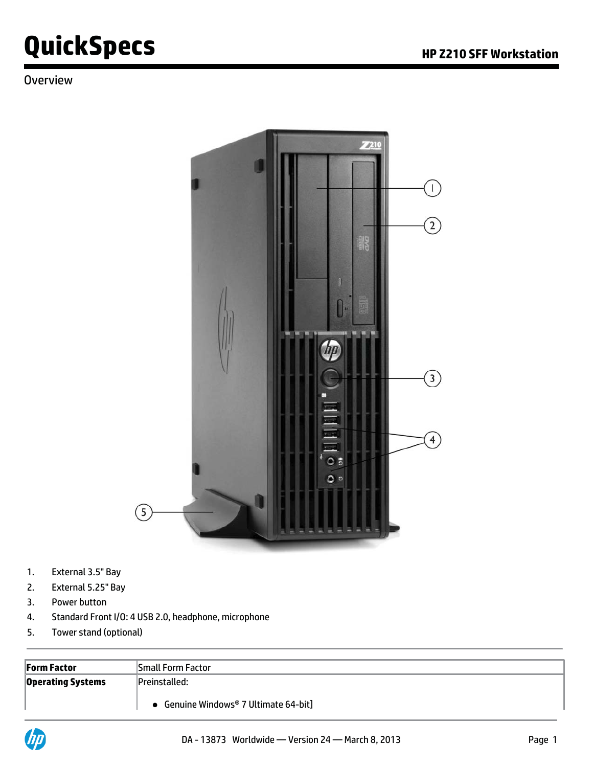# QuickSpecs

## HP Z210 SFF Workstation

### Overview

1. External 3.5" Bay
2. External 5.25" Bay
3. Power button
4. Standard Front I/O: 4 USB 2.0, headphone, microphone
5. Tower stand (optional)

| **Form Factor** | Small Form Factor |
| --- | --- |
| **Operating Systems** | Preinstalled:<br><br>• Genuine Windows® 7 Ultimate 64-bit] |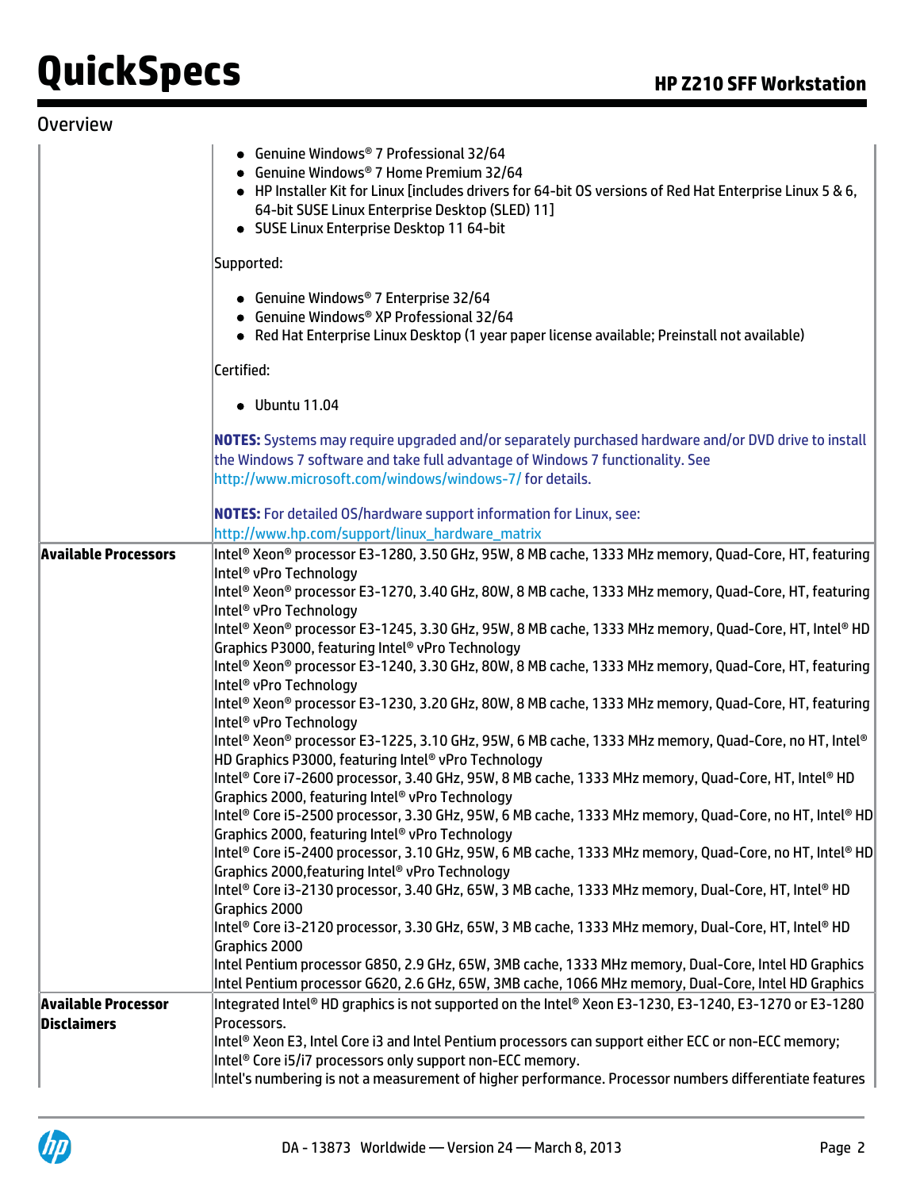## Overview

| | |
|---|---|
| | • Genuine Windows® 7 Professional 32/64<br>• Genuine Windows® 7 Home Premium 32/64<br>• HP Installer Kit for Linux [includes drivers for 64-bit OS versions of Red Hat Enterprise Linux 5 & 6, 64-bit SUSE Linux Enterprise Desktop (SLED) 11]<br>• SUSE Linux Enterprise Desktop 11 64-bit<br><br>Supported:<br><br>• Genuine Windows® 7 Enterprise 32/64<br>• Genuine Windows® XP Professional 32/64<br>• Red Hat Enterprise Linux Desktop (1 year paper license available; Preinstall not available)<br><br>Certified:<br><br>• Ubuntu 11.04<br><br>**NOTES:** Systems may require upgraded and/or separately purchased hardware and/or DVD drive to install the Windows 7 software and take full advantage of Windows 7 functionality. See http://www.microsoft.com/windows/windows-7/ for details.<br><br>**NOTES:** For detailed OS/hardware support information for Linux, see: http://www.hp.com/support/linux_hardware_matrix |
| **Available Processors** | Intel® Xeon® processor E3-1280, 3.50 GHz, 95W, 8 MB cache, 1333 MHz memory, Quad-Core, HT, featuring Intel® vPro Technology<br>Intel® Xeon® processor E3-1270, 3.40 GHz, 80W, 8 MB cache, 1333 MHz memory, Quad-Core, HT, featuring Intel® vPro Technology<br>Intel® Xeon® processor E3-1245, 3.30 GHz, 95W, 8 MB cache, 1333 MHz memory, Quad-Core, HT, Intel® HD Graphics P3000, featuring Intel® vPro Technology<br>Intel® Xeon® processor E3-1240, 3.30 GHz, 80W, 8 MB cache, 1333 MHz memory, Quad-Core, HT, featuring Intel® vPro Technology<br>Intel® Xeon® processor E3-1230, 3.20 GHz, 80W, 8 MB cache, 1333 MHz memory, Quad-Core, HT, featuring Intel® vPro Technology<br>Intel® Xeon® processor E3-1225, 3.10 GHz, 95W, 6 MB cache, 1333 MHz memory, Quad-Core, no HT, Intel® HD Graphics P3000, featuring Intel® vPro Technology<br>Intel® Core i7-2600 processor, 3.40 GHz, 95W, 8 MB cache, 1333 MHz memory, Quad-Core, HT, Intel® HD Graphics 2000, featuring Intel® vPro Technology<br>Intel® Core i5-2500 processor, 3.30 GHz, 95W, 6 MB cache, 1333 MHz memory, Quad-Core, no HT, Intel® HD Graphics 2000, featuring Intel® vPro Technology<br>Intel® Core i5-2400 processor, 3.10 GHz, 95W, 6 MB cache, 1333 MHz memory, Quad-Core, no HT, Intel® HD Graphics 2000,featuring Intel® vPro Technology<br>Intel® Core i3-2130 processor, 3.40 GHz, 65W, 3 MB cache, 1333 MHz memory, Dual-Core, HT, Intel® HD Graphics 2000<br>Intel® Core i3-2120 processor, 3.30 GHz, 65W, 3 MB cache, 1333 MHz memory, Dual-Core, HT, Intel® HD Graphics 2000<br>Intel Pentium processor G850, 2.9 GHz, 65W, 3MB cache, 1333 MHz memory, Dual-Core, Intel HD Graphics<br>Intel Pentium processor G620, 2.6 GHz, 65W, 3MB cache, 1066 MHz memory, Dual-Core, Intel HD Graphics |
| **Available Processor Disclaimers** | Integrated Intel® HD graphics is not supported on the Intel® Xeon E3-1230, E3-1240, E3-1270 or E3-1280 Processors.<br>Intel® Xeon E3, Intel Core i3 and Intel Pentium processors can support either ECC or non-ECC memory; Intel® Core i5/i7 processors only support non-ECC memory.<br>Intel's numbering is not a measurement of higher performance. Processor numbers differentiate features |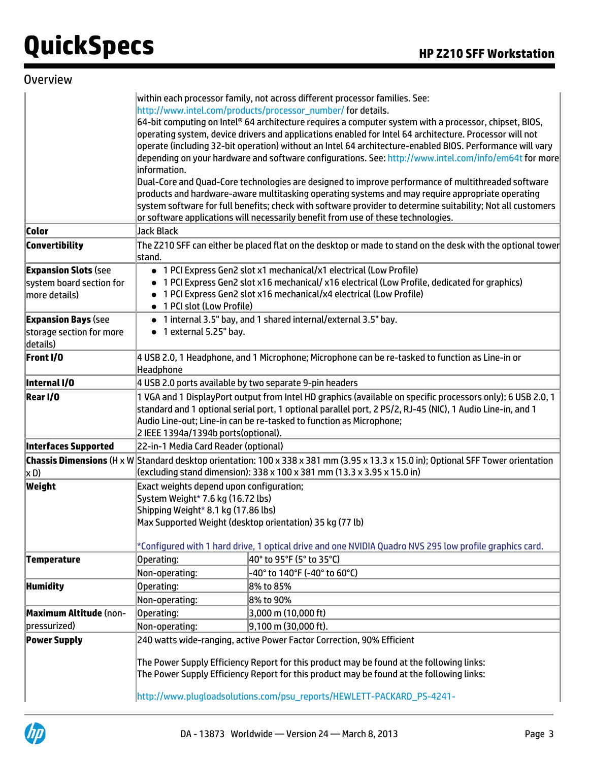## Overview

| | |
|---|---|
| | within each processor family, not across different processor families. See: http://www.intel.com/products/processor_number/ for details.<br>64-bit computing on Intel® 64 architecture requires a computer system with a processor, chipset, BIOS, operating system, device drivers and applications enabled for Intel 64 architecture. Processor will not operate (including 32-bit operation) without an Intel 64 architecture-enabled BIOS. Performance will vary depending on your hardware and software configurations. See: http://www.intel.com/info/em64t for more information.<br>Dual-Core and Quad-Core technologies are designed to improve performance of multithreaded software products and hardware-aware multitasking operating systems and may require appropriate operating system software for full benefits; check with software provider to determine suitability; Not all customers or software applications will necessarily benefit from use of these technologies. |
| **Color** | Jack Black |
| **Convertibility** | The Z210 SFF can either be placed flat on the desktop or made to stand on the desk with the optional tower stand. |
| **Expansion Slots** (see system board section for more details) | • 1 PCI Express Gen2 slot x1 mechanical/x1 electrical (Low Profile)<br>• 1 PCI Express Gen2 slot x16 mechanical/ x16 electrical (Low Profile, dedicated for graphics)<br>• 1 PCI Express Gen2 slot x16 mechanical/x4 electrical (Low Profile)<br>• 1 PCI slot (Low Profile) |
| **Expansion Bays** (see storage section for more details) | • 1 internal 3.5" bay, and 1 shared internal/external 3.5" bay.<br>• 1 external 5.25" bay. |
| **Front I/O** | 4 USB 2.0, 1 Headphone, and 1 Microphone; Microphone can be re-tasked to function as Line-in or Headphone |
| **Internal I/O** | 4 USB 2.0 ports available by two separate 9-pin headers |
| **Rear I/O** | 1 VGA and 1 DisplayPort output from Intel HD graphics (available on specific processors only); 6 USB 2.0, 1 standard and 1 optional serial port, 1 optional parallel port, 2 PS/2, RJ-45 (NIC), 1 Audio Line-in, and 1 Audio Line-out; Line-in can be re-tasked to function as Microphone;<br>2 IEEE 1394a/1394b ports(optional). |
| **Interfaces Supported** | 22-in-1 Media Card Reader (optional) |
| **Chassis Dimensions** (H x W x D) | Standard desktop orientation: 100 x 338 x 381 mm (3.95 x 13.3 x 15.0 in); Optional SFF Tower orientation (excluding stand dimension): 338 x 100 x 381 mm (13.3 x 3.95 x 15.0 in) |
| **Weight** | Exact weights depend upon configuration;<br>System Weight* 7.6 kg (16.72 lbs)<br>Shipping Weight* 8.1 kg (17.86 lbs)<br>Max Supported Weight (desktop orientation) 35 kg (77 lb)<br><br>*Configured with 1 hard drive, 1 optical drive and one NVIDIA Quadro NVS 295 low profile graphics card. |
| **Temperature** | Operating: 40° to 95°F (5° to 35°C)<br>Non-operating: -40° to 140°F (-40° to 60°C) |
| **Humidity** | Operating: 8% to 85%<br>Non-operating: 8% to 90% |
| **Maximum Altitude** (non-pressurized) | Operating: 3,000 m (10,000 ft)<br>Non-operating: 9,100 m (30,000 ft). |
| **Power Supply** | 240 watts wide-ranging, active Power Factor Correction, 90% Efficient<br><br>The Power Supply Efficiency Report for this product may be found at the following links:<br>The Power Supply Efficiency Report for this product may be found at the following links:<br><br>http://www.plugloadsolutions.com/psu_reports/HEWLETT-PACKARD_PS-4241- |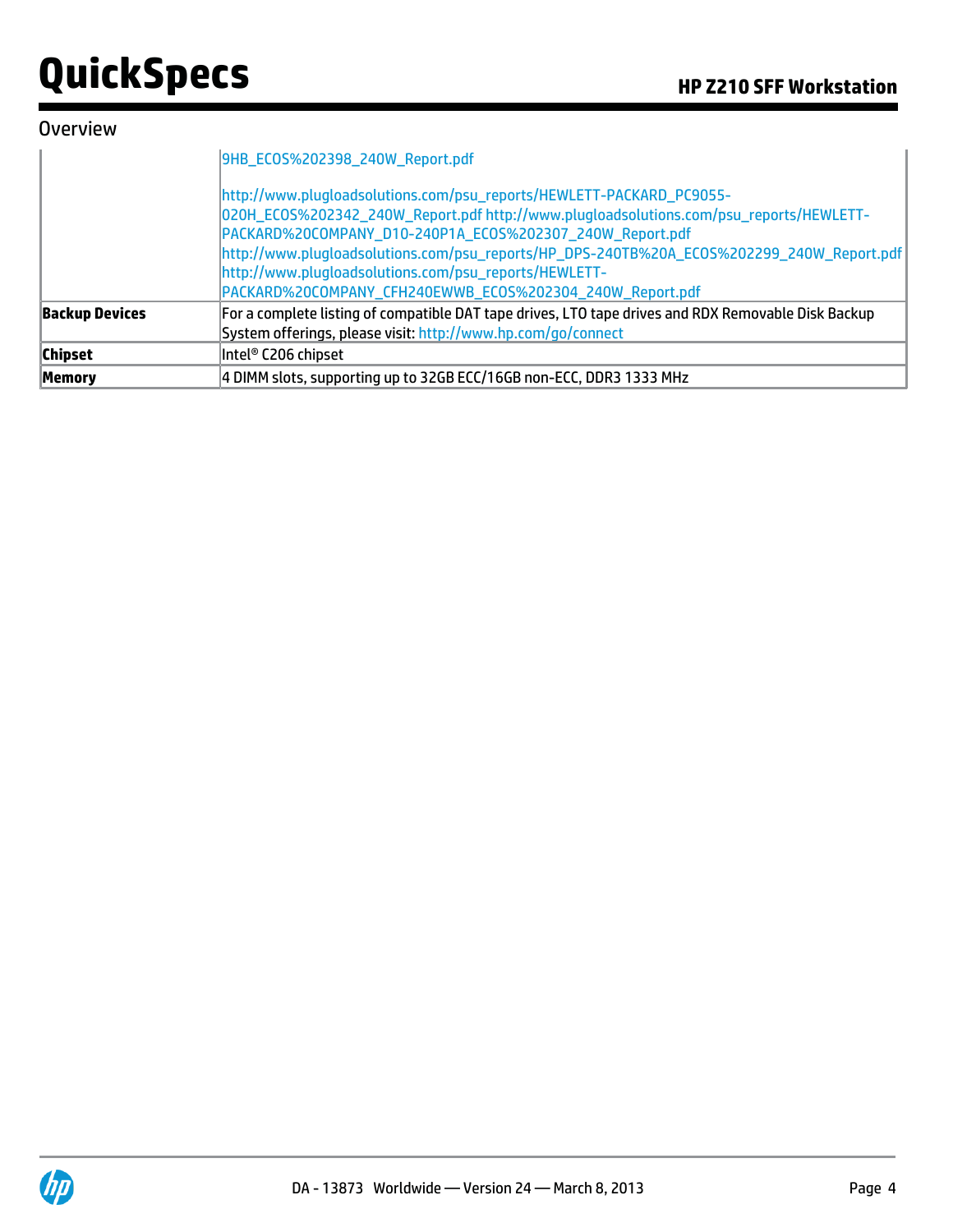## Overview

| | |
|---|---|
| | 9HB_ECOS%202398_240W_Report.pdf<br><br>http://www.plugloadsolutions.com/psu_reports/HEWLETT-PACKARD_PC9055-020H_ECOS%202342_240W_Report.pdf http://www.plugloadsolutions.com/psu_reports/HEWLETT-PACKARD%20COMPANY_D10-240P1A_ECOS%202307_240W_Report.pdf<br>http://www.plugloadsolutions.com/psu_reports/HP_DPS-240TB%20A_ECOS%202299_240W_Report.pdf<br>http://www.plugloadsolutions.com/psu_reports/HEWLETT-PACKARD%20COMPANY_CFH240EWWB_ECOS%202304_240W_Report.pdf |
| **Backup Devices** | For a complete listing of compatible DAT tape drives, LTO tape drives and RDX Removable Disk Backup System offerings, please visit: http://www.hp.com/go/connect |
| **Chipset** | Intel® C206 chipset |
| **Memory** | 4 DIMM slots, supporting up to 32GB ECC/16GB non-ECC, DDR3 1333 MHz |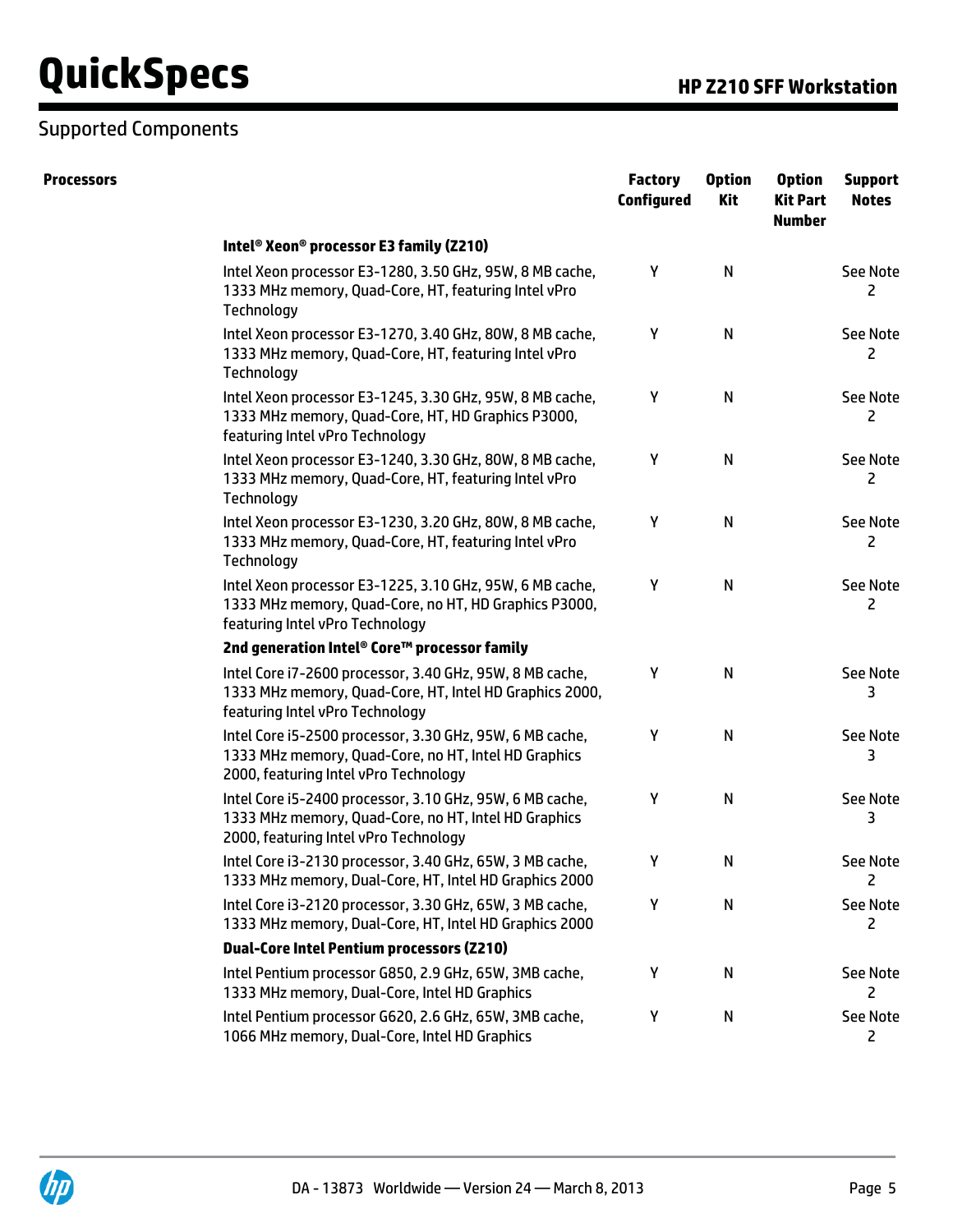## Supported Components

| Processors | | Factory Configured | Option Kit | Option Kit Part Number | Support Notes |
|---|---|---|---|---|---|
| | **Intel® Xeon® processor E3 family (Z210)** | | | | |
| | Intel Xeon processor E3-1280, 3.50 GHz, 95W, 8 MB cache, 1333 MHz memory, Quad-Core, HT, featuring Intel vPro Technology | Y | N | | See Note 2 |
| | Intel Xeon processor E3-1270, 3.40 GHz, 80W, 8 MB cache, 1333 MHz memory, Quad-Core, HT, featuring Intel vPro Technology | Y | N | | See Note 2 |
| | Intel Xeon processor E3-1245, 3.30 GHz, 95W, 8 MB cache, 1333 MHz memory, Quad-Core, HT, HD Graphics P3000, featuring Intel vPro Technology | Y | N | | See Note 2 |
| | Intel Xeon processor E3-1240, 3.30 GHz, 80W, 8 MB cache, 1333 MHz memory, Quad-Core, HT, featuring Intel vPro Technology | Y | N | | See Note 2 |
| | Intel Xeon processor E3-1230, 3.20 GHz, 80W, 8 MB cache, 1333 MHz memory, Quad-Core, HT, featuring Intel vPro Technology | Y | N | | See Note 2 |
| | Intel Xeon processor E3-1225, 3.10 GHz, 95W, 6 MB cache, 1333 MHz memory, Quad-Core, no HT, HD Graphics P3000, featuring Intel vPro Technology | Y | N | | See Note 2 |
| | **2nd generation Intel® Core™ processor family** | | | | |
| | Intel Core i7-2600 processor, 3.40 GHz, 95W, 8 MB cache, 1333 MHz memory, Quad-Core, HT, Intel HD Graphics 2000, featuring Intel vPro Technology | Y | N | | See Note 3 |
| | Intel Core i5-2500 processor, 3.30 GHz, 95W, 6 MB cache, 1333 MHz memory, Quad-Core, no HT, Intel HD Graphics 2000, featuring Intel vPro Technology | Y | N | | See Note 3 |
| | Intel Core i5-2400 processor, 3.10 GHz, 95W, 6 MB cache, 1333 MHz memory, Quad-Core, no HT, Intel HD Graphics 2000, featuring Intel vPro Technology | Y | N | | See Note 3 |
| | Intel Core i3-2130 processor, 3.40 GHz, 65W, 3 MB cache, 1333 MHz memory, Dual-Core, HT, Intel HD Graphics 2000 | Y | N | | See Note 2 |
| | Intel Core i3-2120 processor, 3.30 GHz, 65W, 3 MB cache, 1333 MHz memory, Dual-Core, HT, Intel HD Graphics 2000 | Y | N | | See Note 2 |
| | **Dual-Core Intel Pentium processors (Z210)** | | | | |
| | Intel Pentium processor G850, 2.9 GHz, 65W, 3MB cache, 1333 MHz memory, Dual-Core, Intel HD Graphics | Y | N | | See Note 2 |
| | Intel Pentium processor G620, 2.6 GHz, 65W, 3MB cache, 1066 MHz memory, Dual-Core, Intel HD Graphics | Y | N | | See Note 2 |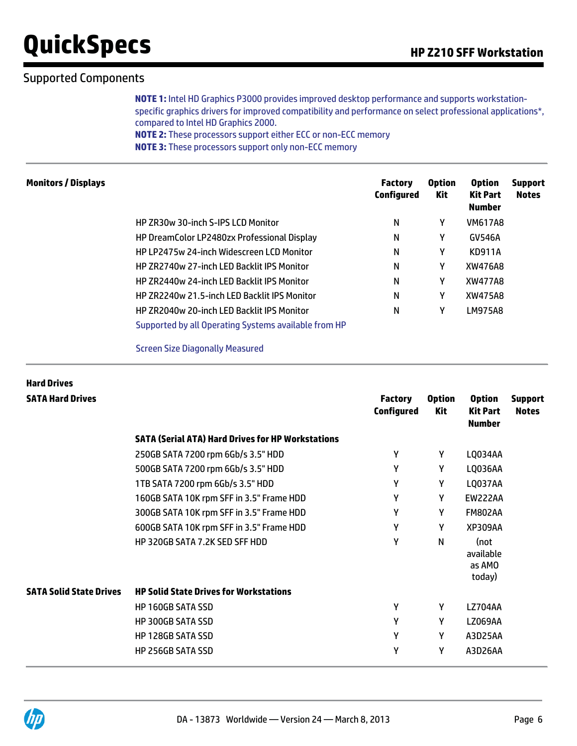## Supported Components

**NOTE 1:** Intel HD Graphics P3000 provides improved desktop performance and supports workstation-specific graphics drivers for improved compatibility and performance on select professional applications*, compared to Intel HD Graphics 2000.
**NOTE 2:** These processors support either ECC or non-ECC memory
**NOTE 3:** These processors support only non-ECC memory

### Monitors / Displays

| | Factory Configured | Option Kit | Option Kit Part Number | Support Notes |
|---|---|---|---|---|
| HP ZR30w 30-inch S-IPS LCD Monitor | N | Y | VM617A8 | |
| HP DreamColor LP2480zx Professional Display | N | Y | GV546A | |
| HP LP2475w 24-inch Widescreen LCD Monitor | N | Y | KD911A | |
| HP ZR2740w 27-inch LED Backlit IPS Monitor | N | Y | XW476A8 | |
| HP ZR2440w 24-inch LED Backlit IPS Monitor | N | Y | XW477A8 | |
| HP ZR2240w 21.5-inch LED Backlit IPS Monitor | N | Y | XW475A8 | |
| HP ZR2040w 20-inch LED Backlit IPS Monitor | N | Y | LM975A8 | |

Supported by all Operating Systems available from HP

Screen Size Diagonally Measured

### Hard Drives

**SATA Hard Drives**

| SATA (Serial ATA) Hard Drives for HP Workstations | Factory Configured | Option Kit | Option Kit Part Number | Support Notes |
|---|---|---|---|---|
| 250GB SATA 7200 rpm 6Gb/s 3.5" HDD | Y | Y | LQ034AA | |
| 500GB SATA 7200 rpm 6Gb/s 3.5" HDD | Y | Y | LQ036AA | |
| 1TB SATA 7200 rpm 6Gb/s 3.5" HDD | Y | Y | LQ037AA | |
| 160GB SATA 10K rpm SFF in 3.5" Frame HDD | Y | Y | EW222AA | |
| 300GB SATA 10K rpm SFF in 3.5" Frame HDD | Y | Y | FM802AA | |
| 600GB SATA 10K rpm SFF in 3.5" Frame HDD | Y | Y | XP309AA | |
| HP 320GB SATA 7.2K SED SFF HDD | Y | N | (not available as AMO today) | |

**SATA Solid State Drives**

| HP Solid State Drives for Workstations | Factory Configured | Option Kit | Option Kit Part Number | Support Notes |
|---|---|---|---|---|
| HP 160GB SATA SSD | Y | Y | LZ704AA | |
| HP 300GB SATA SSD | Y | Y | LZ069AA | |
| HP 128GB SATA SSD | Y | Y | A3D25AA | |
| HP 256GB SATA SSD | Y | Y | A3D26AA | |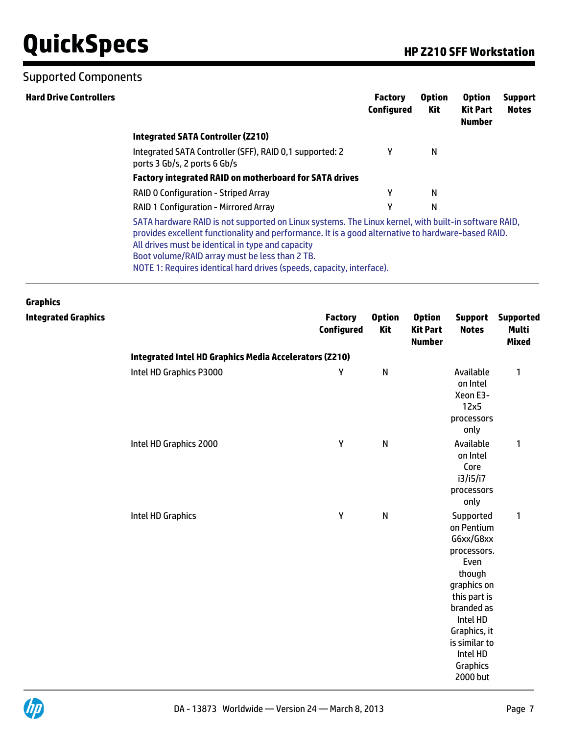## Supported Components

### Hard Drive Controllers

| | Factory Configured | Option Kit | Option Kit Part Number | Support Notes |
|---|---|---|---|---|
| **Integrated SATA Controller (Z210)** | | | | |
| Integrated SATA Controller (SFF), RAID 0,1 supported: 2 ports 3 Gb/s, 2 ports 6 Gb/s | Y | N | | |
| **Factory integrated RAID on motherboard for SATA drives** | | | | |
| RAID 0 Configuration - Striped Array | Y | N | | |
| RAID 1 Configuration - Mirrored Array | Y | N | | |

SATA hardware RAID is not supported on Linux systems. The Linux kernel, with built-in software RAID, provides excellent functionality and performance. It is a good alternative to hardware-based RAID.
All drives must be identical in type and capacity
Boot volume/RAID array must be less than 2 TB.
NOTE 1: Requires identical hard drives (speeds, capacity, interface).

### Graphics

#### Integrated Graphics

| | Factory Configured | Option Kit | Option Kit Part Number | Support Notes | Supported Multi Mixed |
|---|---|---|---|---|---|
| **Integrated Intel HD Graphics Media Accelerators (Z210)** | | | | | |
| Intel HD Graphics P3000 | Y | N | | Available on Intel Xeon E3-12x5 processors only | 1 |
| Intel HD Graphics 2000 | Y | N | | Available on Intel Core i3/i5/i7 processors only | 1 |
| Intel HD Graphics | Y | N | | Supported on Pentium G6xx/G8xx processors. Even though graphics on this part is branded as Intel HD Graphics, it is similar to Intel HD Graphics 2000 but | 1 |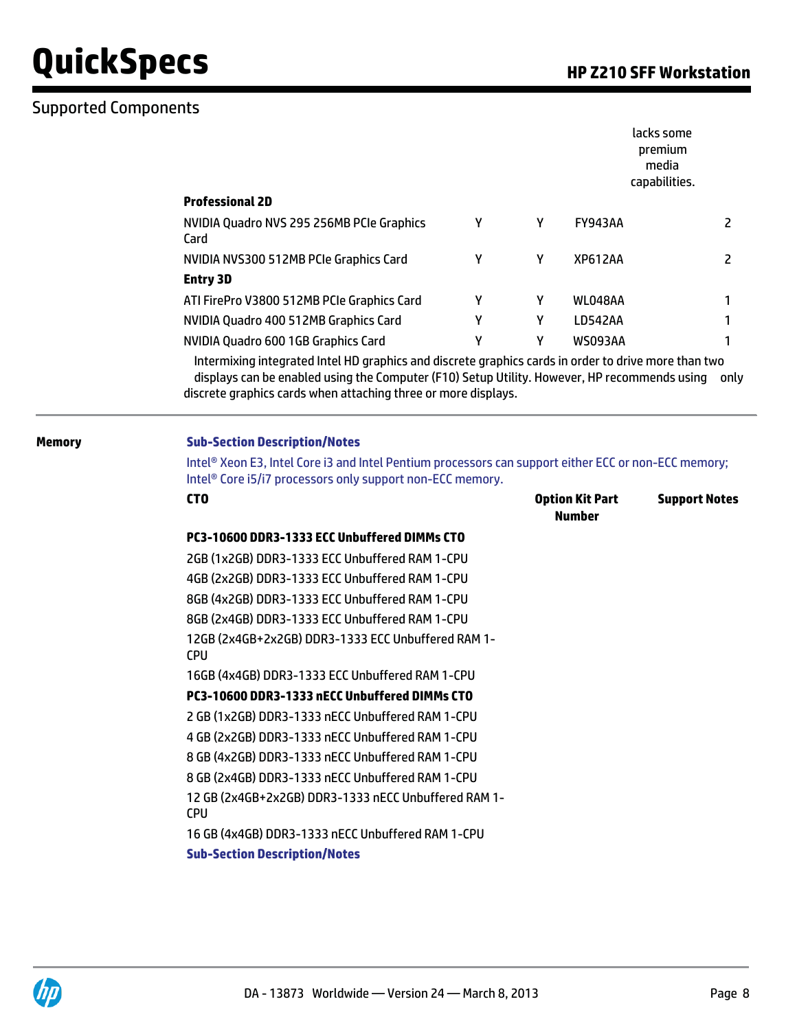## Supported Components

| | | | | |
|---|---|---|---|---|
| | | | | lacks some premium media capabilities. |
| **Professional 2D** | | | | |
| NVIDIA Quadro NVS 295 256MB PCIe Graphics Card | Y | Y | FY943AA | 2 |
| NVIDIA NVS300 512MB PCIe Graphics Card | Y | Y | XP612AA | 2 |
| **Entry 3D** | | | | |
| ATI FirePro V3800 512MB PCIe Graphics Card | Y | Y | WL048AA | 1 |
| NVIDIA Quadro 400 512MB Graphics Card | Y | Y | LD542AA | 1 |
| NVIDIA Quadro 600 1GB Graphics Card | Y | Y | WS093AA | 1 |

Intermixing integrated Intel HD graphics and discrete graphics cards in order to drive more than two displays can be enabled using the Computer (F10) Setup Utility. However, HP recommends using only discrete graphics cards when attaching three or more displays.

---

**Memory**

**Sub-Section Description/Notes**

Intel® Xeon E3, Intel Core i3 and Intel Pentium processors can support either ECC or non-ECC memory; Intel® Core i5/i7 processors only support non-ECC memory.

| CTO | Option Kit Part Number | Support Notes |
|---|---|---|
| **PC3-10600 DDR3-1333 ECC Unbuffered DIMMs CTO** | | |
| 2GB (1x2GB) DDR3-1333 ECC Unbuffered RAM 1-CPU | | |
| 4GB (2x2GB) DDR3-1333 ECC Unbuffered RAM 1-CPU | | |
| 8GB (4x2GB) DDR3-1333 ECC Unbuffered RAM 1-CPU | | |
| 8GB (2x4GB) DDR3-1333 ECC Unbuffered RAM 1-CPU | | |
| 12GB (2x4GB+2x2GB) DDR3-1333 ECC Unbuffered RAM 1-CPU | | |
| 16GB (4x4GB) DDR3-1333 ECC Unbuffered RAM 1-CPU | | |
| **PC3-10600 DDR3-1333 nECC Unbuffered DIMMs CTO** | | |
| 2 GB (1x2GB) DDR3-1333 nECC Unbuffered RAM 1-CPU | | |
| 4 GB (2x2GB) DDR3-1333 nECC Unbuffered RAM 1-CPU | | |
| 8 GB (4x2GB) DDR3-1333 nECC Unbuffered RAM 1-CPU | | |
| 8 GB (2x4GB) DDR3-1333 nECC Unbuffered RAM 1-CPU | | |
| 12 GB (2x4GB+2x2GB) DDR3-1333 nECC Unbuffered RAM 1-CPU | | |
| 16 GB (4x4GB) DDR3-1333 nECC Unbuffered RAM 1-CPU | | |

**Sub-Section Description/Notes**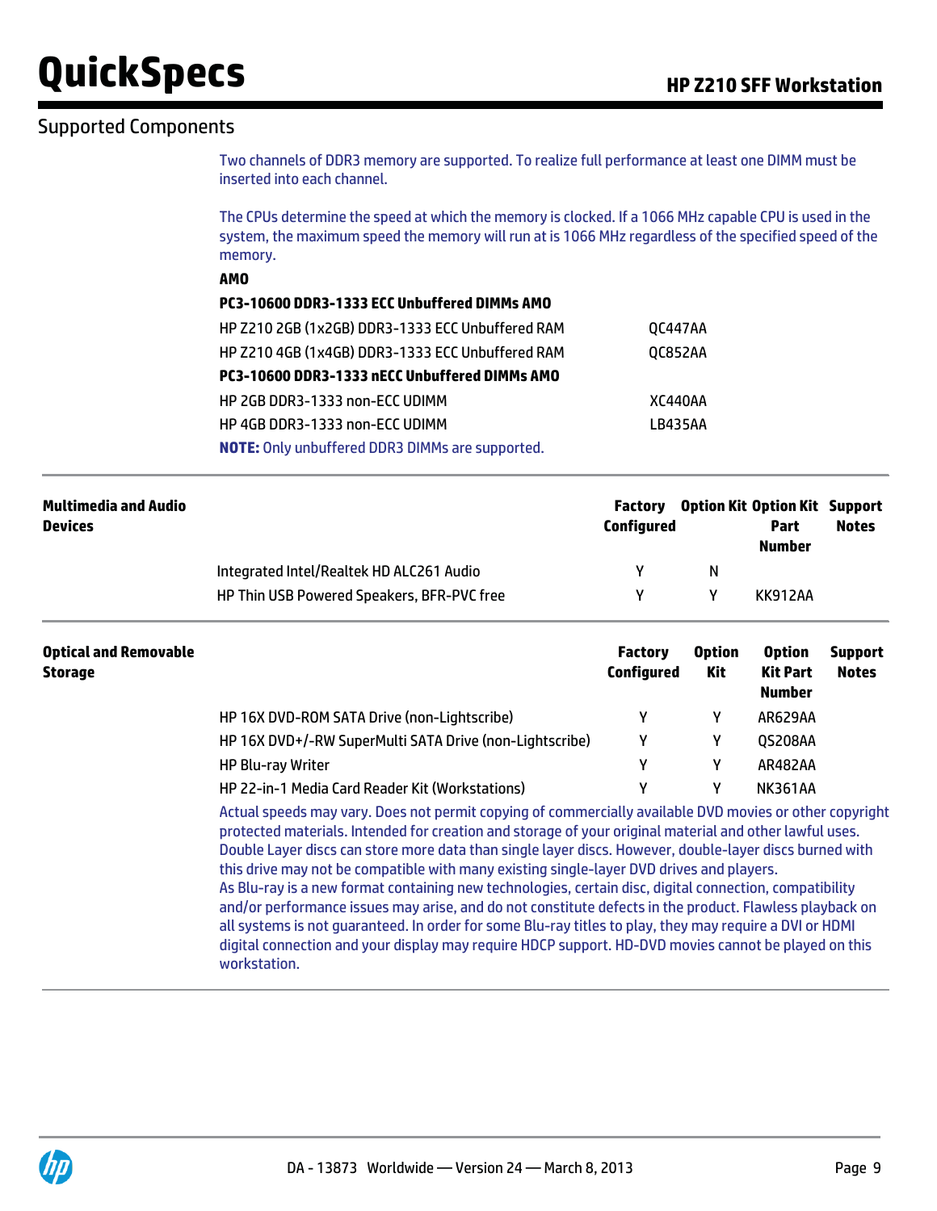## Supported Components

Two channels of DDR3 memory are supported. To realize full performance at least one DIMM must be inserted into each channel.

The CPUs determine the speed at which the memory is clocked. If a 1066 MHz capable CPU is used in the system, the maximum speed the memory will run at is 1066 MHz regardless of the specified speed of the memory.

**AMO**

| **PC3-10600 DDR3-1333 ECC Unbuffered DIMMs AMO** | |
|---|---|
| HP Z210 2GB (1x2GB) DDR3-1333 ECC Unbuffered RAM | QC447AA |
| HP Z210 4GB (1x4GB) DDR3-1333 ECC Unbuffered RAM | QC852AA |
| **PC3-10600 DDR3-1333 nECC Unbuffered DIMMs AMO** | |
| HP 2GB DDR3-1333 non-ECC UDIMM | XC440AA |
| HP 4GB DDR3-1333 non-ECC UDIMM | LB435AA |

**NOTE:** Only unbuffered DDR3 DIMMs are supported.

### Multimedia and Audio Devices

| | Factory Configured | Option Kit | Option Kit Part Number | Support Notes |
|---|---|---|---|---|
| Integrated Intel/Realtek HD ALC261 Audio | Y | N | | |
| HP Thin USB Powered Speakers, BFR-PVC free | Y | Y | KK912AA | |

### Optical and Removable Storage

| | Factory Configured | Option Kit | Option Kit Part Number | Support Notes |
|---|---|---|---|---|
| HP 16X DVD-ROM SATA Drive (non-Lightscribe) | Y | Y | AR629AA | |
| HP 16X DVD+/-RW SuperMulti SATA Drive (non-Lightscribe) | Y | Y | QS208AA | |
| HP Blu-ray Writer | Y | Y | AR482AA | |
| HP 22-in-1 Media Card Reader Kit (Workstations) | Y | Y | NK361AA | |

Actual speeds may vary. Does not permit copying of commercially available DVD movies or other copyright protected materials. Intended for creation and storage of your original material and other lawful uses. Double Layer discs can store more data than single layer discs. However, double-layer discs burned with this drive may not be compatible with many existing single-layer DVD drives and players.
As Blu-ray is a new format containing new technologies, certain disc, digital connection, compatibility and/or performance issues may arise, and do not constitute defects in the product. Flawless playback on all systems is not guaranteed. In order for some Blu-ray titles to play, they may require a DVI or HDMI digital connection and your display may require HDCP support. HD-DVD movies cannot be played on this workstation.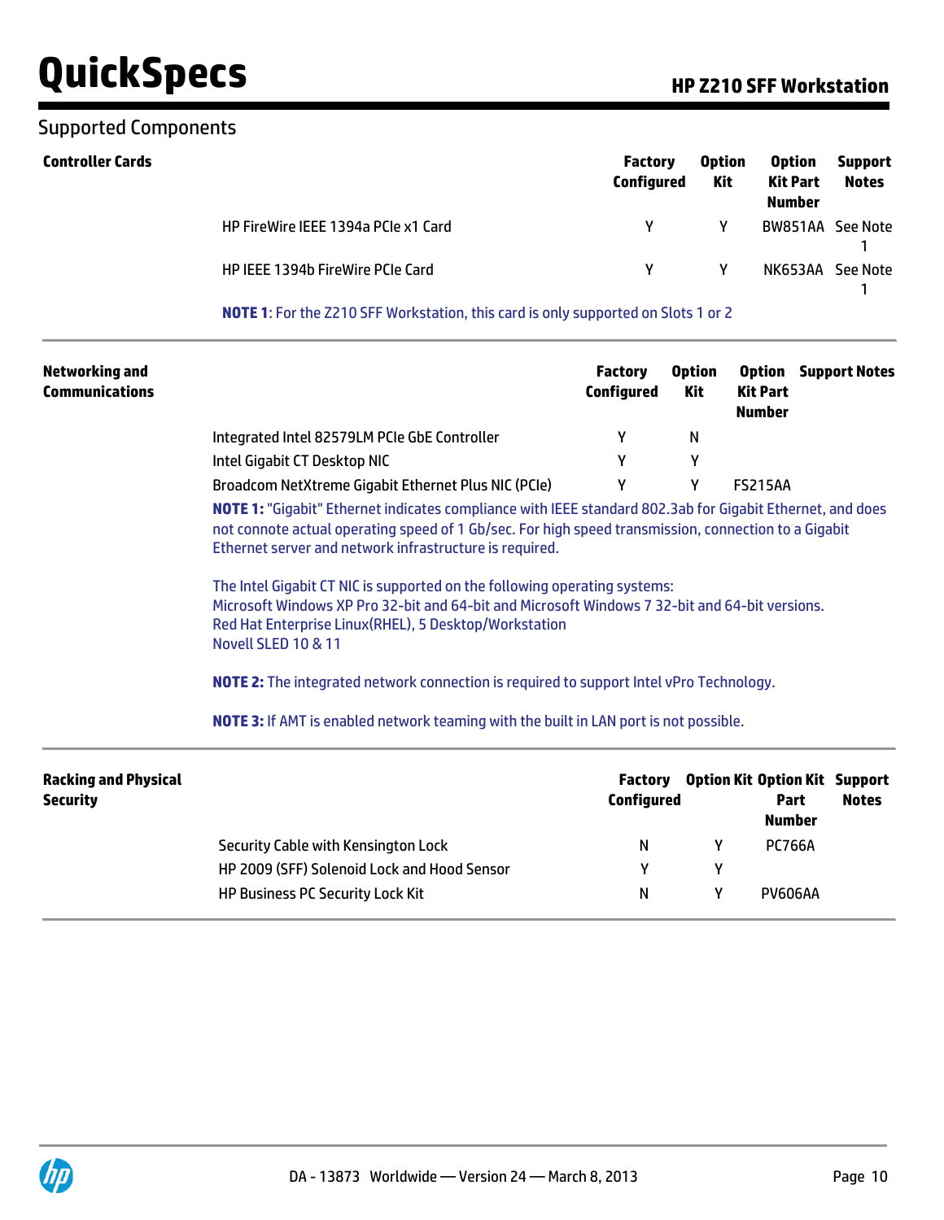## Supported Components

### Controller Cards

| | Factory Configured | Option Kit | Option Kit Part Number | Support Notes |
|---|---|---|---|---|
| HP FireWire IEEE 1394a PCIe x1 Card | Y | Y | BW851AA | See Note 1 |
| HP IEEE 1394b FireWire PCIe Card | Y | Y | NK653AA | See Note 1 |

**NOTE 1**: For the Z210 SFF Workstation, this card is only supported on Slots 1 or 2

### Networking and Communications

| | Factory Configured | Option Kit | Option Kit Part Number | Support Notes |
|---|---|---|---|---|
| Integrated Intel 82579LM PCIe GbE Controller | Y | N | | |
| Intel Gigabit CT Desktop NIC | Y | Y | | |
| Broadcom NetXtreme Gigabit Ethernet Plus NIC (PCIe) | Y | Y | FS215AA | |

**NOTE 1:** "Gigabit" Ethernet indicates compliance with IEEE standard 802.3ab for Gigabit Ethernet, and does not connote actual operating speed of 1 Gb/sec. For high speed transmission, connection to a Gigabit Ethernet server and network infrastructure is required.

The Intel Gigabit CT NIC is supported on the following operating systems:
Microsoft Windows XP Pro 32-bit and 64-bit and Microsoft Windows 7 32-bit and 64-bit versions.
Red Hat Enterprise Linux(RHEL), 5 Desktop/Workstation
Novell SLED 10 & 11

**NOTE 2:** The integrated network connection is required to support Intel vPro Technology.

**NOTE 3:** If AMT is enabled network teaming with the built in LAN port is not possible.

### Racking and Physical Security

| | Factory Configured | Option Kit | Option Kit Part Number | Support Notes |
|---|---|---|---|---|
| Security Cable with Kensington Lock | N | Y | PC766A | |
| HP 2009 (SFF) Solenoid Lock and Hood Sensor | Y | Y | | |
| HP Business PC Security Lock Kit | N | Y | PV606AA | |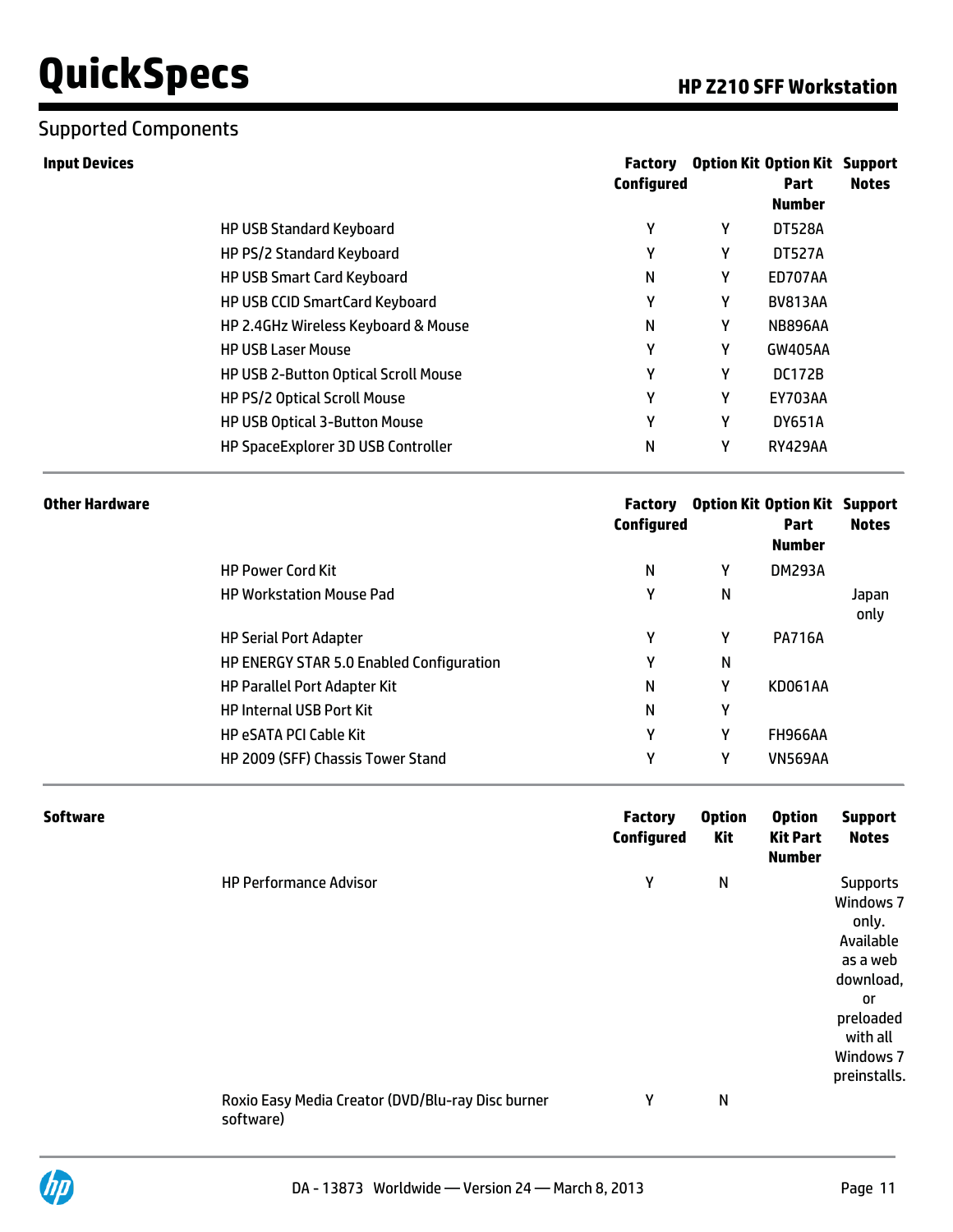## Supported Components

| Input Devices | Factory Configured | Option Kit | Option Kit Part Number | Support Notes |
|---|---|---|---|---|
| HP USB Standard Keyboard | Y | Y | DT528A | |
| HP PS/2 Standard Keyboard | Y | Y | DT527A | |
| HP USB Smart Card Keyboard | N | Y | ED707AA | |
| HP USB CCID SmartCard Keyboard | Y | Y | BV813AA | |
| HP 2.4GHz Wireless Keyboard & Mouse | N | Y | NB896AA | |
| HP USB Laser Mouse | Y | Y | GW405AA | |
| HP USB 2-Button Optical Scroll Mouse | Y | Y | DC172B | |
| HP PS/2 Optical Scroll Mouse | Y | Y | EY703AA | |
| HP USB Optical 3-Button Mouse | Y | Y | DY651A | |
| HP SpaceExplorer 3D USB Controller | N | Y | RY429AA | |

| Other Hardware | Factory Configured | Option Kit | Option Kit Part Number | Support Notes |
|---|---|---|---|---|
| HP Power Cord Kit | N | Y | DM293A | |
| HP Workstation Mouse Pad | Y | N | | Japan only |
| HP Serial Port Adapter | Y | Y | PA716A | |
| HP ENERGY STAR 5.0 Enabled Configuration | Y | N | | |
| HP Parallel Port Adapter Kit | N | Y | KD061AA | |
| HP Internal USB Port Kit | N | Y | | |
| HP eSATA PCI Cable Kit | Y | Y | FH966AA | |
| HP 2009 (SFF) Chassis Tower Stand | Y | Y | VN569AA | |

| Software | Factory Configured | Option Kit | Option Kit Part Number | Support Notes |
|---|---|---|---|---|
| HP Performance Advisor | Y | N | | Supports Windows 7 only. Available as a web download, or preloaded with all Windows 7 preinstalls. |
| Roxio Easy Media Creator (DVD/Blu-ray Disc burner software) | Y | N | | |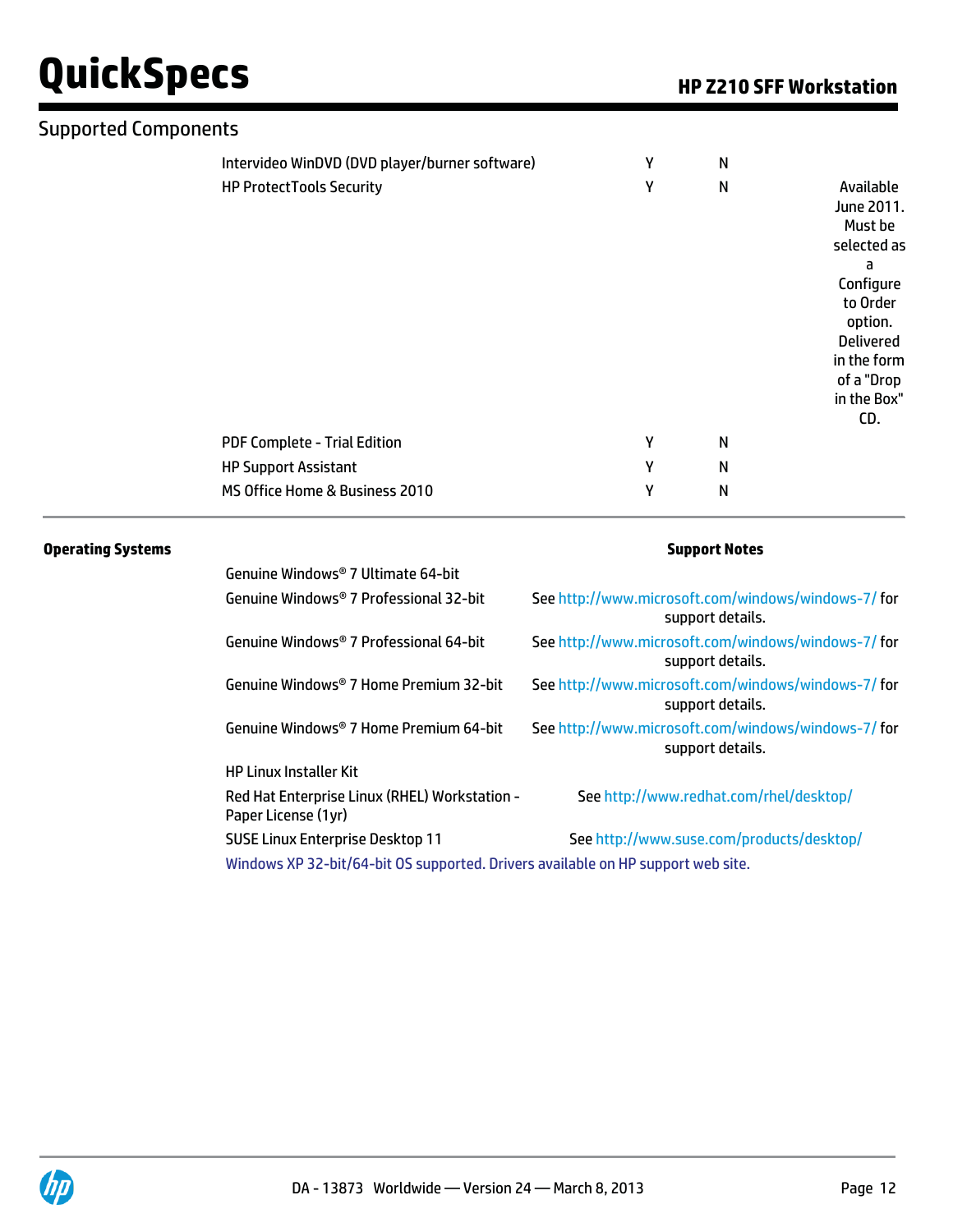## Supported Components

| | | | |
|---|---|---|---|
| Intervideo WinDVD (DVD player/burner software) | Y | N | |
| HP ProtectTools Security | Y | N | Available June 2011. Must be selected as a Configure to Order option. Delivered in the form of a "Drop in the Box" CD. |
| PDF Complete - Trial Edition | Y | N | |
| HP Support Assistant | Y | N | |
| MS Office Home & Business 2010 | Y | N | |

**Operating Systems**

| | Support Notes |
|---|---|
| Genuine Windows® 7 Ultimate 64-bit | |
| Genuine Windows® 7 Professional 32-bit | See http://www.microsoft.com/windows/windows-7/ for support details. |
| Genuine Windows® 7 Professional 64-bit | See http://www.microsoft.com/windows/windows-7/ for support details. |
| Genuine Windows® 7 Home Premium 32-bit | See http://www.microsoft.com/windows/windows-7/ for support details. |
| Genuine Windows® 7 Home Premium 64-bit | See http://www.microsoft.com/windows/windows-7/ for support details. |
| HP Linux Installer Kit | |
| Red Hat Enterprise Linux (RHEL) Workstation - Paper License (1yr) | See http://www.redhat.com/rhel/desktop/ |
| SUSE Linux Enterprise Desktop 11 | See http://www.suse.com/products/desktop/ |

Windows XP 32-bit/64-bit OS supported. Drivers available on HP support web site.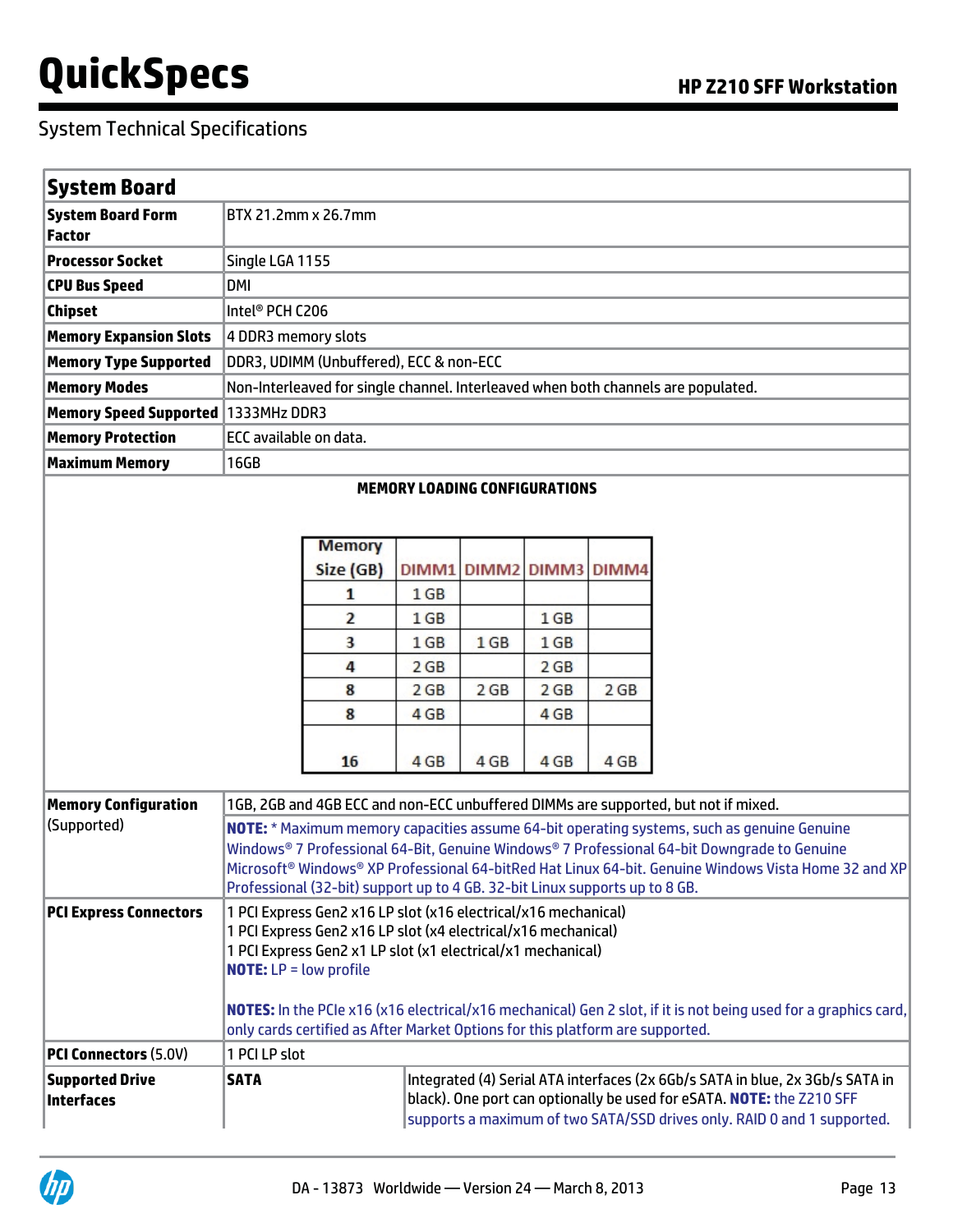System Technical Specifications

## System Board

| | |
|---|---|
| **System Board Form Factor** | BTX 21.2mm x 26.7mm |
| **Processor Socket** | Single LGA 1155 |
| **CPU Bus Speed** | DMI |
| **Chipset** | Intel® PCH C206 |
| **Memory Expansion Slots** | 4 DDR3 memory slots |
| **Memory Type Supported** | DDR3, UDIMM (Unbuffered), ECC & non-ECC |
| **Memory Modes** | Non-Interleaved for single channel. Interleaved when both channels are populated. |
| **Memory Speed Supported** | 1333MHz DDR3 |
| **Memory Protection** | ECC available on data. |
| **Maximum Memory** | 16GB |

**MEMORY LOADING CONFIGURATIONS**

| Memory Size (GB) | DIMM1 | DIMM2 | DIMM3 | DIMM4 |
|---|---|---|---|---|
| 1 | 1 GB | | | |
| 2 | 1 GB | | 1 GB | |
| 3 | 1 GB | 1 GB | 1 GB | |
| 4 | 2 GB | | 2 GB | |
| 8 | 2 GB | 2 GB | 2 GB | 2 GB |
| 8 | 4 GB | | 4 GB | |
| 16 | 4 GB | 4 GB | 4 GB | 4 GB |

| | | |
|---|---|---|
| **Memory Configuration** (Supported) | 1GB, 2GB and 4GB ECC and non-ECC unbuffered DIMMs are supported, but not if mixed.<br>**NOTE:** * Maximum memory capacities assume 64-bit operating systems, such as genuine Genuine Windows® 7 Professional 64-Bit, Genuine Windows® 7 Professional 64-bit Downgrade to Genuine Microsoft® Windows® XP Professional 64-bitRed Hat Linux 64-bit. Genuine Windows Vista Home 32 and XP Professional (32-bit) support up to 4 GB. 32-bit Linux supports up to 8 GB. | |
| **PCI Express Connectors** | 1 PCI Express Gen2 x16 LP slot (x16 electrical/x16 mechanical)<br>1 PCI Express Gen2 x16 LP slot (x4 electrical/x16 mechanical)<br>1 PCI Express Gen2 x1 LP slot (x1 electrical/x1 mechanical)<br>**NOTE:** LP = low profile<br><br>**NOTES:** In the PCIe x16 (x16 electrical/x16 mechanical) Gen 2 slot, if it is not being used for a graphics card, only cards certified as After Market Options for this platform are supported. | |
| **PCI Connectors** (5.0V) | 1 PCI LP slot | |
| **Supported Drive Interfaces** | **SATA** | Integrated (4) Serial ATA interfaces (2x 6Gb/s SATA in blue, 2x 3Gb/s SATA in black). One port can optionally be used for eSATA. **NOTE:** the Z210 SFF supports a maximum of two SATA/SSD drives only. RAID 0 and 1 supported. |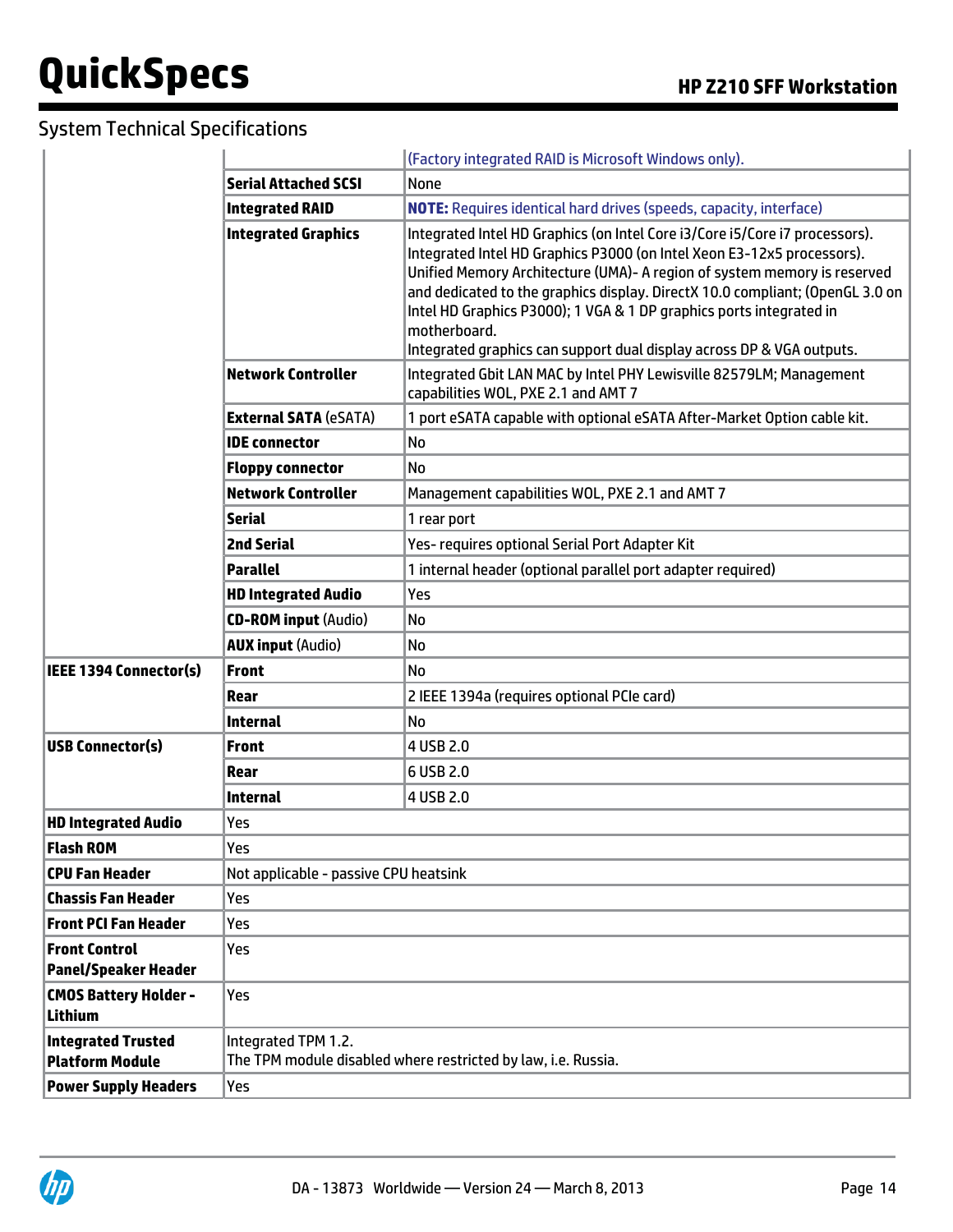## System Technical Specifications

| | | |
|---|---|---|
| | | (Factory integrated RAID is Microsoft Windows only). |
| | **Serial Attached SCSI** | None |
| | **Integrated RAID** | **NOTE:** Requires identical hard drives (speeds, capacity, interface) |
| | **Integrated Graphics** | Integrated Intel HD Graphics (on Intel Core i3/Core i5/Core i7 processors). Integrated Intel HD Graphics P3000 (on Intel Xeon E3-12x5 processors). Unified Memory Architecture (UMA)- A region of system memory is reserved and dedicated to the graphics display. DirectX 10.0 compliant; (OpenGL 3.0 on Intel HD Graphics P3000); 1 VGA & 1 DP graphics ports integrated in motherboard. Integrated graphics can support dual display across DP & VGA outputs. |
| | **Network Controller** | Integrated Gbit LAN MAC by Intel PHY Lewisville 82579LM; Management capabilities WOL, PXE 2.1 and AMT 7 |
| | **External SATA** (eSATA) | 1 port eSATA capable with optional eSATA After-Market Option cable kit. |
| | **IDE connector** | No |
| | **Floppy connector** | No |
| | **Network Controller** | Management capabilities WOL, PXE 2.1 and AMT 7 |
| | **Serial** | 1 rear port |
| | **2nd Serial** | Yes- requires optional Serial Port Adapter Kit |
| | **Parallel** | 1 internal header (optional parallel port adapter required) |
| | **HD Integrated Audio** | Yes |
| | **CD-ROM input** (Audio) | No |
| | **AUX input** (Audio) | No |
| **IEEE 1394 Connector(s)** | **Front** | No |
| | **Rear** | 2 IEEE 1394a (requires optional PCIe card) |
| | **Internal** | No |
| **USB Connector(s)** | **Front** | 4 USB 2.0 |
| | **Rear** | 6 USB 2.0 |
| | **Internal** | 4 USB 2.0 |
| **HD Integrated Audio** | Yes | |
| **Flash ROM** | Yes | |
| **CPU Fan Header** | Not applicable - passive CPU heatsink | |
| **Chassis Fan Header** | Yes | |
| **Front PCI Fan Header** | Yes | |
| **Front Control Panel/Speaker Header** | Yes | |
| **CMOS Battery Holder - Lithium** | Yes | |
| **Integrated Trusted Platform Module** | Integrated TPM 1.2. The TPM module disabled where restricted by law, i.e. Russia. | |
| **Power Supply Headers** | Yes | |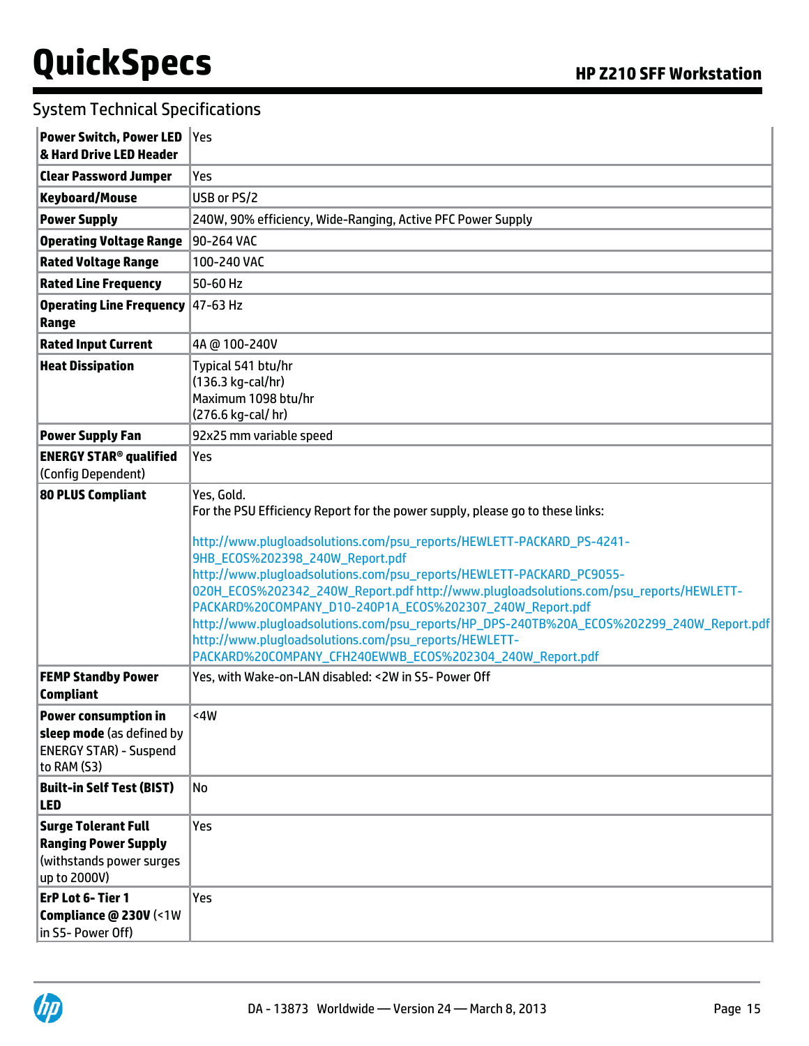## System Technical Specifications

| | |
|---|---|
| **Power Switch, Power LED & Hard Drive LED Header** | Yes |
| **Clear Password Jumper** | Yes |
| **Keyboard/Mouse** | USB or PS/2 |
| **Power Supply** | 240W, 90% efficiency, Wide-Ranging, Active PFC Power Supply |
| **Operating Voltage Range** | 90-264 VAC |
| **Rated Voltage Range** | 100-240 VAC |
| **Rated Line Frequency** | 50-60 Hz |
| **Operating Line Frequency Range** | 47-63 Hz |
| **Rated Input Current** | 4A @ 100-240V |
| **Heat Dissipation** | Typical 541 btu/hr<br>(136.3 kg-cal/hr)<br>Maximum 1098 btu/hr<br>(276.6 kg-cal/ hr) |
| **Power Supply Fan** | 92x25 mm variable speed |
| **ENERGY STAR® qualified** (Config Dependent) | Yes |
| **80 PLUS Compliant** | Yes, Gold.<br>For the PSU Efficiency Report for the power supply, please go to these links:<br><br>http://www.plugloadsolutions.com/psu_reports/HEWLETT-PACKARD_PS-4241-9HB_ECOS%202398_240W_Report.pdf<br>http://www.plugloadsolutions.com/psu_reports/HEWLETT-PACKARD_PC9055-020H_ECOS%202342_240W_Report.pdf http://www.plugloadsolutions.com/psu_reports/HEWLETT-PACKARD%20COMPANY_D10-240P1A_ECOS%202307_240W_Report.pdf<br>http://www.plugloadsolutions.com/psu_reports/HP_DPS-240TB%20A_ECOS%202299_240W_Report.pdf<br>http://www.plugloadsolutions.com/psu_reports/HEWLETT-PACKARD%20COMPANY_CFH240EWWB_ECOS%202304_240W_Report.pdf |
| **FEMP Standby Power Compliant** | Yes, with Wake-on-LAN disabled: <2W in S5- Power Off |
| **Power consumption in sleep mode** (as defined by ENERGY STAR) - Suspend to RAM (S3) | <4W |
| **Built-in Self Test (BIST) LED** | No |
| **Surge Tolerant Full Ranging Power Supply** (withstands power surges up to 2000V) | Yes |
| **ErP Lot 6- Tier 1 Compliance @ 230V** (<1W in S5- Power Off) | Yes |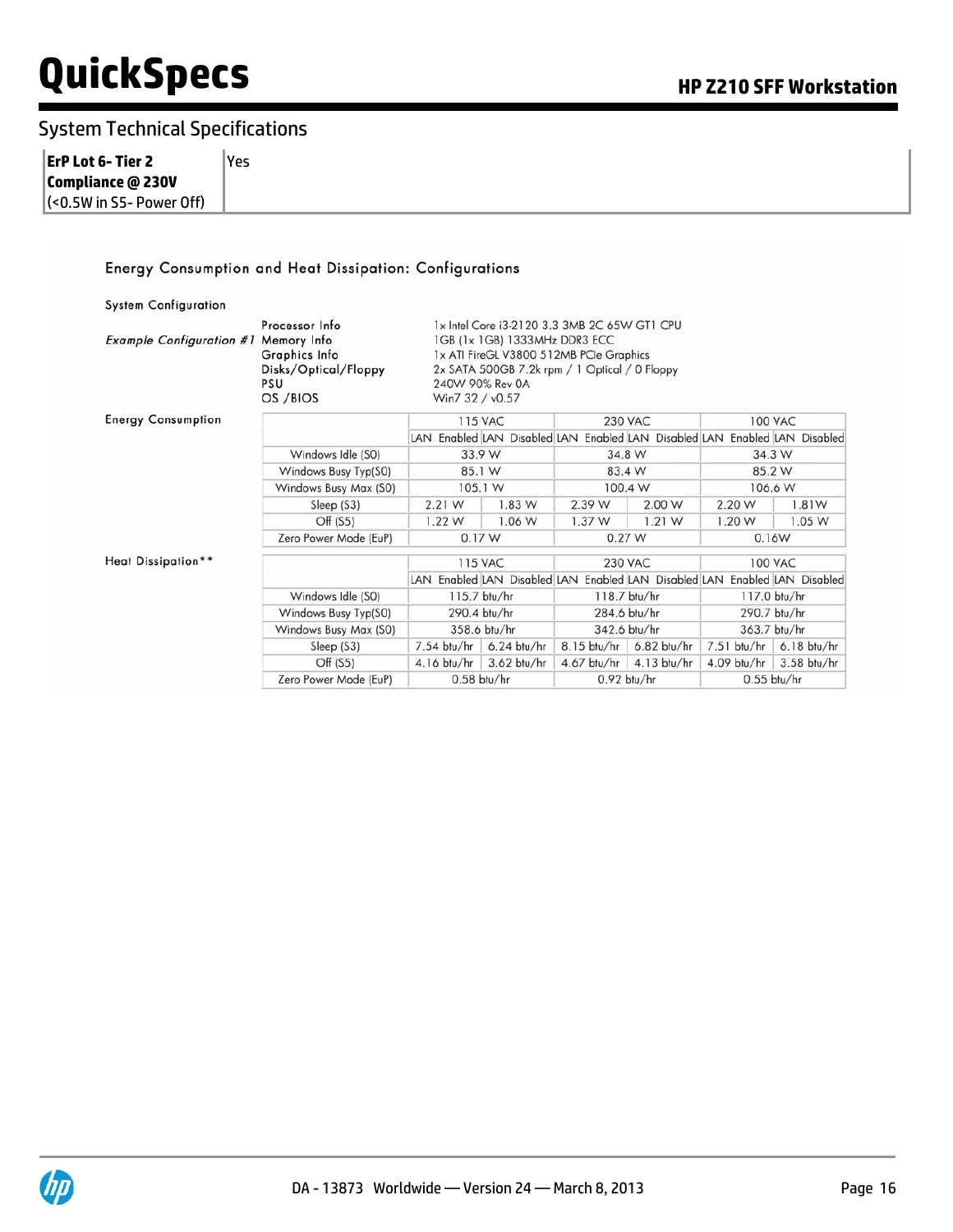## System Technical Specifications

| | |
|---|---|
| **ErP Lot 6- Tier 2 Compliance @ 230V** (<0.5W in S5- Power Off) | Yes |

### Energy Consumption and Heat Dissipation: Configurations

**System Configuration**

*Example Configuration #1*

| | |
|---|---|
| Processor Info | 1x Intel Core i3-2120 3.3 3MB 2C 65W GT1 CPU |
| Memory Info | 1GB (1x 1GB) 1333MHz DDR3 ECC |
| Graphics Info | 1x ATI FireGL V3800 512MB PCIe Graphics |
| Disks/Optical/Floppy | 2x SATA 500GB 7.2k rpm / 1 Optical / 0 Floppy |
| PSU | 240W 90% Rev 0A |
| OS /BIOS | Win7 32 / v0.57 |

**Energy Consumption**

| | 115 VAC | | 230 VAC | | 100 VAC | |
|---|---|---|---|---|---|---|
| | LAN Enabled | LAN Disabled | LAN Enabled | LAN Disabled | LAN Enabled | LAN Disabled |
| Windows Idle (S0) | 33.9 W | | 34.8 W | | 34.3 W | |
| Windows Busy Typ(S0) | 85.1 W | | 83.4 W | | 85.2 W | |
| Windows Busy Max (S0) | 105.1 W | | 100.4 W | | 106.6 W | |
| Sleep (S3) | 2.21 W | 1.83 W | 2.39 W | 2.00 W | 2.20 W | 1.81W |
| Off (S5) | 1.22 W | 1.06 W | 1.37 W | 1.21 W | 1.20 W | 1.05 W |
| Zero Power Mode (EuP) | 0.17 W | | 0.27 W | | 0.16W | |

**Heat Dissipation\*\***

| | 115 VAC | | 230 VAC | | 100 VAC | |
|---|---|---|---|---|---|---|
| | LAN Enabled | LAN Disabled | LAN Enabled | LAN Disabled | LAN Enabled | LAN Disabled |
| Windows Idle (S0) | 115.7 btu/hr | | 118.7 btu/hr | | 117.0 btu/hr | |
| Windows Busy Typ(S0) | 290.4 btu/hr | | 284.6 btu/hr | | 290.7 btu/hr | |
| Windows Busy Max (S0) | 358.6 btu/hr | | 342.6 btu/hr | | 363.7 btu/hr | |
| Sleep (S3) | 7.54 btu/hr | 6.24 btu/hr | 8.15 btu/hr | 6.82 btu/hr | 7.51 btu/hr | 6.18 btu/hr |
| Off (S5) | 4.16 btu/hr | 3.62 btu/hr | 4.67 btu/hr | 4.13 btu/hr | 4.09 btu/hr | 3.58 btu/hr |
| Zero Power Mode (EuP) | 0.58 btu/hr | | 0.92 btu/hr | | 0.55 btu/hr | |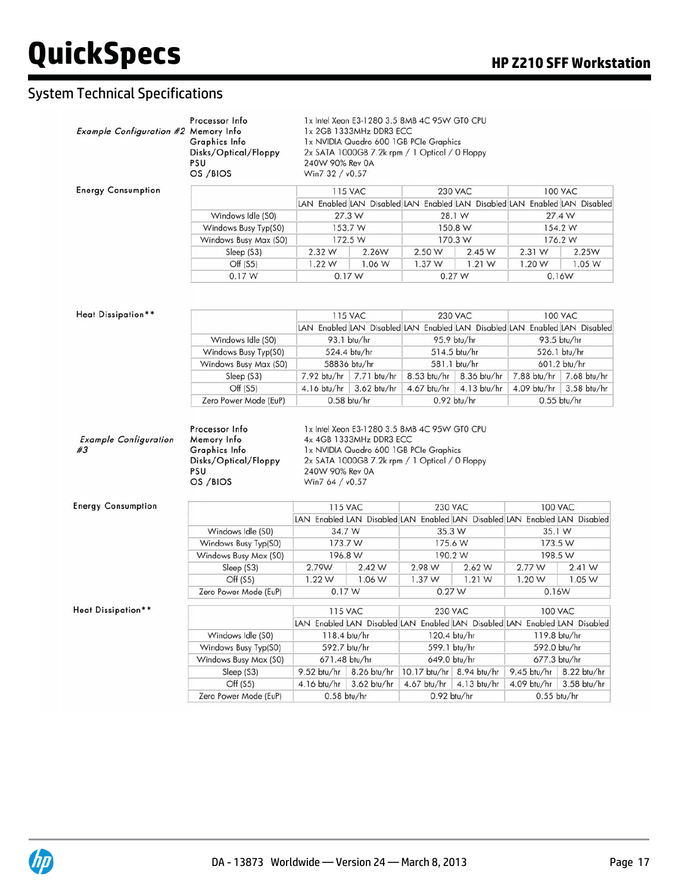## System Technical Specifications

| *Example Configuration #2* | |
|---|---|
| Processor Info | 1x Intel Xeon E3-1280 3.5 8MB 4C 95W GT0 CPU |
| Memory Info | 1x 2GB 1333MHz DDR3 ECC |
| Graphics Info | 1x NVIDIA Quadro 600 1GB PCIe Graphics |
| Disks/Optical/Floppy | 2x SATA 1000GB 7.2k rpm / 1 Optical / 0 Floppy |
| PSU | 240W 90% Rev 0A |
| OS /BIOS | Win7 32 / v0.57 |

**Energy Consumption**

| | 115 VAC | | 230 VAC | | 100 VAC | |
|---|---|---|---|---|---|---|
| | LAN Enabled | LAN Disabled | LAN Enabled | LAN Disabled | LAN Enabled | LAN Disabled |
| Windows Idle (S0) | 27.3 W | | 28.1 W | | 27.4 W | |
| Windows Busy Typ(S0) | 153.7 W | | 150.8 W | | 154.2 W | |
| Windows Busy Max (S0) | 172.5 W | | 170.3 W | | 176.2 W | |
| Sleep (S3) | 2.32 W | 2.26W | 2.50 W | 2.45 W | 2.31 W | 2.25W |
| Off (S5) | 1.22 W | 1.06 W | 1.37 W | 1.21 W | 1.20 W | 1.05 W |
| 0.17 W | 0.17 W | | 0.27 W | | 0.16W | |

**Heat Dissipation****

| | 115 VAC | | 230 VAC | | 100 VAC | |
|---|---|---|---|---|---|---|
| | LAN Enabled | LAN Disabled | LAN Enabled | LAN Disabled | LAN Enabled | LAN Disabled |
| Windows Idle (S0) | 93.1 btu/hr | | 95.9 btu/hr | | 93.5 btu/hr | |
| Windows Busy Typ(S0) | 524.4 btu/hr | | 514.5 btu/hr | | 526.1 btu/hr | |
| Windows Busy Max (S0) | 58836 btu/hr | | 581.1 btu/hr | | 601.2 btu/hr | |
| Sleep (S3) | 7.92 btu/hr | 7.71 btu/hr | 8.53 btu/hr | 8.36 btu/hr | 7.88 btu/hr | 7.68 btu/hr |
| Off (S5) | 4.16 btu/hr | 3.62 btu/hr | 4.67 btu/hr | 4.13 btu/hr | 4.09 btu/hr | 3.58 btu/hr |
| Zero Power Mode (EuP) | 0.58 btu/hr | | 0.92 btu/hr | | 0.55 btu/hr | |

| *Example Configuration #3* | |
|---|---|
| Processor Info | 1x Intel Xeon E3-1280 3.5 8MB 4C 95W GT0 CPU |
| Memory Info | 4x 4GB 1333MHz DDR3 ECC |
| Graphics Info | 1x NVIDIA Quadro 600 1GB PCIe Graphics |
| Disks/Optical/Floppy | 2x SATA 1000GB 7.2k rpm / 1 Optical / 0 Floppy |
| PSU | 240W 90% Rev 0A |
| OS /BIOS | Win7 64 / v0.57 |

**Energy Consumption**

| | 115 VAC | | 230 VAC | | 100 VAC | |
|---|---|---|---|---|---|---|
| | LAN Enabled | LAN Disabled | LAN Enabled | LAN Disabled | LAN Enabled | LAN Disabled |
| Windows Idle (S0) | 34.7 W | | 35.3 W | | 35.1 W | |
| Windows Busy Typ(S0) | 173.7 W | | 175.6 W | | 173.5 W | |
| Windows Busy Max (S0) | 196.8 W | | 190.2 W | | 198.5 W | |
| Sleep (S3) | 2.79W | 2.42 W | 2.98 W | 2.62 W | 2.77 W | 2.41 W |
| Off (S5) | 1.22 W | 1.06 W | 1.37 W | 1.21 W | 1.20 W | 1.05 W |
| Zero Power Mode (EuP) | 0.17 W | | 0.27 W | | 0.16W | |

**Heat Dissipation****

| | 115 VAC | | 230 VAC | | 100 VAC | |
|---|---|---|---|---|---|---|
| | LAN Enabled | LAN Disabled | LAN Enabled | LAN Disabled | LAN Enabled | LAN Disabled |
| Windows Idle (S0) | 118.4 btu/hr | | 120.4 btu/hr | | 119.8 btu/hr | |
| Windows Busy Typ(S0) | 592.7 btu/hr | | 599.1 btu/hr | | 592.0 btu/hr | |
| Windows Busy Max (S0) | 671.48 btu/hr | | 649.0 btu/hr | | 677.3 btu/hr | |
| Sleep (S3) | 9.52 btu/hr | 8.26 btu/hr | 10.17 btu/hr | 8.94 btu/hr | 9.45 btu/hr | 8.22 btu/hr |
| Off (S5) | 4.16 btu/hr | 3.62 btu/hr | 4.67 btu/hr | 4.13 btu/hr | 4.09 btu/hr | 3.58 btu/hr |
| Zero Power Mode (EuP) | 0.58 btu/hr | | 0.92 btu/hr | | 0.55 btu/hr | |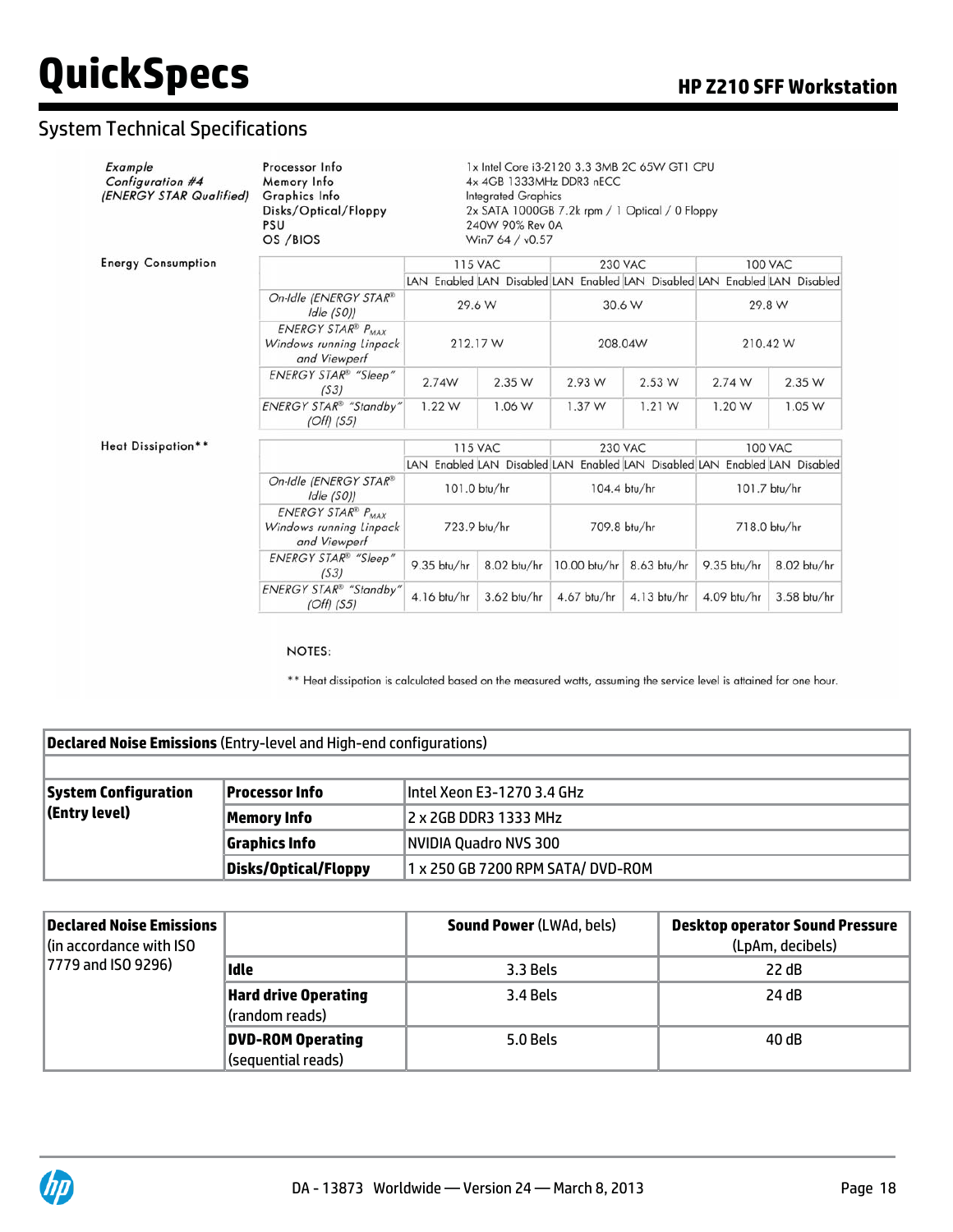## System Technical Specifications

| *Example Configuration #4 (ENERGY STAR Qualified)* | |
|---|---|
| Processor Info | 1x Intel Core i3-2120 3.3 3MB 2C 65W GT1 CPU |
| Memory Info | 4x 4GB 1333MHz DDR3 nECC |
| Graphics Info | Integrated Graphics |
| Disks/Optical/Floppy | 2x SATA 1000GB 7.2k rpm / 1 Optical / 0 Floppy |
| PSU | 240W 90% Rev 0A |
| OS /BIOS | Win7 64 / v0.57 |

**Energy Consumption**

| | 115 VAC | | 230 VAC | | 100 VAC | |
|---|---|---|---|---|---|---|
| | LAN Enabled | LAN Disabled | LAN Enabled | LAN Disabled | LAN Enabled | LAN Disabled |
| *On-Idle (ENERGY STAR® Idle (S0))* | 29.6 W | | 30.6 W | | 29.8 W | |
| *ENERGY STAR® $P_{MAX}$ Windows running Linpack and Viewperf* | 212.17 W | | 208.04W | | 210.42 W | |
| *ENERGY STAR® "Sleep" (S3)* | 2.74W | 2.35 W | 2.93 W | 2.53 W | 2.74 W | 2.35 W |
| *ENERGY STAR® "Standby" (Off) (S5)* | 1.22 W | 1.06 W | 1.37 W | 1.21 W | 1.20 W | 1.05 W |

**Heat Dissipation****

| | 115 VAC | | 230 VAC | | 100 VAC | |
|---|---|---|---|---|---|---|
| | LAN Enabled | LAN Disabled | LAN Enabled | LAN Disabled | LAN Enabled | LAN Disabled |
| *On-Idle (ENERGY STAR® Idle (S0))* | 101.0 btu/hr | | 104.4 btu/hr | | 101.7 btu/hr | |
| *ENERGY STAR® $P_{MAX}$ Windows running Linpack and Viewperf* | 723.9 btu/hr | | 709.8 btu/hr | | 718.0 btu/hr | |
| *ENERGY STAR® "Sleep" (S3)* | 9.35 btu/hr | 8.02 btu/hr | 10.00 btu/hr | 8.63 btu/hr | 9.35 btu/hr | 8.02 btu/hr |
| *ENERGY STAR® "Standby" (Off) (S5)* | 4.16 btu/hr | 3.62 btu/hr | 4.67 btu/hr | 4.13 btu/hr | 4.09 btu/hr | 3.58 btu/hr |

NOTES:

** Heat dissipation is calculated based on the measured watts, assuming the service level is attained for one hour.

| **Declared Noise Emissions** (Entry-level and High-end configurations) | | |
|---|---|---|
| | | |
| **System Configuration (Entry level)** | **Processor Info** | Intel Xeon E3-1270 3.4 GHz |
| | **Memory Info** | 2 x 2GB DDR3 1333 MHz |
| | **Graphics Info** | NVIDIA Quadro NVS 300 |
| | **Disks/Optical/Floppy** | 1 x 250 GB 7200 RPM SATA/ DVD-ROM |

| **Declared Noise Emissions** (in accordance with ISO 7779 and ISO 9296) | | **Sound Power** (LWAd, bels) | **Desktop operator Sound Pressure** (LpAm, decibels) |
|---|---|---|---|
| | **Idle** | 3.3 Bels | 22 dB |
| | **Hard drive Operating** (random reads) | 3.4 Bels | 24 dB |
| | **DVD-ROM Operating** (sequential reads) | 5.0 Bels | 40 dB |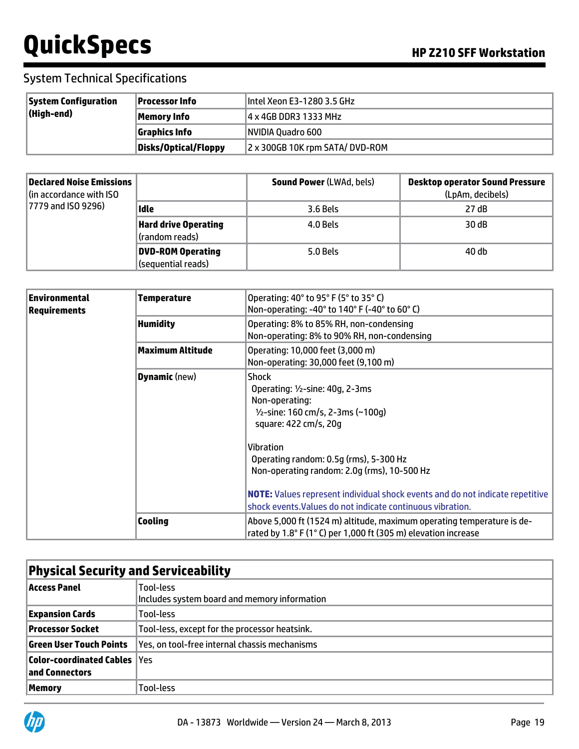## System Technical Specifications

| **System Configuration (High-end)** | **Processor Info** | Intel Xeon E3-1280 3.5 GHz |
|---|---|---|
| | **Memory Info** | 4 x 4GB DDR3 1333 MHz |
| | **Graphics Info** | NVIDIA Quadro 600 |
| | **Disks/Optical/Floppy** | 2 x 300GB 10K rpm SATA/ DVD-ROM |

| **Declared Noise Emissions** (in accordance with ISO 7779 and ISO 9296) | | **Sound Power** (LWAd, bels) | **Desktop operator Sound Pressure** (LpAm, decibels) |
|---|---|---|---|
| | **Idle** | 3.6 Bels | 27 dB |
| | **Hard drive Operating** (random reads) | 4.0 Bels | 30 dB |
| | **DVD-ROM Operating** (sequential reads) | 5.0 Bels | 40 db |

| **Environmental Requirements** | **Temperature** | Operating: 40° to 95° F (5° to 35° C)<br>Non-operating: -40° to 140° F (-40° to 60° C) |
|---|---|---|
| | **Humidity** | Operating: 8% to 85% RH, non-condensing<br>Non-operating: 8% to 90% RH, non-condensing |
| | **Maximum Altitude** | Operating: 10,000 feet (3,000 m)<br>Non-operating: 30,000 feet (9,100 m) |
| | **Dynamic** (new) | Shock<br>Operating: ½-sine: 40g, 2-3ms<br>Non-operating:<br>½-sine: 160 cm/s, 2-3ms (~100g)<br>square: 422 cm/s, 20g<br><br>Vibration<br>Operating random: 0.5g (rms), 5-300 Hz<br>Non-operating random: 2.0g (rms), 10-500 Hz<br><br>**NOTE:** Values represent individual shock events and do not indicate repetitive shock events.Values do not indicate continuous vibration. |
| | **Cooling** | Above 5,000 ft (1524 m) altitude, maximum operating temperature is de-rated by 1.8° F (1° C) per 1,000 ft (305 m) elevation increase |

| **Physical Security and Serviceability** | |
|---|---|
| **Access Panel** | Tool-less<br>Includes system board and memory information |
| **Expansion Cards** | Tool-less |
| **Processor Socket** | Tool-less, except for the processor heatsink. |
| **Green User Touch Points** | Yes, on tool-free internal chassis mechanisms |
| **Color-coordinated Cables and Connectors** | Yes |
| **Memory** | Tool-less |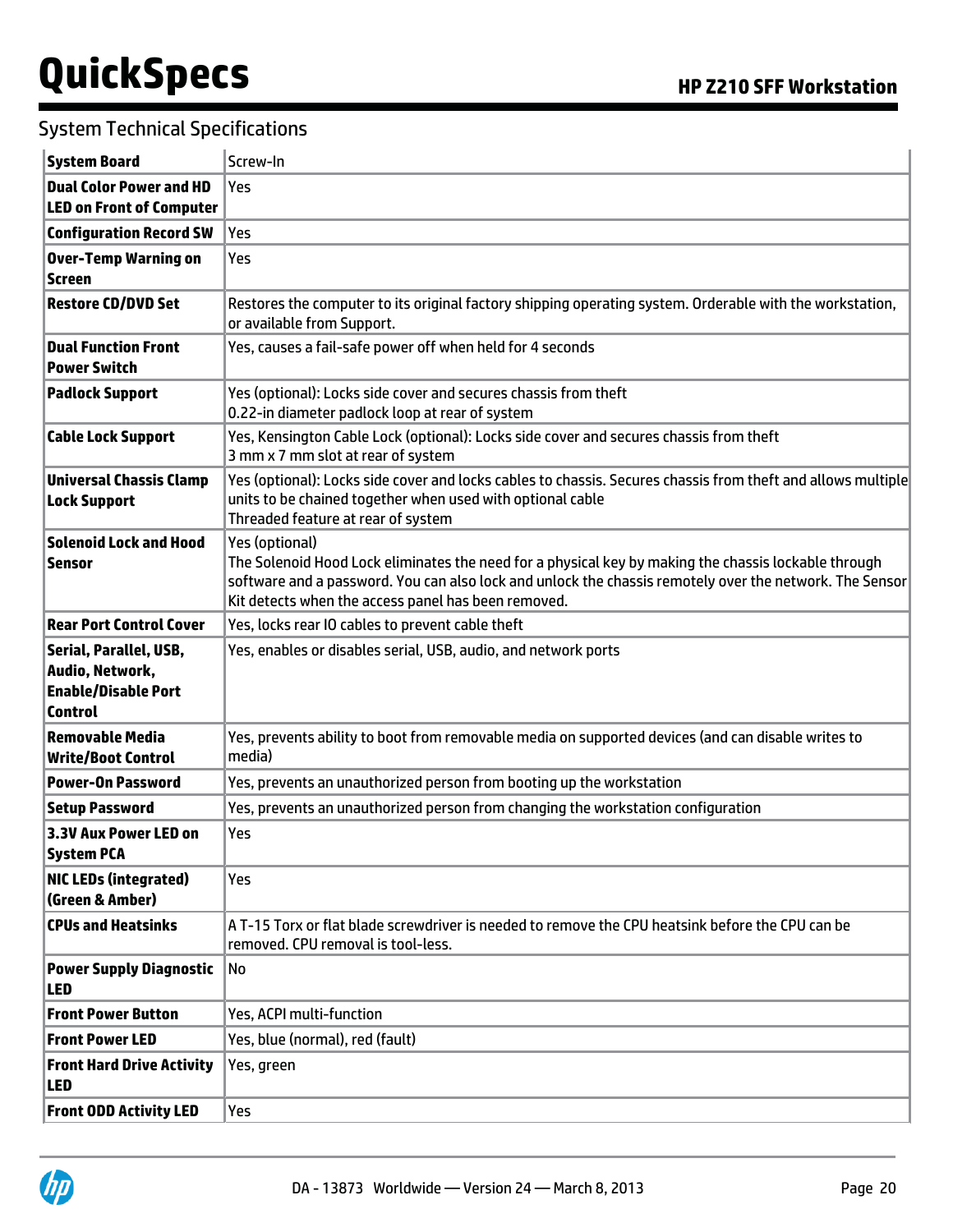## System Technical Specifications

| | |
|---|---|
| **System Board** | Screw-In |
| **Dual Color Power and HD LED on Front of Computer** | Yes |
| **Configuration Record SW** | Yes |
| **Over-Temp Warning on Screen** | Yes |
| **Restore CD/DVD Set** | Restores the computer to its original factory shipping operating system. Orderable with the workstation, or available from Support. |
| **Dual Function Front Power Switch** | Yes, causes a fail-safe power off when held for 4 seconds |
| **Padlock Support** | Yes (optional): Locks side cover and secures chassis from theft<br>0.22-in diameter padlock loop at rear of system |
| **Cable Lock Support** | Yes, Kensington Cable Lock (optional): Locks side cover and secures chassis from theft<br>3 mm x 7 mm slot at rear of system |
| **Universal Chassis Clamp Lock Support** | Yes (optional): Locks side cover and locks cables to chassis. Secures chassis from theft and allows multiple units to be chained together when used with optional cable<br>Threaded feature at rear of system |
| **Solenoid Lock and Hood Sensor** | Yes (optional)<br>The Solenoid Hood Lock eliminates the need for a physical key by making the chassis lockable through software and a password. You can also lock and unlock the chassis remotely over the network. The Sensor Kit detects when the access panel has been removed. |
| **Rear Port Control Cover** | Yes, locks rear IO cables to prevent cable theft |
| **Serial, Parallel, USB, Audio, Network, Enable/Disable Port Control** | Yes, enables or disables serial, USB, audio, and network ports |
| **Removable Media Write/Boot Control** | Yes, prevents ability to boot from removable media on supported devices (and can disable writes to media) |
| **Power-On Password** | Yes, prevents an unauthorized person from booting up the workstation |
| **Setup Password** | Yes, prevents an unauthorized person from changing the workstation configuration |
| **3.3V Aux Power LED on System PCA** | Yes |
| **NIC LEDs (integrated) (Green & Amber)** | Yes |
| **CPUs and Heatsinks** | A T-15 Torx or flat blade screwdriver is needed to remove the CPU heatsink before the CPU can be removed. CPU removal is tool-less. |
| **Power Supply Diagnostic LED** | No |
| **Front Power Button** | Yes, ACPI multi-function |
| **Front Power LED** | Yes, blue (normal), red (fault) |
| **Front Hard Drive Activity LED** | Yes, green |
| **Front ODD Activity LED** | Yes |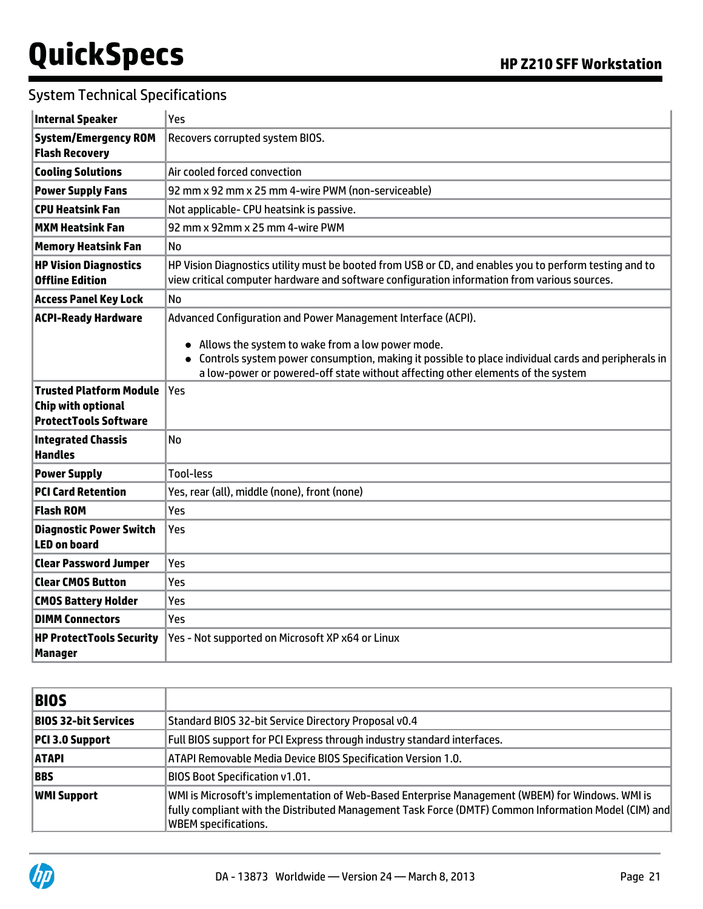## System Technical Specifications

| | |
|---|---|
| **Internal Speaker** | Yes |
| **System/Emergency ROM Flash Recovery** | Recovers corrupted system BIOS. |
| **Cooling Solutions** | Air cooled forced convection |
| **Power Supply Fans** | 92 mm x 92 mm x 25 mm 4-wire PWM (non-serviceable) |
| **CPU Heatsink Fan** | Not applicable- CPU heatsink is passive. |
| **MXM Heatsink Fan** | 92 mm x 92mm x 25 mm 4-wire PWM |
| **Memory Heatsink Fan** | No |
| **HP Vision Diagnostics Offline Edition** | HP Vision Diagnostics utility must be booted from USB or CD, and enables you to perform testing and to view critical computer hardware and software configuration information from various sources. |
| **Access Panel Key Lock** | No |
| **ACPI-Ready Hardware** | Advanced Configuration and Power Management Interface (ACPI).<br>• Allows the system to wake from a low power mode.<br>• Controls system power consumption, making it possible to place individual cards and peripherals in a low-power or powered-off state without affecting other elements of the system |
| **Trusted Platform Module Chip with optional ProtectTools Software** | Yes |
| **Integrated Chassis Handles** | No |
| **Power Supply** | Tool-less |
| **PCI Card Retention** | Yes, rear (all), middle (none), front (none) |
| **Flash ROM** | Yes |
| **Diagnostic Power Switch LED on board** | Yes |
| **Clear Password Jumper** | Yes |
| **Clear CMOS Button** | Yes |
| **CMOS Battery Holder** | Yes |
| **DIMM Connectors** | Yes |
| **HP ProtectTools Security Manager** | Yes - Not supported on Microsoft XP x64 or Linux |

| **BIOS** | |
|---|---|
| **BIOS 32-bit Services** | Standard BIOS 32-bit Service Directory Proposal v0.4 |
| **PCI 3.0 Support** | Full BIOS support for PCI Express through industry standard interfaces. |
| **ATAPI** | ATAPI Removable Media Device BIOS Specification Version 1.0. |
| **BBS** | BIOS Boot Specification v1.01. |
| **WMI Support** | WMI is Microsoft's implementation of Web-Based Enterprise Management (WBEM) for Windows. WMI is fully compliant with the Distributed Management Task Force (DMTF) Common Information Model (CIM) and WBEM specifications. |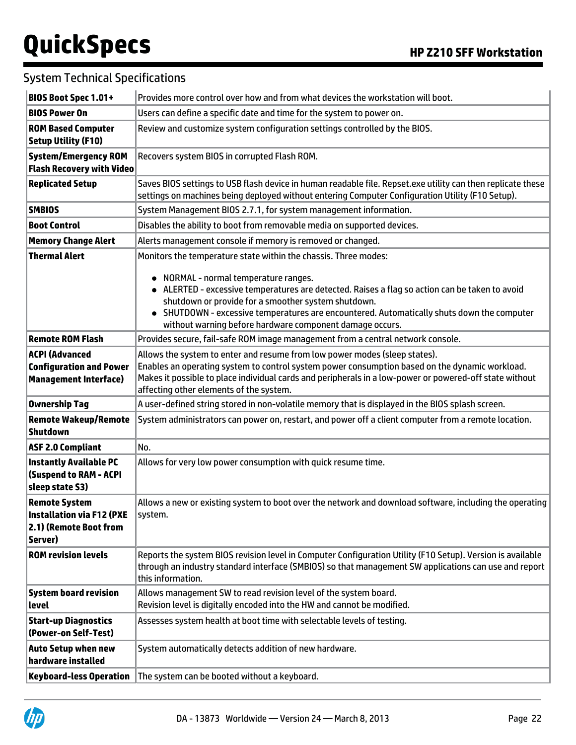## System Technical Specifications

| | |
|---|---|
| **BIOS Boot Spec 1.01+** | Provides more control over how and from what devices the workstation will boot. |
| **BIOS Power On** | Users can define a specific date and time for the system to power on. |
| **ROM Based Computer Setup Utility (F10)** | Review and customize system configuration settings controlled by the BIOS. |
| **System/Emergency ROM Flash Recovery with Video** | Recovers system BIOS in corrupted Flash ROM. |
| **Replicated Setup** | Saves BIOS settings to USB flash device in human readable file. Repset.exe utility can then replicate these settings on machines being deployed without entering Computer Configuration Utility (F10 Setup). |
| **SMBIOS** | System Management BIOS 2.7.1, for system management information. |
| **Boot Control** | Disables the ability to boot from removable media on supported devices. |
| **Memory Change Alert** | Alerts management console if memory is removed or changed. |
| **Thermal Alert** | Monitors the temperature state within the chassis. Three modes:<br>• NORMAL - normal temperature ranges.<br>• ALERTED - excessive temperatures are detected. Raises a flag so action can be taken to avoid shutdown or provide for a smoother system shutdown.<br>• SHUTDOWN - excessive temperatures are encountered. Automatically shuts down the computer without warning before hardware component damage occurs. |
| **Remote ROM Flash** | Provides secure, fail-safe ROM image management from a central network console. |
| **ACPI (Advanced Configuration and Power Management Interface)** | Allows the system to enter and resume from low power modes (sleep states).<br>Enables an operating system to control system power consumption based on the dynamic workload.<br>Makes it possible to place individual cards and peripherals in a low-power or powered-off state without affecting other elements of the system. |
| **Ownership Tag** | A user-defined string stored in non-volatile memory that is displayed in the BIOS splash screen. |
| **Remote Wakeup/Remote Shutdown** | System administrators can power on, restart, and power off a client computer from a remote location. |
| **ASF 2.0 Compliant** | No. |
| **Instantly Available PC (Suspend to RAM - ACPI sleep state S3)** | Allows for very low power consumption with quick resume time. |
| **Remote System Installation via F12 (PXE 2.1) (Remote Boot from Server)** | Allows a new or existing system to boot over the network and download software, including the operating system. |
| **ROM revision levels** | Reports the system BIOS revision level in Computer Configuration Utility (F10 Setup). Version is available through an industry standard interface (SMBIOS) so that management SW applications can use and report this information. |
| **System board revision level** | Allows management SW to read revision level of the system board.<br>Revision level is digitally encoded into the HW and cannot be modified. |
| **Start-up Diagnostics (Power-on Self-Test)** | Assesses system health at boot time with selectable levels of testing. |
| **Auto Setup when new hardware installed** | System automatically detects addition of new hardware. |
| **Keyboard-less Operation** | The system can be booted without a keyboard. |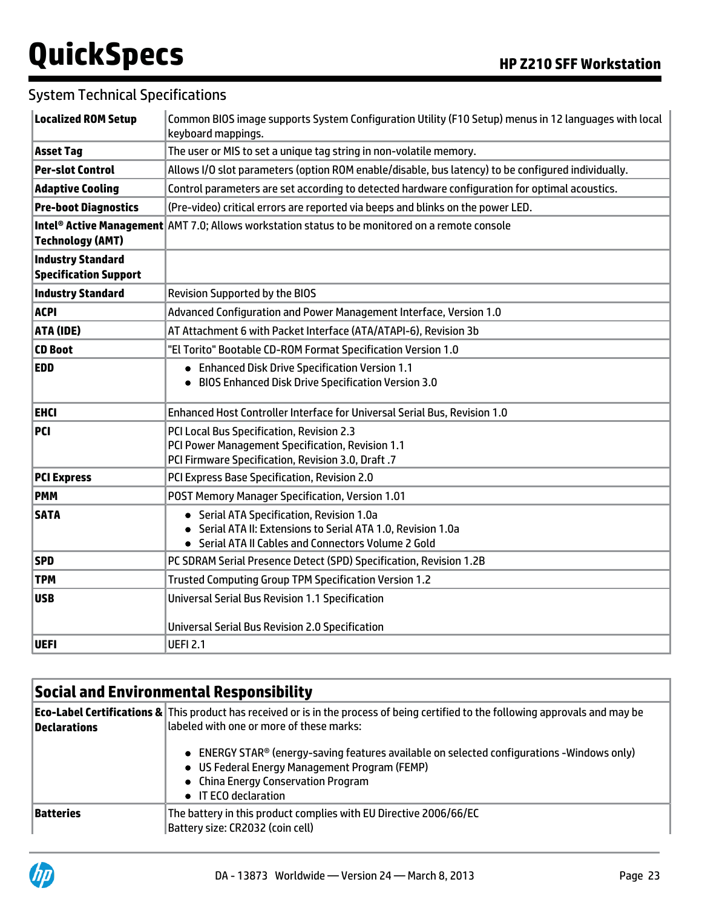## System Technical Specifications

| | |
|---|---|
| **Localized ROM Setup** | Common BIOS image supports System Configuration Utility (F10 Setup) menus in 12 languages with local keyboard mappings. |
| **Asset Tag** | The user or MIS to set a unique tag string in non-volatile memory. |
| **Per-slot Control** | Allows I/O slot parameters (option ROM enable/disable, bus latency) to be configured individually. |
| **Adaptive Cooling** | Control parameters are set according to detected hardware configuration for optimal acoustics. |
| **Pre-boot Diagnostics** | (Pre-video) critical errors are reported via beeps and blinks on the power LED. |
| **Intel® Active Management Technology (AMT)** | AMT 7.0; Allows workstation status to be monitored on a remote console |
| **Industry Standard Specification Support** | |
| **Industry Standard** | Revision Supported by the BIOS |
| **ACPI** | Advanced Configuration and Power Management Interface, Version 1.0 |
| **ATA (IDE)** | AT Attachment 6 with Packet Interface (ATA/ATAPI-6), Revision 3b |
| **CD Boot** | "El Torito" Bootable CD-ROM Format Specification Version 1.0 |
| **EDD** | • Enhanced Disk Drive Specification Version 1.1<br>• BIOS Enhanced Disk Drive Specification Version 3.0 |
| **EHCI** | Enhanced Host Controller Interface for Universal Serial Bus, Revision 1.0 |
| **PCI** | PCI Local Bus Specification, Revision 2.3<br>PCI Power Management Specification, Revision 1.1<br>PCI Firmware Specification, Revision 3.0, Draft .7 |
| **PCI Express** | PCI Express Base Specification, Revision 2.0 |
| **PMM** | POST Memory Manager Specification, Version 1.01 |
| **SATA** | • Serial ATA Specification, Revision 1.0a<br>• Serial ATA II: Extensions to Serial ATA 1.0, Revision 1.0a<br>• Serial ATA II Cables and Connectors Volume 2 Gold |
| **SPD** | PC SDRAM Serial Presence Detect (SPD) Specification, Revision 1.2B |
| **TPM** | Trusted Computing Group TPM Specification Version 1.2 |
| **USB** | Universal Serial Bus Revision 1.1 Specification<br><br>Universal Serial Bus Revision 2.0 Specification |
| **UEFI** | UEFI 2.1 |

## Social and Environmental Responsibility

| | |
|---|---|
| **Eco-Label Certifications & Declarations** | This product has received or is in the process of being certified to the following approvals and may be labeled with one or more of these marks:<br><br>• ENERGY STAR® (energy-saving features available on selected configurations -Windows only)<br>• US Federal Energy Management Program (FEMP)<br>• China Energy Conservation Program<br>• IT ECO declaration |
| **Batteries** | The battery in this product complies with EU Directive 2006/66/EC<br>Battery size: CR2032 (coin cell) |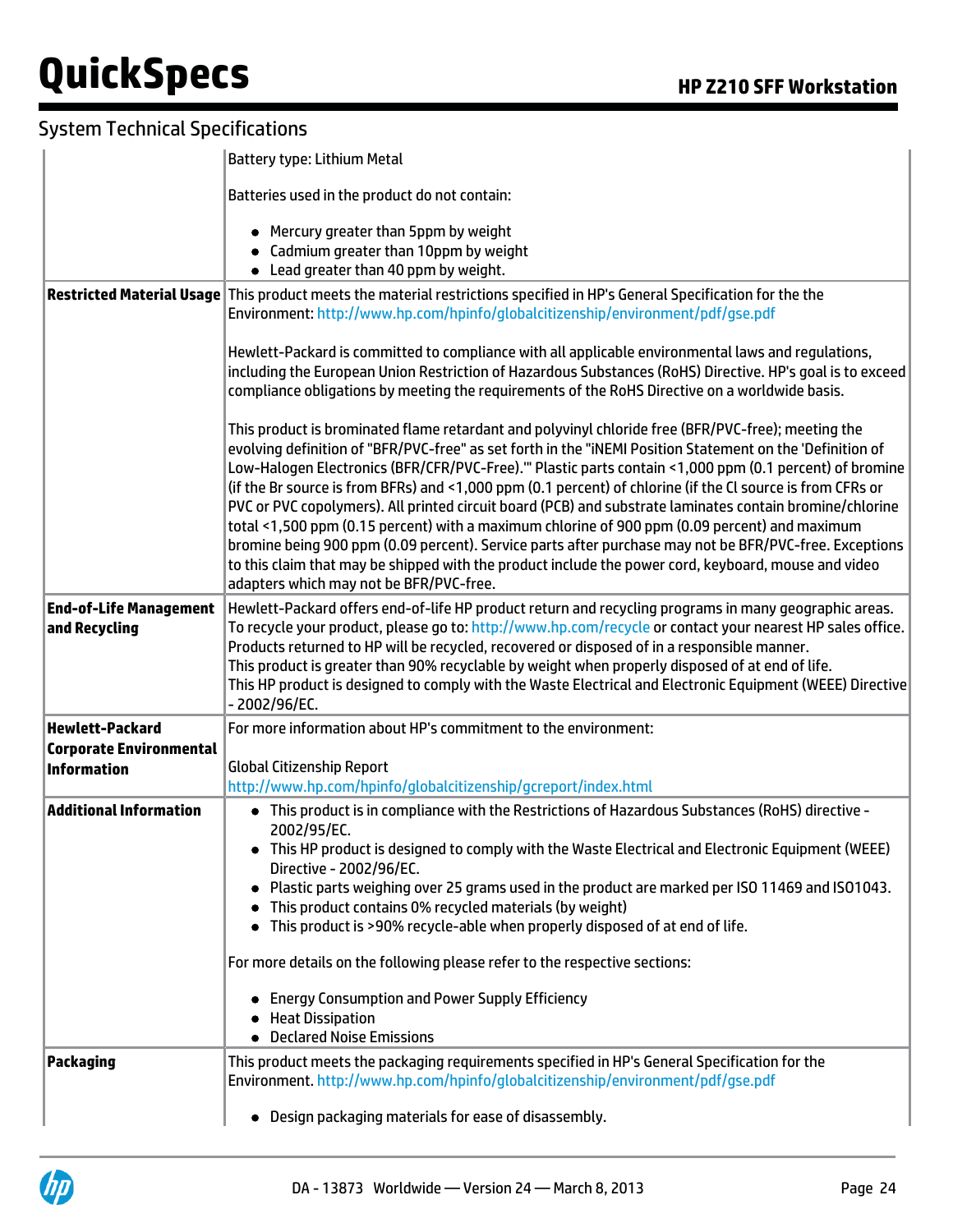## System Technical Specifications

| | |
|---|---|
| | Battery type: Lithium Metal<br><br>Batteries used in the product do not contain:<br><br>• Mercury greater than 5ppm by weight<br>• Cadmium greater than 10ppm by weight<br>• Lead greater than 40 ppm by weight. |
| **Restricted Material Usage** | This product meets the material restrictions specified in HP's General Specification for the the Environment: http://www.hp.com/hpinfo/globalcitizenship/environment/pdf/gse.pdf<br><br>Hewlett-Packard is committed to compliance with all applicable environmental laws and regulations, including the European Union Restriction of Hazardous Substances (RoHS) Directive. HP's goal is to exceed compliance obligations by meeting the requirements of the RoHS Directive on a worldwide basis.<br><br>This product is brominated flame retardant and polyvinyl chloride free (BFR/PVC-free); meeting the evolving definition of "BFR/PVC-free" as set forth in the "iNEMI Position Statement on the 'Definition of Low-Halogen Electronics (BFR/CFR/PVC-Free).'" Plastic parts contain <1,000 ppm (0.1 percent) of bromine (if the Br source is from BFRs) and <1,000 ppm (0.1 percent) of chlorine (if the Cl source is from CFRs or PVC or PVC copolymers). All printed circuit board (PCB) and substrate laminates contain bromine/chlorine total <1,500 ppm (0.15 percent) with a maximum chlorine of 900 ppm (0.09 percent) and maximum bromine being 900 ppm (0.09 percent). Service parts after purchase may not be BFR/PVC-free. Exceptions to this claim that may be shipped with the product include the power cord, keyboard, mouse and video adapters which may not be BFR/PVC-free. |
| **End-of-Life Management and Recycling** | Hewlett-Packard offers end-of-life HP product return and recycling programs in many geographic areas. To recycle your product, please go to: http://www.hp.com/recycle or contact your nearest HP sales office. Products returned to HP will be recycled, recovered or disposed of in a responsible manner.<br>This product is greater than 90% recyclable by weight when properly disposed of at end of life.<br>This HP product is designed to comply with the Waste Electrical and Electronic Equipment (WEEE) Directive - 2002/96/EC. |
| **Hewlett-Packard Corporate Environmental Information** | For more information about HP's commitment to the environment:<br><br>Global Citizenship Report<br>http://www.hp.com/hpinfo/globalcitizenship/gcreport/index.html |
| **Additional Information** | • This product is in compliance with the Restrictions of Hazardous Substances (RoHS) directive - 2002/95/EC.<br>• This HP product is designed to comply with the Waste Electrical and Electronic Equipment (WEEE) Directive - 2002/96/EC.<br>• Plastic parts weighing over 25 grams used in the product are marked per ISO 11469 and ISO1043.<br>• This product contains 0% recycled materials (by weight)<br>• This product is >90% recycle-able when properly disposed of at end of life.<br><br>For more details on the following please refer to the respective sections:<br><br>• Energy Consumption and Power Supply Efficiency<br>• Heat Dissipation<br>• Declared Noise Emissions |
| **Packaging** | This product meets the packaging requirements specified in HP's General Specification for the Environment. http://www.hp.com/hpinfo/globalcitizenship/environment/pdf/gse.pdf<br><br>• Design packaging materials for ease of disassembly. |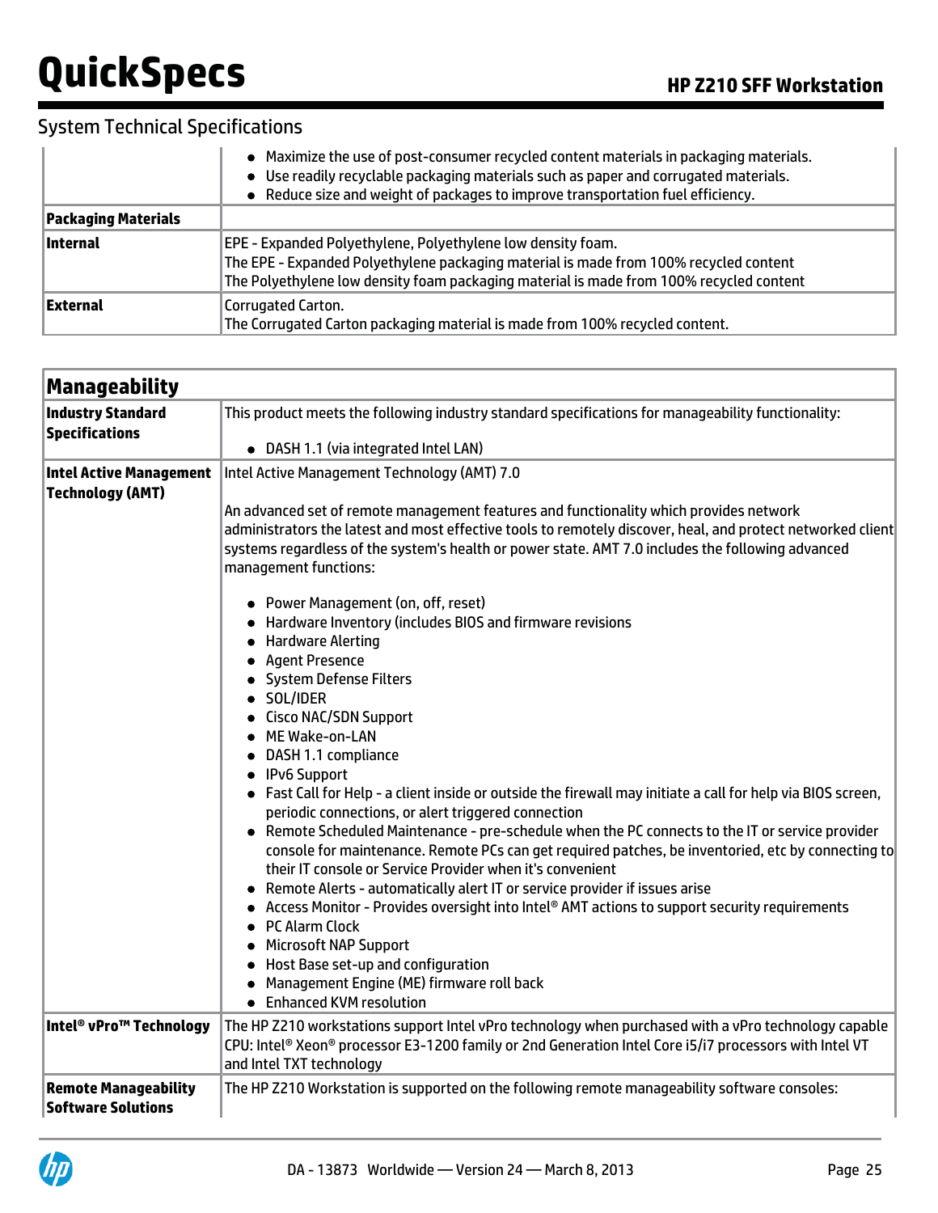## System Technical Specifications

| | |
|---|---|
| | • Maximize the use of post-consumer recycled content materials in packaging materials.<br>• Use readily recyclable packaging materials such as paper and corrugated materials.<br>• Reduce size and weight of packages to improve transportation fuel efficiency. |
| **Packaging Materials** | |
| **Internal** | EPE - Expanded Polyethylene, Polyethylene low density foam.<br>The EPE - Expanded Polyethylene packaging material is made from 100% recycled content<br>The Polyethylene low density foam packaging material is made from 100% recycled content |
| **External** | Corrugated Carton.<br>The Corrugated Carton packaging material is made from 100% recycled content. |

| **Manageability** | |
|---|---|
| **Industry Standard Specifications** | This product meets the following industry standard specifications for manageability functionality:<br><br>• DASH 1.1 (via integrated Intel LAN) |
| **Intel Active Management Technology (AMT)** | Intel Active Management Technology (AMT) 7.0<br><br>An advanced set of remote management features and functionality which provides network administrators the latest and most effective tools to remotely discover, heal, and protect networked client systems regardless of the system's health or power state. AMT 7.0 includes the following advanced management functions:<br><br>• Power Management (on, off, reset)<br>• Hardware Inventory (includes BIOS and firmware revisions<br>• Hardware Alerting<br>• Agent Presence<br>• System Defense Filters<br>• SOL/IDER<br>• Cisco NAC/SDN Support<br>• ME Wake-on-LAN<br>• DASH 1.1 compliance<br>• IPv6 Support<br>• Fast Call for Help - a client inside or outside the firewall may initiate a call for help via BIOS screen, periodic connections, or alert triggered connection<br>• Remote Scheduled Maintenance - pre-schedule when the PC connects to the IT or service provider console for maintenance. Remote PCs can get required patches, be inventoried, etc by connecting to their IT console or Service Provider when it's convenient<br>• Remote Alerts - automatically alert IT or service provider if issues arise<br>• Access Monitor - Provides oversight into Intel® AMT actions to support security requirements<br>• PC Alarm Clock<br>• Microsoft NAP Support<br>• Host Base set-up and configuration<br>• Management Engine (ME) firmware roll back<br>• Enhanced KVM resolution |
| **Intel® vPro™ Technology** | The HP Z210 workstations support Intel vPro technology when purchased with a vPro technology capable CPU: Intel® Xeon® processor E3-1200 family or 2nd Generation Intel Core i5/i7 processors with Intel VT and Intel TXT technology |
| **Remote Manageability Software Solutions** | The HP Z210 Workstation is supported on the following remote manageability software consoles: |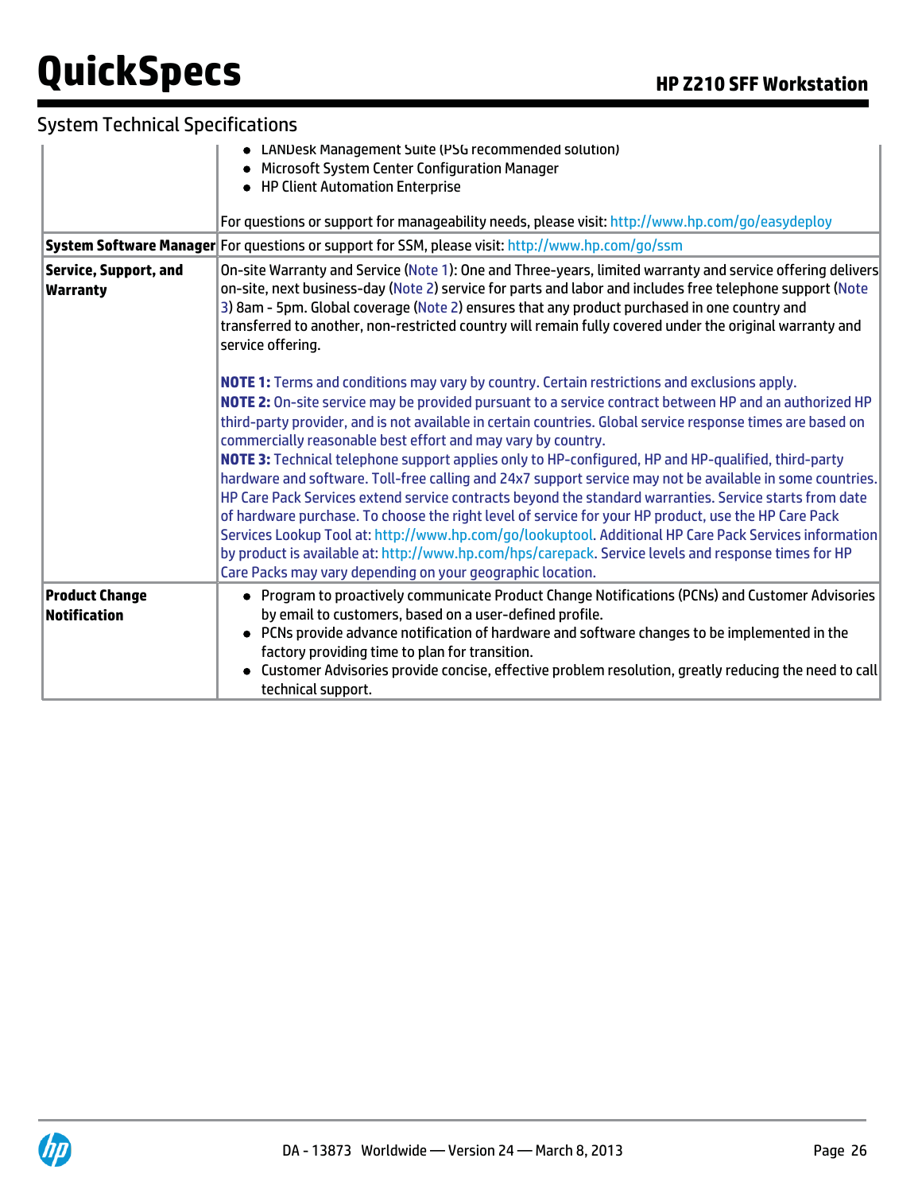## System Technical Specifications

| | |
|---|---|
| | • LANDesk Management Suite (PSG recommended solution)<br>• Microsoft System Center Configuration Manager<br>• HP Client Automation Enterprise<br><br>For questions or support for manageability needs, please visit: http://www.hp.com/go/easydeploy |
| **System Software Manager** | For questions or support for SSM, please visit: http://www.hp.com/go/ssm |
| **Service, Support, and Warranty** | On-site Warranty and Service (Note 1): One and Three-years, limited warranty and service offering delivers on-site, next business-day (Note 2) service for parts and labor and includes free telephone support (Note 3) 8am - 5pm. Global coverage (Note 2) ensures that any product purchased in one country and transferred to another, non-restricted country will remain fully covered under the original warranty and service offering.<br><br>**NOTE 1:** Terms and conditions may vary by country. Certain restrictions and exclusions apply.<br>**NOTE 2:** On-site service may be provided pursuant to a service contract between HP and an authorized HP third-party provider, and is not available in certain countries. Global service response times are based on commercially reasonable best effort and may vary by country.<br>**NOTE 3:** Technical telephone support applies only to HP-configured, HP and HP-qualified, third-party hardware and software. Toll-free calling and 24x7 support service may not be available in some countries. HP Care Pack Services extend service contracts beyond the standard warranties. Service starts from date of hardware purchase. To choose the right level of service for your HP product, use the HP Care Pack Services Lookup Tool at: http://www.hp.com/go/lookuptool. Additional HP Care Pack Services information by product is available at: http://www.hp.com/hps/carepack. Service levels and response times for HP Care Packs may vary depending on your geographic location. |
| **Product Change Notification** | • Program to proactively communicate Product Change Notifications (PCNs) and Customer Advisories by email to customers, based on a user-defined profile.<br>• PCNs provide advance notification of hardware and software changes to be implemented in the factory providing time to plan for transition.<br>• Customer Advisories provide concise, effective problem resolution, greatly reducing the need to call technical support. |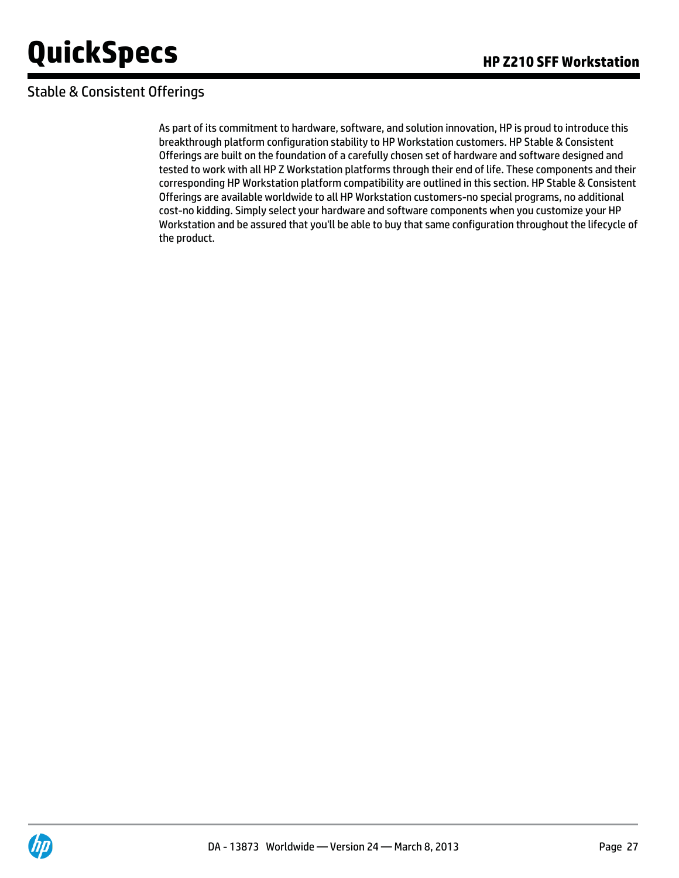## Stable & Consistent Offerings

As part of its commitment to hardware, software, and solution innovation, HP is proud to introduce this breakthrough platform configuration stability to HP Workstation customers. HP Stable & Consistent Offerings are built on the foundation of a carefully chosen set of hardware and software designed and tested to work with all HP Z Workstation platforms through their end of life. These components and their corresponding HP Workstation platform compatibility are outlined in this section. HP Stable & Consistent Offerings are available worldwide to all HP Workstation customers-no special programs, no additional cost-no kidding. Simply select your hardware and software components when you customize your HP Workstation and be assured that you'll be able to buy that same configuration throughout the lifecycle of the product.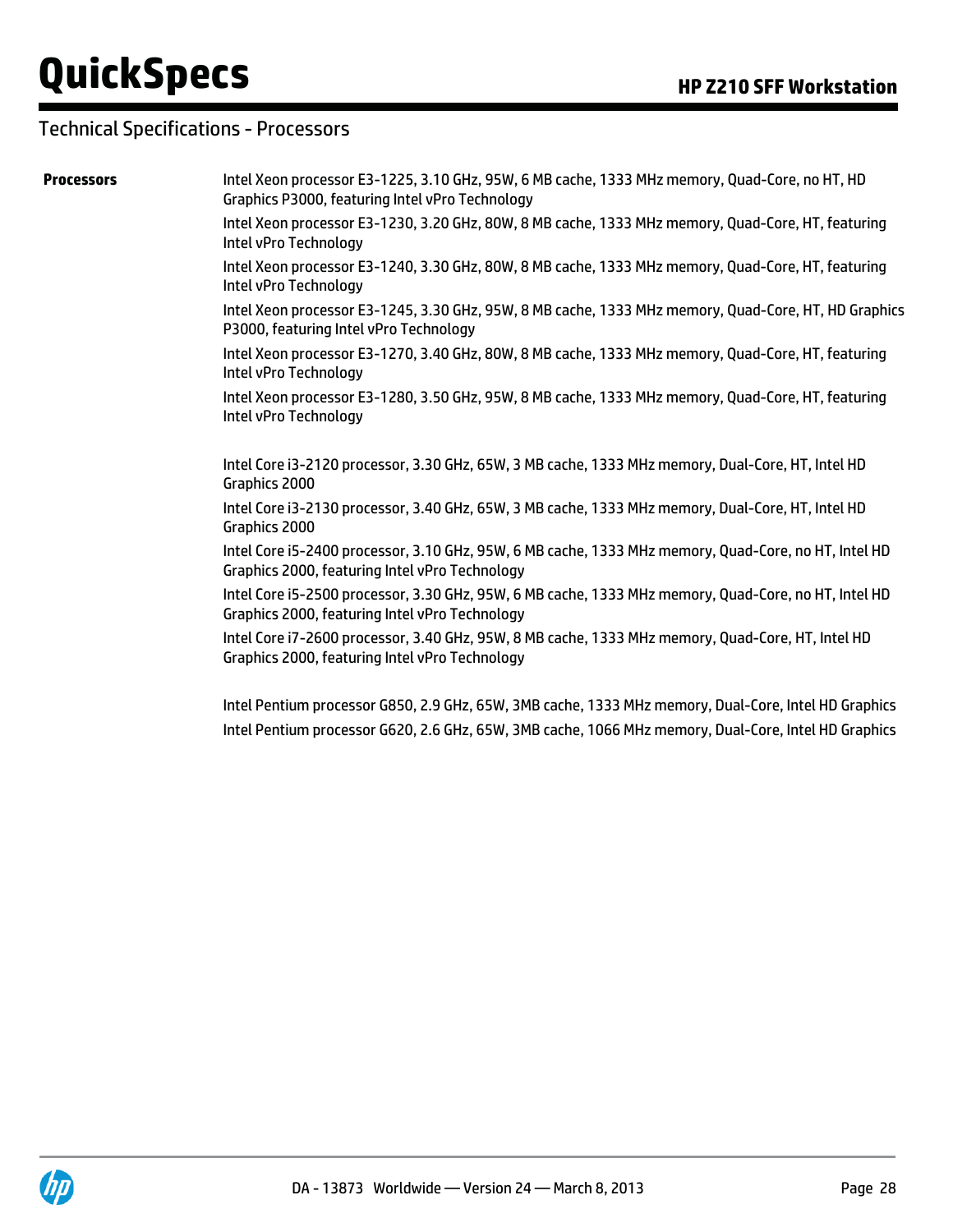## Technical Specifications - Processors

**Processors**

Intel Xeon processor E3-1225, 3.10 GHz, 95W, 6 MB cache, 1333 MHz memory, Quad-Core, no HT, HD Graphics P3000, featuring Intel vPro Technology

Intel Xeon processor E3-1230, 3.20 GHz, 80W, 8 MB cache, 1333 MHz memory, Quad-Core, HT, featuring Intel vPro Technology

Intel Xeon processor E3-1240, 3.30 GHz, 80W, 8 MB cache, 1333 MHz memory, Quad-Core, HT, featuring Intel vPro Technology

Intel Xeon processor E3-1245, 3.30 GHz, 95W, 8 MB cache, 1333 MHz memory, Quad-Core, HT, HD Graphics P3000, featuring Intel vPro Technology

Intel Xeon processor E3-1270, 3.40 GHz, 80W, 8 MB cache, 1333 MHz memory, Quad-Core, HT, featuring Intel vPro Technology

Intel Xeon processor E3-1280, 3.50 GHz, 95W, 8 MB cache, 1333 MHz memory, Quad-Core, HT, featuring Intel vPro Technology

Intel Core i3-2120 processor, 3.30 GHz, 65W, 3 MB cache, 1333 MHz memory, Dual-Core, HT, Intel HD Graphics 2000

Intel Core i3-2130 processor, 3.40 GHz, 65W, 3 MB cache, 1333 MHz memory, Dual-Core, HT, Intel HD Graphics 2000

Intel Core i5-2400 processor, 3.10 GHz, 95W, 6 MB cache, 1333 MHz memory, Quad-Core, no HT, Intel HD Graphics 2000, featuring Intel vPro Technology

Intel Core i5-2500 processor, 3.30 GHz, 95W, 6 MB cache, 1333 MHz memory, Quad-Core, no HT, Intel HD Graphics 2000, featuring Intel vPro Technology

Intel Core i7-2600 processor, 3.40 GHz, 95W, 8 MB cache, 1333 MHz memory, Quad-Core, HT, Intel HD Graphics 2000, featuring Intel vPro Technology

Intel Pentium processor G850, 2.9 GHz, 65W, 3MB cache, 1333 MHz memory, Dual-Core, Intel HD Graphics

Intel Pentium processor G620, 2.6 GHz, 65W, 3MB cache, 1066 MHz memory, Dual-Core, Intel HD Graphics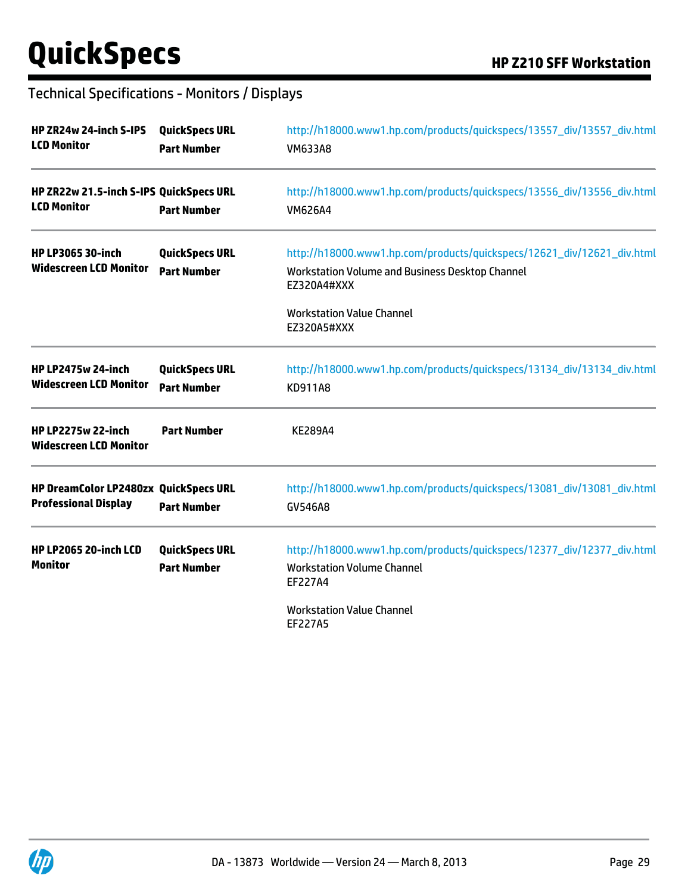## Technical Specifications - Monitors / Displays

| | | |
|---|---|---|
| **HP ZR24w 24-inch S-IPS LCD Monitor** | **QuickSpecs URL** | http://h18000.www1.hp.com/products/quickspecs/13557_div/13557_div.html |
| | **Part Number** | VM633A8 |
| **HP ZR22w 21.5-inch S-IPS LCD Monitor** | **QuickSpecs URL** | http://h18000.www1.hp.com/products/quickspecs/13556_div/13556_div.html |
| | **Part Number** | VM626A4 |
| **HP LP3065 30-inch Widescreen LCD Monitor** | **QuickSpecs URL** | http://h18000.www1.hp.com/products/quickspecs/12621_div/12621_div.html |
| | **Part Number** | Workstation Volume and Business Desktop Channel<br>EZ320A4#XXX<br><br>Workstation Value Channel<br>EZ320A5#XXX |
| **HP LP2475w 24-inch Widescreen LCD Monitor** | **QuickSpecs URL** | http://h18000.www1.hp.com/products/quickspecs/13134_div/13134_div.html |
| | **Part Number** | KD911A8 |
| **HP LP2275w 22-inch Widescreen LCD Monitor** | **Part Number** | KE289A4 |
| **HP DreamColor LP2480zx Professional Display** | **QuickSpecs URL** | http://h18000.www1.hp.com/products/quickspecs/13081_div/13081_div.html |
| | **Part Number** | GV546A8 |
| **HP LP2065 20-inch LCD Monitor** | **QuickSpecs URL** | http://h18000.www1.hp.com/products/quickspecs/12377_div/12377_div.html |
| | **Part Number** | Workstation Volume Channel<br>EF227A4<br><br>Workstation Value Channel<br>EF227A5 |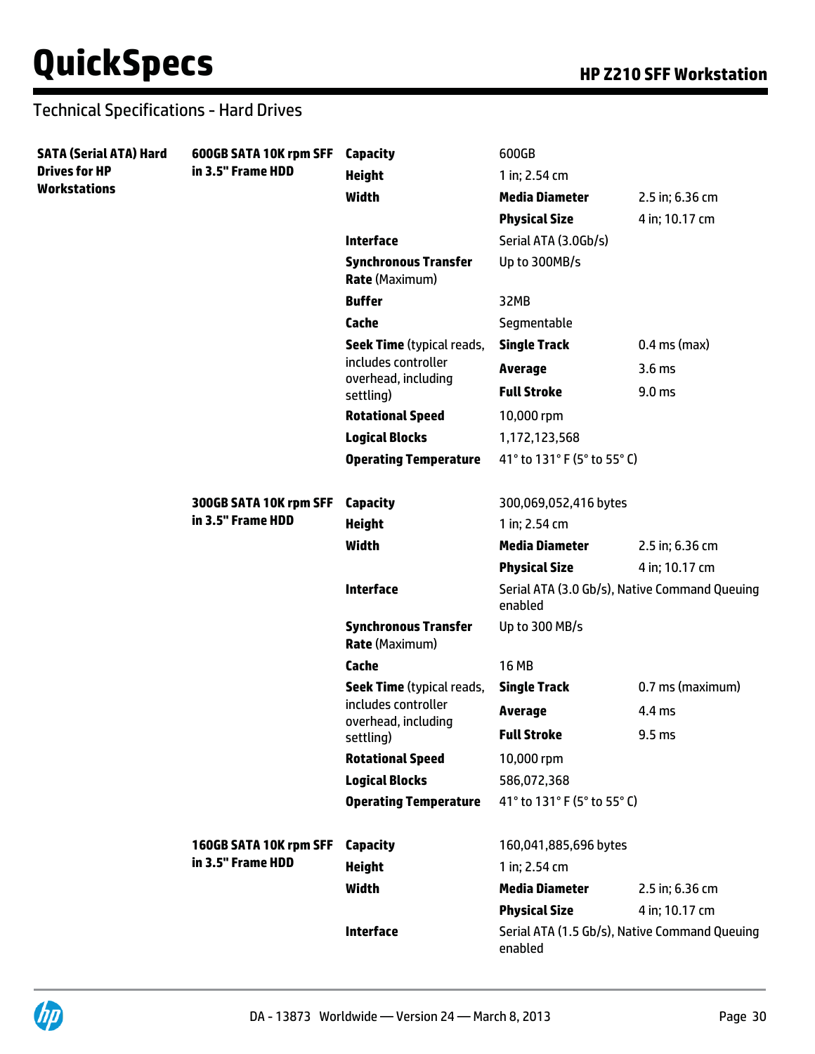## Technical Specifications - Hard Drives

| | | | | |
|---|---|---|---|---|
| **SATA (Serial ATA) Hard Drives for HP Workstations** | **600GB SATA 10K rpm SFF in 3.5" Frame HDD** | **Capacity** | 600GB | |
| | | **Height** | 1 in; 2.54 cm | |
| | | **Width** | **Media Diameter** | 2.5 in; 6.36 cm |
| | | | **Physical Size** | 4 in; 10.17 cm |
| | | **Interface** | Serial ATA (3.0Gb/s) | |
| | | **Synchronous Transfer Rate** (Maximum) | Up to 300MB/s | |
| | | **Buffer** | 32MB | |
| | | **Cache** | Segmentable | |
| | | **Seek Time** (typical reads, includes controller overhead, including settling) | **Single Track** | 0.4 ms (max) |
| | | | **Average** | 3.6 ms |
| | | | **Full Stroke** | 9.0 ms |
| | | **Rotational Speed** | 10,000 rpm | |
| | | **Logical Blocks** | 1,172,123,568 | |
| | | **Operating Temperature** | 41° to 131° F (5° to 55° C) | |
| | **300GB SATA 10K rpm SFF in 3.5" Frame HDD** | **Capacity** | 300,069,052,416 bytes | |
| | | **Height** | 1 in; 2.54 cm | |
| | | **Width** | **Media Diameter** | 2.5 in; 6.36 cm |
| | | | **Physical Size** | 4 in; 10.17 cm |
| | | **Interface** | Serial ATA (3.0 Gb/s), Native Command Queuing enabled | |
| | | **Synchronous Transfer Rate** (Maximum) | Up to 300 MB/s | |
| | | **Cache** | 16 MB | |
| | | **Seek Time** (typical reads, includes controller overhead, including settling) | **Single Track** | 0.7 ms (maximum) |
| | | | **Average** | 4.4 ms |
| | | | **Full Stroke** | 9.5 ms |
| | | **Rotational Speed** | 10,000 rpm | |
| | | **Logical Blocks** | 586,072,368 | |
| | | **Operating Temperature** | 41° to 131° F (5° to 55° C) | |
| | **160GB SATA 10K rpm SFF in 3.5" Frame HDD** | **Capacity** | 160,041,885,696 bytes | |
| | | **Height** | 1 in; 2.54 cm | |
| | | **Width** | **Media Diameter** | 2.5 in; 6.36 cm |
| | | | **Physical Size** | 4 in; 10.17 cm |
| | | **Interface** | Serial ATA (1.5 Gb/s), Native Command Queuing enabled | |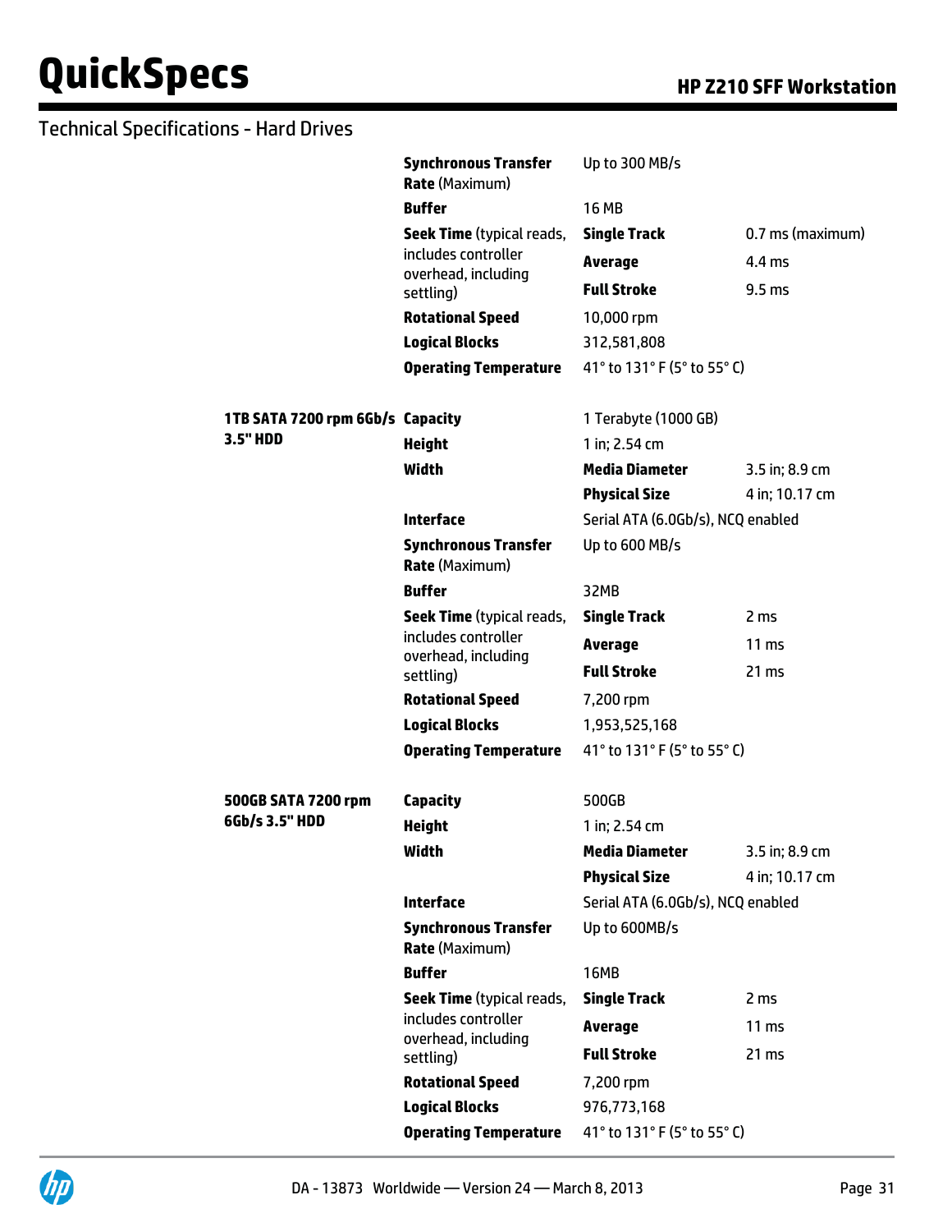## Technical Specifications - Hard Drives

| | | | |
|---|---|---|---|
| | **Synchronous Transfer Rate** (Maximum) | Up to 300 MB/s | |
| | **Buffer** | 16 MB | |
| | **Seek Time** (typical reads, includes controller overhead, including settling) | **Single Track** | 0.7 ms (maximum) |
| | | **Average** | 4.4 ms |
| | | **Full Stroke** | 9.5 ms |
| | **Rotational Speed** | 10,000 rpm | |
| | **Logical Blocks** | 312,581,808 | |
| | **Operating Temperature** | 41° to 131° F (5° to 55° C) | |
| **1TB SATA 7200 rpm 6Gb/s 3.5" HDD** | **Capacity** | 1 Terabyte (1000 GB) | |
| | **Height** | 1 in; 2.54 cm | |
| | **Width** | **Media Diameter** | 3.5 in; 8.9 cm |
| | | **Physical Size** | 4 in; 10.17 cm |
| | **Interface** | Serial ATA (6.0Gb/s), NCQ enabled | |
| | **Synchronous Transfer Rate** (Maximum) | Up to 600 MB/s | |
| | **Buffer** | 32MB | |
| | **Seek Time** (typical reads, includes controller overhead, including settling) | **Single Track** | 2 ms |
| | | **Average** | 11 ms |
| | | **Full Stroke** | 21 ms |
| | **Rotational Speed** | 7,200 rpm | |
| | **Logical Blocks** | 1,953,525,168 | |
| | **Operating Temperature** | 41° to 131° F (5° to 55° C) | |
| **500GB SATA 7200 rpm 6Gb/s 3.5" HDD** | **Capacity** | 500GB | |
| | **Height** | 1 in; 2.54 cm | |
| | **Width** | **Media Diameter** | 3.5 in; 8.9 cm |
| | | **Physical Size** | 4 in; 10.17 cm |
| | **Interface** | Serial ATA (6.0Gb/s), NCQ enabled | |
| | **Synchronous Transfer Rate** (Maximum) | Up to 600MB/s | |
| | **Buffer** | 16MB | |
| | **Seek Time** (typical reads, includes controller overhead, including settling) | **Single Track** | 2 ms |
| | | **Average** | 11 ms |
| | | **Full Stroke** | 21 ms |
| | **Rotational Speed** | 7,200 rpm | |
| | **Logical Blocks** | 976,773,168 | |
| | **Operating Temperature** | 41° to 131° F (5° to 55° C) | |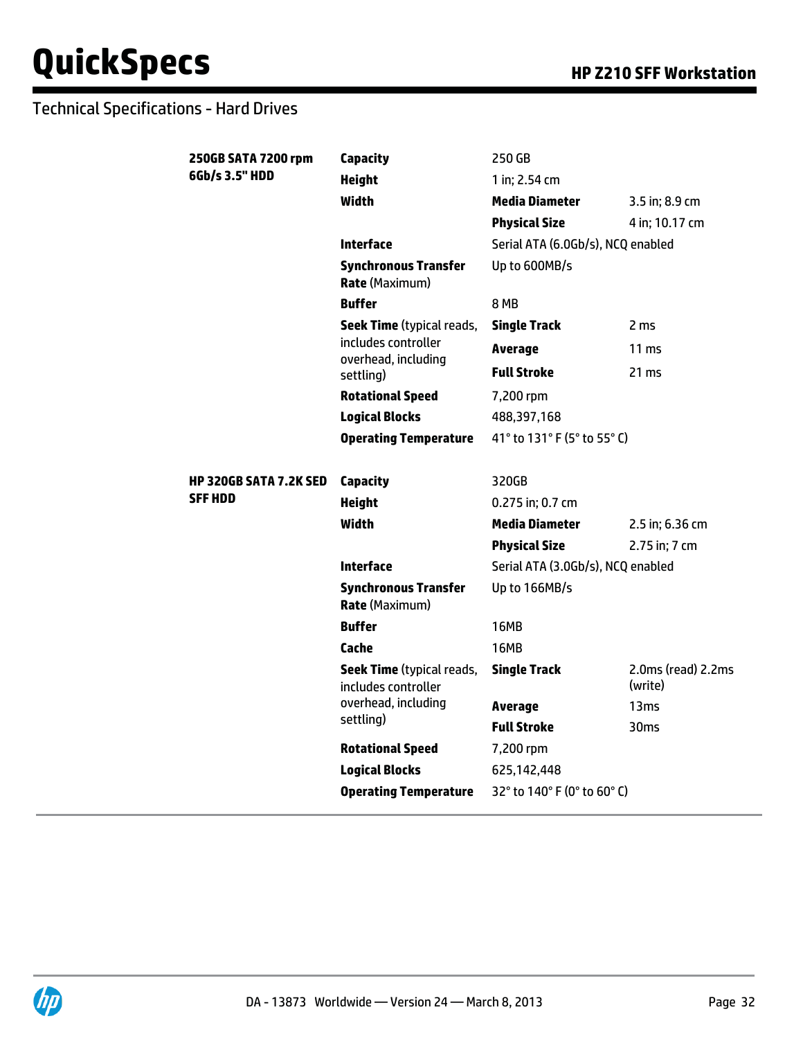## Technical Specifications - Hard Drives

| | | | |
|---|---|---|---|
| **250GB SATA 7200 rpm 6Gb/s 3.5" HDD** | **Capacity** | 250 GB | |
| | **Height** | 1 in; 2.54 cm | |
| | **Width** | **Media Diameter** | 3.5 in; 8.9 cm |
| | | **Physical Size** | 4 in; 10.17 cm |
| | **Interface** | Serial ATA (6.0Gb/s), NCQ enabled | |
| | **Synchronous Transfer Rate** (Maximum) | Up to 600MB/s | |
| | **Buffer** | 8 MB | |
| | **Seek Time** (typical reads, includes controller overhead, including settling) | **Single Track** | 2 ms |
| | | **Average** | 11 ms |
| | | **Full Stroke** | 21 ms |
| | **Rotational Speed** | 7,200 rpm | |
| | **Logical Blocks** | 488,397,168 | |
| | **Operating Temperature** | 41° to 131° F (5° to 55° C) | |
| **HP 320GB SATA 7.2K SED SFF HDD** | **Capacity** | 320GB | |
| | **Height** | 0.275 in; 0.7 cm | |
| | **Width** | **Media Diameter** | 2.5 in; 6.36 cm |
| | | **Physical Size** | 2.75 in; 7 cm |
| | **Interface** | Serial ATA (3.0Gb/s), NCQ enabled | |
| | **Synchronous Transfer Rate** (Maximum) | Up to 166MB/s | |
| | **Buffer** | 16MB | |
| | **Cache** | 16MB | |
| | **Seek Time** (typical reads, includes controller overhead, including settling) | **Single Track** | 2.0ms (read) 2.2ms (write) |
| | | **Average** | 13ms |
| | | **Full Stroke** | 30ms |
| | **Rotational Speed** | 7,200 rpm | |
| | **Logical Blocks** | 625,142,448 | |
| | **Operating Temperature** | 32° to 140° F (0° to 60° C) | |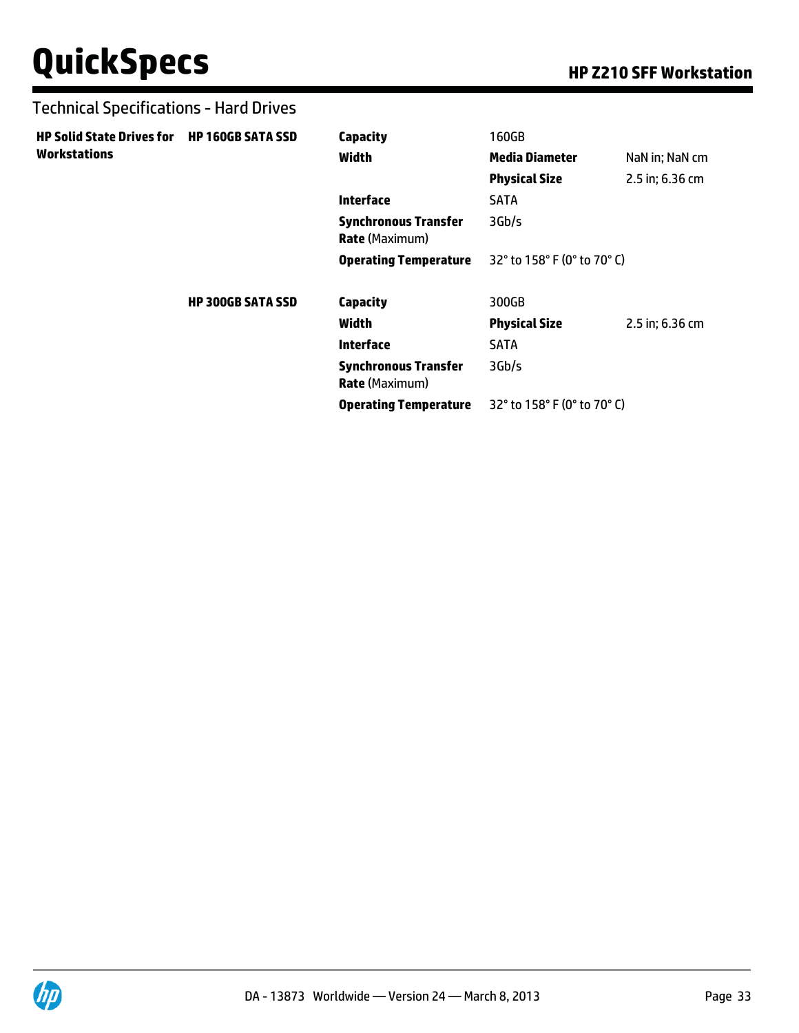## Technical Specifications - Hard Drives

| | | | | |
|---|---|---|---|---|
| **HP Solid State Drives for Workstations** | **HP 160GB SATA SSD** | **Capacity** | 160GB | |
| | | **Width** | **Media Diameter** | NaN in; NaN cm |
| | | | **Physical Size** | 2.5 in; 6.36 cm |
| | | **Interface** | SATA | |
| | | **Synchronous Transfer Rate** (Maximum) | 3Gb/s | |
| | | **Operating Temperature** | 32° to 158° F (0° to 70° C) | |
| | **HP 300GB SATA SSD** | **Capacity** | 300GB | |
| | | **Width** | **Physical Size** | 2.5 in; 6.36 cm |
| | | **Interface** | SATA | |
| | | **Synchronous Transfer Rate** (Maximum) | 3Gb/s | |
| | | **Operating Temperature** | 32° to 158° F (0° to 70° C) | |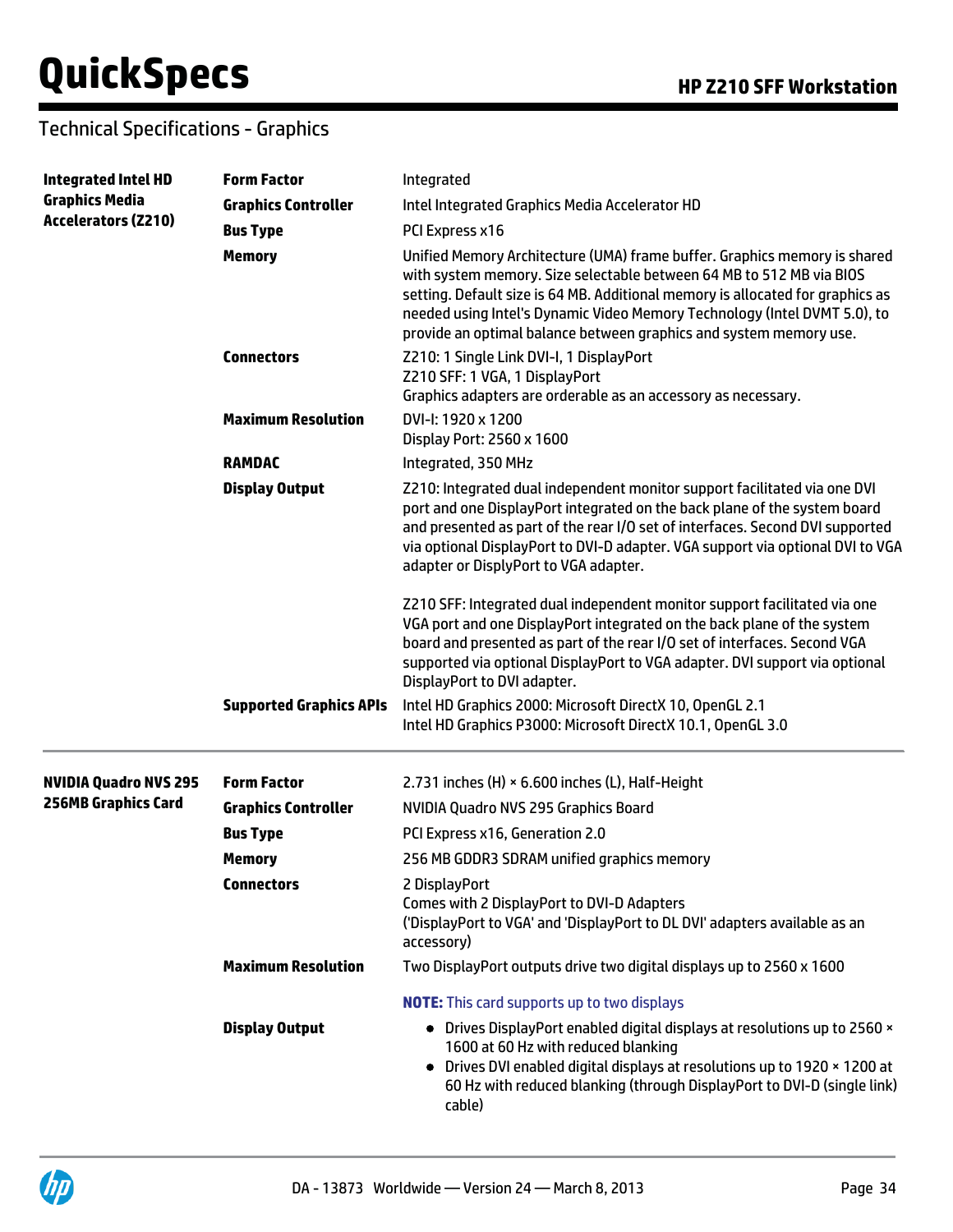## Technical Specifications - Graphics

| | | |
|---|---|---|
| **Integrated Intel HD Graphics Media Accelerators (Z210)** | **Form Factor** | Integrated |
| | **Graphics Controller** | Intel Integrated Graphics Media Accelerator HD |
| | **Bus Type** | PCI Express x16 |
| | **Memory** | Unified Memory Architecture (UMA) frame buffer. Graphics memory is shared with system memory. Size selectable between 64 MB to 512 MB via BIOS setting. Default size is 64 MB. Additional memory is allocated for graphics as needed using Intel's Dynamic Video Memory Technology (Intel DVMT 5.0), to provide an optimal balance between graphics and system memory use. |
| | **Connectors** | Z210: 1 Single Link DVI-I, 1 DisplayPort<br>Z210 SFF: 1 VGA, 1 DisplayPort<br>Graphics adapters are orderable as an accessory as necessary. |
| | **Maximum Resolution** | DVI-I: 1920 x 1200<br>Display Port: 2560 x 1600 |
| | **RAMDAC** | Integrated, 350 MHz |
| | **Display Output** | Z210: Integrated dual independent monitor support facilitated via one DVI port and one DisplayPort integrated on the back plane of the system board and presented as part of the rear I/O set of interfaces. Second DVI supported via optional DisplayPort to DVI-D adapter. VGA support via optional DVI to VGA adapter or DisplyPort to VGA adapter.<br><br>Z210 SFF: Integrated dual independent monitor support facilitated via one VGA port and one DisplayPort integrated on the back plane of the system board and presented as part of the rear I/O set of interfaces. Second VGA supported via optional DisplayPort to VGA adapter. DVI support via optional DisplayPort to DVI adapter. |
| | **Supported Graphics APIs** | Intel HD Graphics 2000: Microsoft DirectX 10, OpenGL 2.1<br>Intel HD Graphics P3000: Microsoft DirectX 10.1, OpenGL 3.0 |

| | | |
|---|---|---|
| **NVIDIA Quadro NVS 295 256MB Graphics Card** | **Form Factor** | 2.731 inches (H) × 6.600 inches (L), Half-Height |
| | **Graphics Controller** | NVIDIA Quadro NVS 295 Graphics Board |
| | **Bus Type** | PCI Express x16, Generation 2.0 |
| | **Memory** | 256 MB GDDR3 SDRAM unified graphics memory |
| | **Connectors** | 2 DisplayPort<br>Comes with 2 DisplayPort to DVI-D Adapters<br>('DisplayPort to VGA' and 'DisplayPort to DL DVI' adapters available as an accessory) |
| | **Maximum Resolution** | Two DisplayPort outputs drive two digital displays up to 2560 x 1600<br><br>**NOTE:** This card supports up to two displays |
| | **Display Output** | • Drives DisplayPort enabled digital displays at resolutions up to 2560 × 1600 at 60 Hz with reduced blanking<br>• Drives DVI enabled digital displays at resolutions up to 1920 × 1200 at 60 Hz with reduced blanking (through DisplayPort to DVI-D (single link) cable) |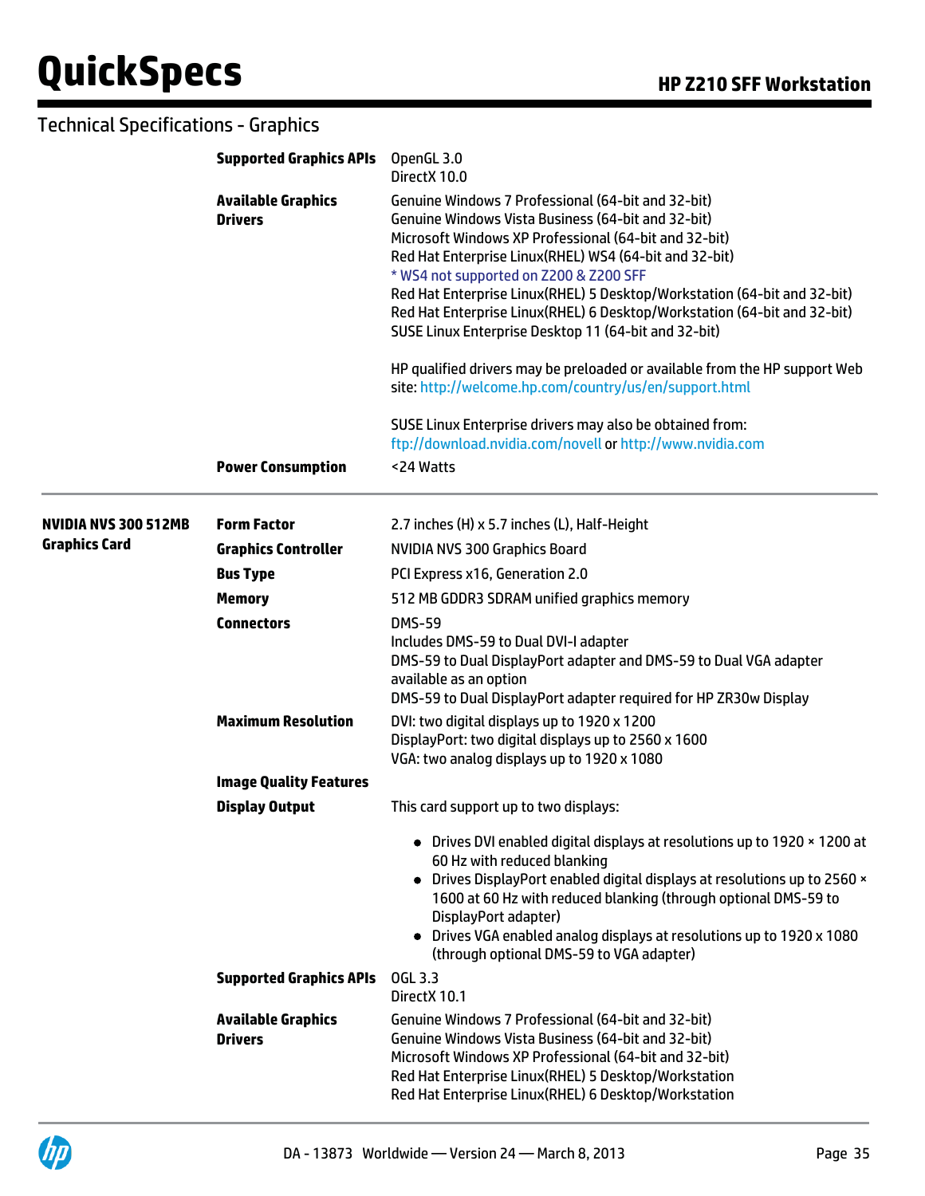## Technical Specifications - Graphics

| | | |
|---|---|---|
| | **Supported Graphics APIs** | OpenGL 3.0<br>DirectX 10.0 |
| | **Available Graphics Drivers** | Genuine Windows 7 Professional (64-bit and 32-bit)<br>Genuine Windows Vista Business (64-bit and 32-bit)<br>Microsoft Windows XP Professional (64-bit and 32-bit)<br>Red Hat Enterprise Linux(RHEL) WS4 (64-bit and 32-bit)<br>* WS4 not supported on Z200 & Z200 SFF<br>Red Hat Enterprise Linux(RHEL) 5 Desktop/Workstation (64-bit and 32-bit)<br>Red Hat Enterprise Linux(RHEL) 6 Desktop/Workstation (64-bit and 32-bit)<br>SUSE Linux Enterprise Desktop 11 (64-bit and 32-bit)<br><br>HP qualified drivers may be preloaded or available from the HP support Web site: http://welcome.hp.com/country/us/en/support.html<br><br>SUSE Linux Enterprise drivers may also be obtained from: ftp://download.nvidia.com/novell or http://www.nvidia.com |
| | **Power Consumption** | <24 Watts |
| **NVIDIA NVS 300 512MB Graphics Card** | **Form Factor** | 2.7 inches (H) x 5.7 inches (L), Half-Height |
| | **Graphics Controller** | NVIDIA NVS 300 Graphics Board |
| | **Bus Type** | PCI Express x16, Generation 2.0 |
| | **Memory** | 512 MB GDDR3 SDRAM unified graphics memory |
| | **Connectors** | DMS-59<br>Includes DMS-59 to Dual DVI-I adapter<br>DMS-59 to Dual DisplayPort adapter and DMS-59 to Dual VGA adapter available as an option<br>DMS-59 to Dual DisplayPort adapter required for HP ZR30w Display |
| | **Maximum Resolution** | DVI: two digital displays up to 1920 x 1200<br>DisplayPort: two digital displays up to 2560 x 1600<br>VGA: two analog displays up to 1920 x 1080 |
| | **Image Quality Features** | |
| | **Display Output** | This card support up to two displays:<br>• Drives DVI enabled digital displays at resolutions up to 1920 × 1200 at 60 Hz with reduced blanking<br>• Drives DisplayPort enabled digital displays at resolutions up to 2560 × 1600 at 60 Hz with reduced blanking (through optional DMS-59 to DisplayPort adapter)<br>• Drives VGA enabled analog displays at resolutions up to 1920 x 1080 (through optional DMS-59 to VGA adapter) |
| | **Supported Graphics APIs** | OGL 3.3<br>DirectX 10.1 |
| | **Available Graphics Drivers** | Genuine Windows 7 Professional (64-bit and 32-bit)<br>Genuine Windows Vista Business (64-bit and 32-bit)<br>Microsoft Windows XP Professional (64-bit and 32-bit)<br>Red Hat Enterprise Linux(RHEL) 5 Desktop/Workstation<br>Red Hat Enterprise Linux(RHEL) 6 Desktop/Workstation |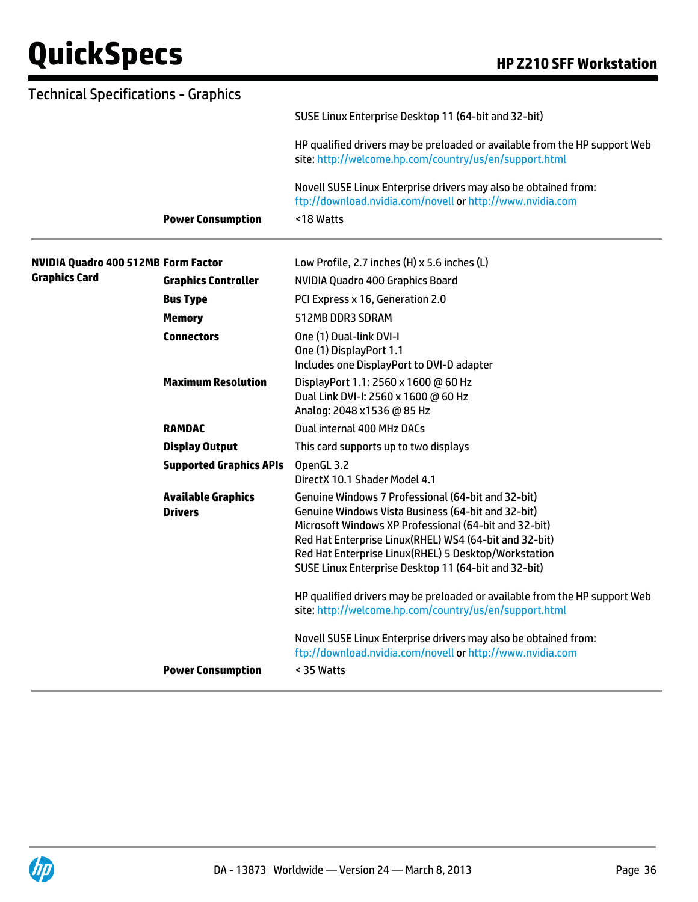## Technical Specifications - Graphics

| | | |
|---|---|---|
| | | SUSE Linux Enterprise Desktop 11 (64-bit and 32-bit)<br><br>HP qualified drivers may be preloaded or available from the HP support Web site: http://welcome.hp.com/country/us/en/support.html<br><br>Novell SUSE Linux Enterprise drivers may also be obtained from: ftp://download.nvidia.com/novell or http://www.nvidia.com |
| | **Power Consumption** | <18 Watts |

| | | |
|---|---|---|
| **NVIDIA Quadro 400 512MB Graphics Card** | **Form Factor** | Low Profile, 2.7 inches (H) x 5.6 inches (L) |
| | **Graphics Controller** | NVIDIA Quadro 400 Graphics Board |
| | **Bus Type** | PCI Express x 16, Generation 2.0 |
| | **Memory** | 512MB DDR3 SDRAM |
| | **Connectors** | One (1) Dual-link DVI-I<br>One (1) DisplayPort 1.1<br>Includes one DisplayPort to DVI-D adapter |
| | **Maximum Resolution** | DisplayPort 1.1: 2560 x 1600 @ 60 Hz<br>Dual Link DVI-I: 2560 x 1600 @ 60 Hz<br>Analog: 2048 x1536 @ 85 Hz |
| | **RAMDAC** | Dual internal 400 MHz DACs |
| | **Display Output** | This card supports up to two displays |
| | **Supported Graphics APIs** | OpenGL 3.2<br>DirectX 10.1 Shader Model 4.1 |
| | **Available Graphics Drivers** | Genuine Windows 7 Professional (64-bit and 32-bit)<br>Genuine Windows Vista Business (64-bit and 32-bit)<br>Microsoft Windows XP Professional (64-bit and 32-bit)<br>Red Hat Enterprise Linux(RHEL) WS4 (64-bit and 32-bit)<br>Red Hat Enterprise Linux(RHEL) 5 Desktop/Workstation<br>SUSE Linux Enterprise Desktop 11 (64-bit and 32-bit)<br><br>HP qualified drivers may be preloaded or available from the HP support Web site: http://welcome.hp.com/country/us/en/support.html<br><br>Novell SUSE Linux Enterprise drivers may also be obtained from: ftp://download.nvidia.com/novell or http://www.nvidia.com |
| | **Power Consumption** | < 35 Watts |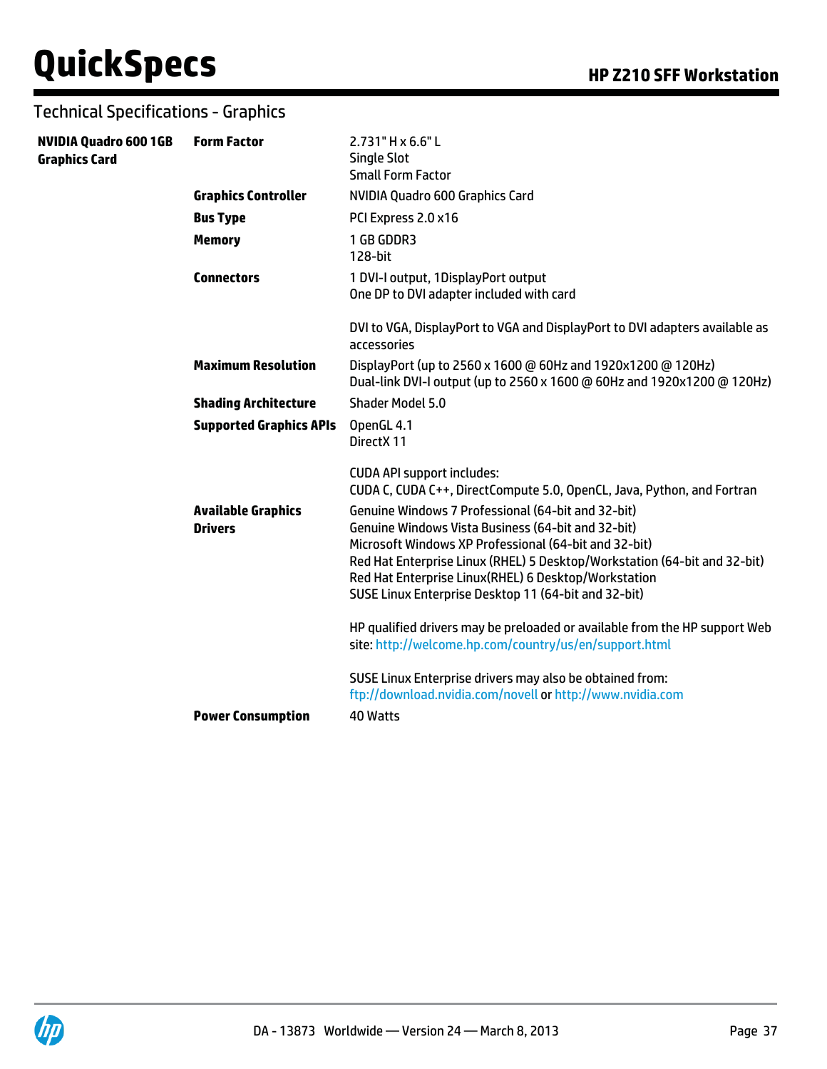## Technical Specifications - Graphics

| | | |
|---|---|---|
| **NVIDIA Quadro 600 1GB Graphics Card** | **Form Factor** | 2.731" H x 6.6" L<br>Single Slot<br>Small Form Factor |
| | **Graphics Controller** | NVIDIA Quadro 600 Graphics Card |
| | **Bus Type** | PCI Express 2.0 x16 |
| | **Memory** | 1 GB GDDR3<br>128-bit |
| | **Connectors** | 1 DVI-I output, 1DisplayPort output<br>One DP to DVI adapter included with card<br><br>DVI to VGA, DisplayPort to VGA and DisplayPort to DVI adapters available as accessories |
| | **Maximum Resolution** | DisplayPort (up to 2560 x 1600 @ 60Hz and 1920x1200 @ 120Hz)<br>Dual-link DVI-I output (up to 2560 x 1600 @ 60Hz and 1920x1200 @ 120Hz) |
| | **Shading Architecture** | Shader Model 5.0 |
| | **Supported Graphics APIs** | OpenGL 4.1<br>DirectX 11<br><br>CUDA API support includes:<br>CUDA C, CUDA C++, DirectCompute 5.0, OpenCL, Java, Python, and Fortran |
| | **Available Graphics Drivers** | Genuine Windows 7 Professional (64-bit and 32-bit)<br>Genuine Windows Vista Business (64-bit and 32-bit)<br>Microsoft Windows XP Professional (64-bit and 32-bit)<br>Red Hat Enterprise Linux (RHEL) 5 Desktop/Workstation (64-bit and 32-bit)<br>Red Hat Enterprise Linux(RHEL) 6 Desktop/Workstation<br>SUSE Linux Enterprise Desktop 11 (64-bit and 32-bit)<br><br>HP qualified drivers may be preloaded or available from the HP support Web site: http://welcome.hp.com/country/us/en/support.html<br><br>SUSE Linux Enterprise drivers may also be obtained from: ftp://download.nvidia.com/novell or http://www.nvidia.com |
| | **Power Consumption** | 40 Watts |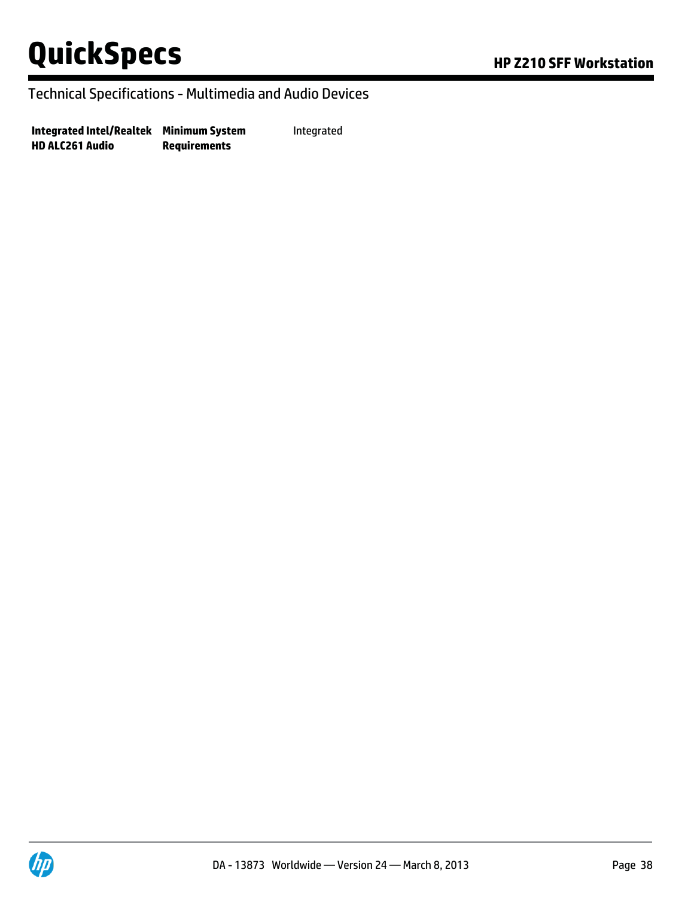Technical Specifications - Multimedia and Audio Devices

| | | |
|---|---|---|
| **Integrated Intel/Realtek HD ALC261 Audio** | **Minimum System Requirements** | Integrated |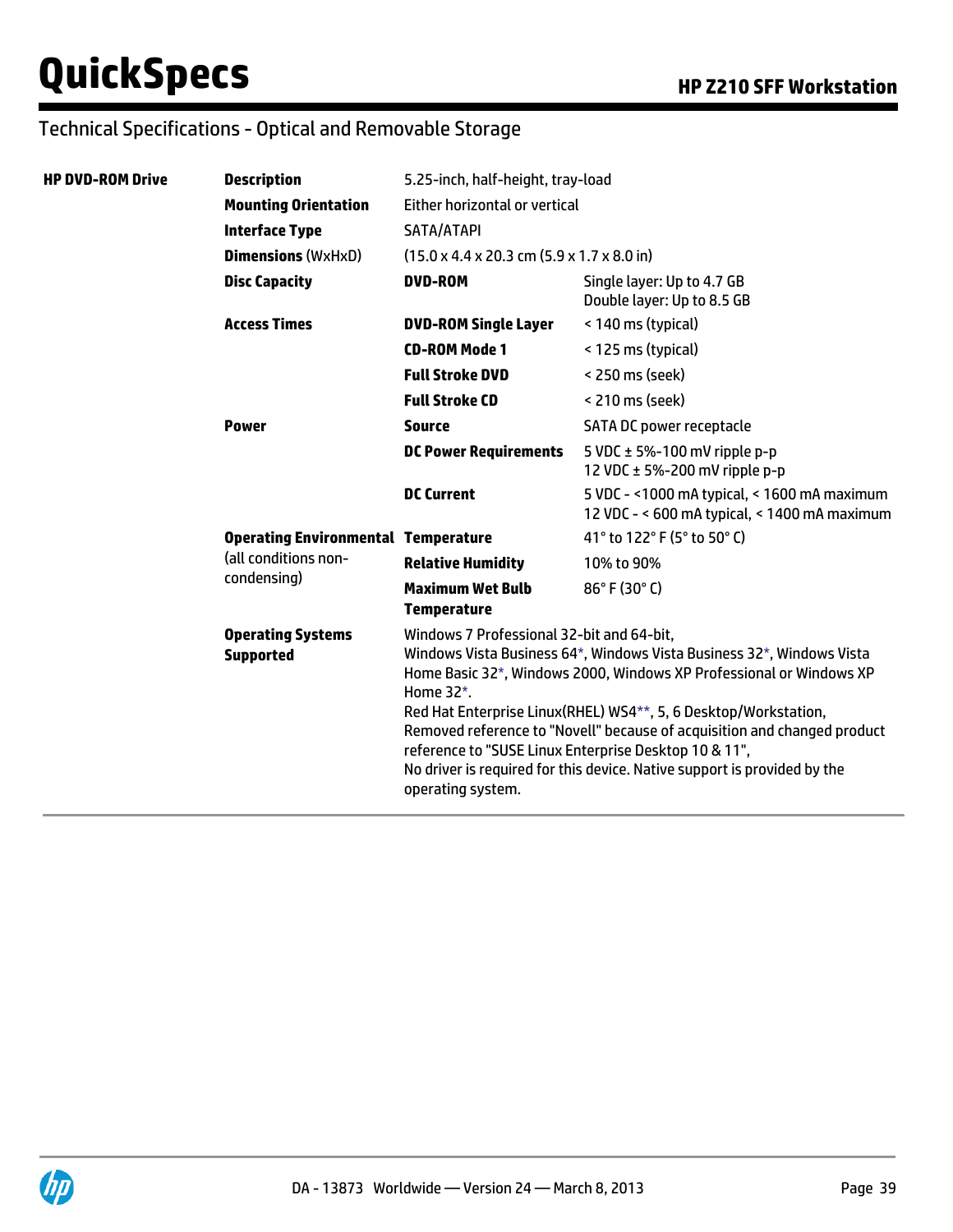## Technical Specifications - Optical and Removable Storage

| | | | |
|---|---|---|---|
| **HP DVD-ROM Drive** | **Description** | 5.25-inch, half-height, tray-load | |
| | **Mounting Orientation** | Either horizontal or vertical | |
| | **Interface Type** | SATA/ATAPI | |
| | **Dimensions** (WxHxD) | (15.0 x 4.4 x 20.3 cm (5.9 x 1.7 x 8.0 in) | |
| | **Disc Capacity** | **DVD-ROM** | Single layer: Up to 4.7 GB<br>Double layer: Up to 8.5 GB |
| | **Access Times** | **DVD-ROM Single Layer** | < 140 ms (typical) |
| | | **CD-ROM Mode 1** | < 125 ms (typical) |
| | | **Full Stroke DVD** | < 250 ms (seek) |
| | | **Full Stroke CD** | < 210 ms (seek) |
| | **Power** | **Source** | SATA DC power receptacle |
| | | **DC Power Requirements** | 5 VDC ± 5%-100 mV ripple p-p<br>12 VDC ± 5%-200 mV ripple p-p |
| | | **DC Current** | 5 VDC - <1000 mA typical, < 1600 mA maximum<br>12 VDC - < 600 mA typical, < 1400 mA maximum |
| | **Operating Environmental** (all conditions non-condensing) | **Temperature** | 41° to 122° F (5° to 50° C) |
| | | **Relative Humidity** | 10% to 90% |
| | | **Maximum Wet Bulb Temperature** | 86° F (30° C) |
| | **Operating Systems Supported** | Windows 7 Professional 32-bit and 64-bit,<br>Windows Vista Business 64*, Windows Vista Business 32*, Windows Vista Home Basic 32*, Windows 2000, Windows XP Professional or Windows XP Home 32*.<br>Red Hat Enterprise Linux(RHEL) WS4**, 5, 6 Desktop/Workstation,<br>Removed reference to "Novell" because of acquisition and changed product reference to "SUSE Linux Enterprise Desktop 10 & 11",<br>No driver is required for this device. Native support is provided by the operating system. | |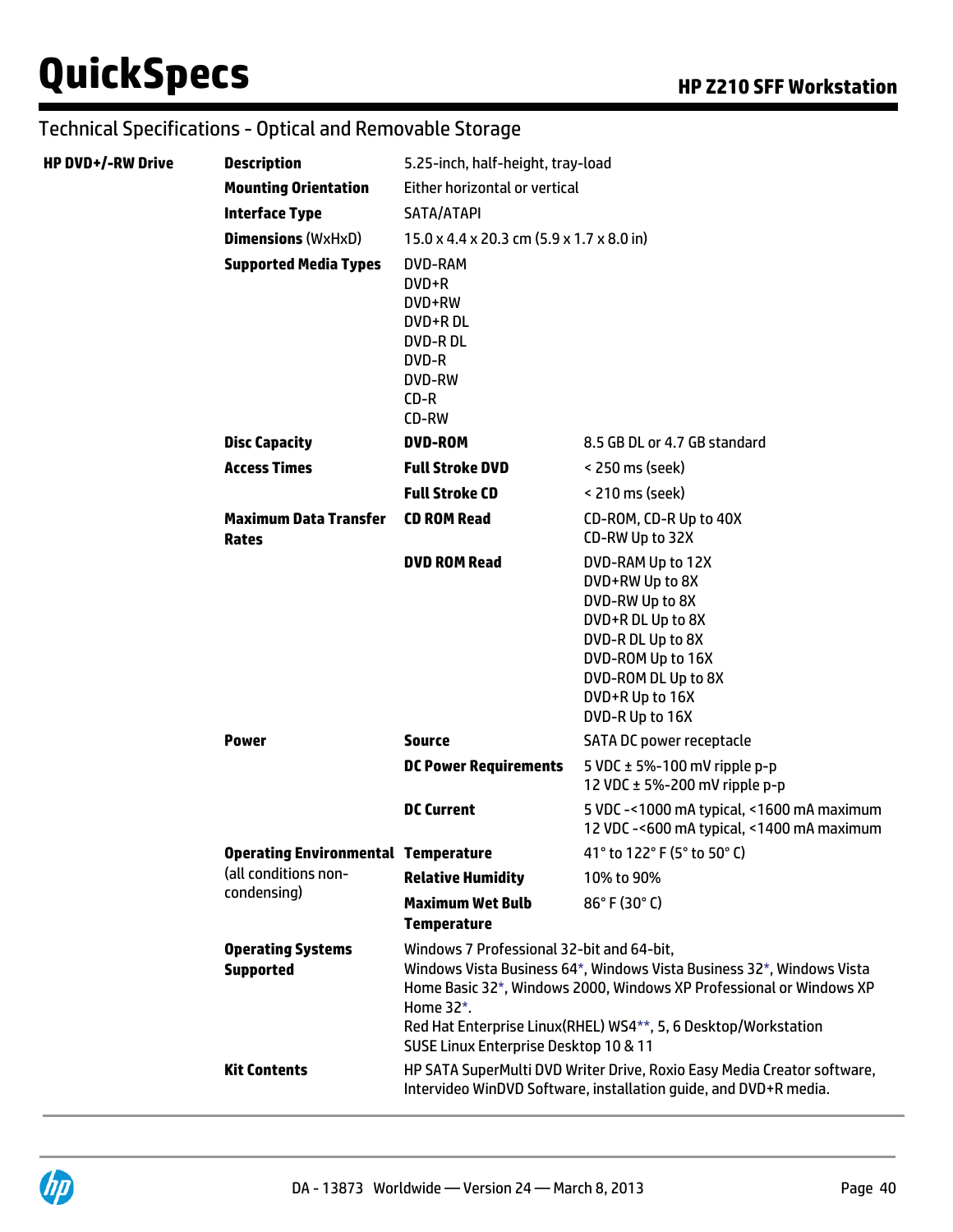## Technical Specifications - Optical and Removable Storage

| | | | |
|---|---|---|---|
| **HP DVD+/-RW Drive** | **Description** | 5.25-inch, half-height, tray-load | |
| | **Mounting Orientation** | Either horizontal or vertical | |
| | **Interface Type** | SATA/ATAPI | |
| | **Dimensions** (WxHxD) | 15.0 x 4.4 x 20.3 cm (5.9 x 1.7 x 8.0 in) | |
| | **Supported Media Types** | DVD-RAM<br>DVD+R<br>DVD+RW<br>DVD+R DL<br>DVD-R DL<br>DVD-R<br>DVD-RW<br>CD-R<br>CD-RW | |
| | **Disc Capacity** | **DVD-ROM** | 8.5 GB DL or 4.7 GB standard |
| | **Access Times** | **Full Stroke DVD** | < 250 ms (seek) |
| | | **Full Stroke CD** | < 210 ms (seek) |
| | **Maximum Data Transfer Rates** | **CD ROM Read** | CD-ROM, CD-R Up to 40X<br>CD-RW Up to 32X |
| | | **DVD ROM Read** | DVD-RAM Up to 12X<br>DVD+RW Up to 8X<br>DVD-RW Up to 8X<br>DVD+R DL Up to 8X<br>DVD-R DL Up to 8X<br>DVD-ROM Up to 16X<br>DVD-ROM DL Up to 8X<br>DVD+R Up to 16X<br>DVD-R Up to 16X |
| | **Power** | **Source** | SATA DC power receptacle |
| | | **DC Power Requirements** | 5 VDC ± 5%-100 mV ripple p-p<br>12 VDC ± 5%-200 mV ripple p-p |
| | | **DC Current** | 5 VDC -<1000 mA typical, <1600 mA maximum<br>12 VDC -<600 mA typical, <1400 mA maximum |
| | **Operating Environmental** (all conditions non-condensing) | **Temperature** | 41° to 122° F (5° to 50° C) |
| | | **Relative Humidity** | 10% to 90% |
| | | **Maximum Wet Bulb Temperature** | 86° F (30° C) |
| | **Operating Systems Supported** | Windows 7 Professional 32-bit and 64-bit,<br>Windows Vista Business 64*, Windows Vista Business 32*, Windows Vista Home Basic 32*, Windows 2000, Windows XP Professional or Windows XP Home 32*.<br>Red Hat Enterprise Linux(RHEL) WS4**, 5, 6 Desktop/Workstation<br>SUSE Linux Enterprise Desktop 10 & 11 | |
| | **Kit Contents** | HP SATA SuperMulti DVD Writer Drive, Roxio Easy Media Creator software, Intervideo WinDVD Software, installation guide, and DVD+R media. | |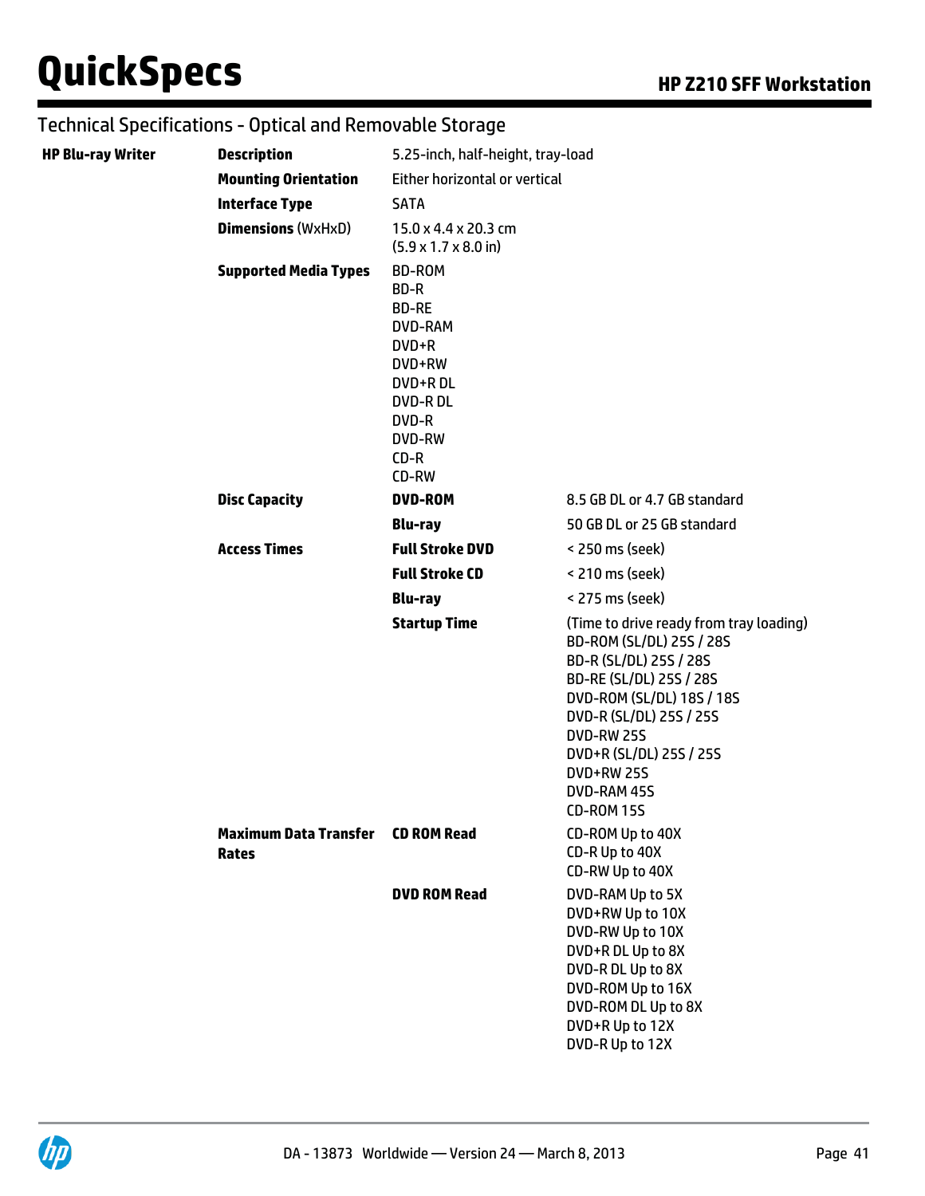## Technical Specifications - Optical and Removable Storage

| | | | |
|---|---|---|---|
| **HP Blu-ray Writer** | **Description** | 5.25-inch, half-height, tray-load | |
| | **Mounting Orientation** | Either horizontal or vertical | |
| | **Interface Type** | SATA | |
| | **Dimensions** (WxHxD) | 15.0 x 4.4 x 20.3 cm<br>(5.9 x 1.7 x 8.0 in) | |
| | **Supported Media Types** | BD-ROM<br>BD-R<br>BD-RE<br>DVD-RAM<br>DVD+R<br>DVD+RW<br>DVD+R DL<br>DVD-R DL<br>DVD-R<br>DVD-RW<br>CD-R<br>CD-RW | |
| | **Disc Capacity** | **DVD-ROM** | 8.5 GB DL or 4.7 GB standard |
| | | **Blu-ray** | 50 GB DL or 25 GB standard |
| | **Access Times** | **Full Stroke DVD** | < 250 ms (seek) |
| | | **Full Stroke CD** | < 210 ms (seek) |
| | | **Blu-ray** | < 275 ms (seek) |
| | | **Startup Time** | (Time to drive ready from tray loading)<br>BD-ROM (SL/DL) 25S / 28S<br>BD-R (SL/DL) 25S / 28S<br>BD-RE (SL/DL) 25S / 28S<br>DVD-ROM (SL/DL) 18S / 18S<br>DVD-R (SL/DL) 25S / 25S<br>DVD-RW 25S<br>DVD+R (SL/DL) 25S / 25S<br>DVD+RW 25S<br>DVD-RAM 45S<br>CD-ROM 15S |
| | **Maximum Data Transfer Rates** | **CD ROM Read** | CD-ROM Up to 40X<br>CD-R Up to 40X<br>CD-RW Up to 40X |
| | | **DVD ROM Read** | DVD-RAM Up to 5X<br>DVD+RW Up to 10X<br>DVD-RW Up to 10X<br>DVD+R DL Up to 8X<br>DVD-R DL Up to 8X<br>DVD-ROM Up to 16X<br>DVD-ROM DL Up to 8X<br>DVD+R Up to 12X<br>DVD-R Up to 12X |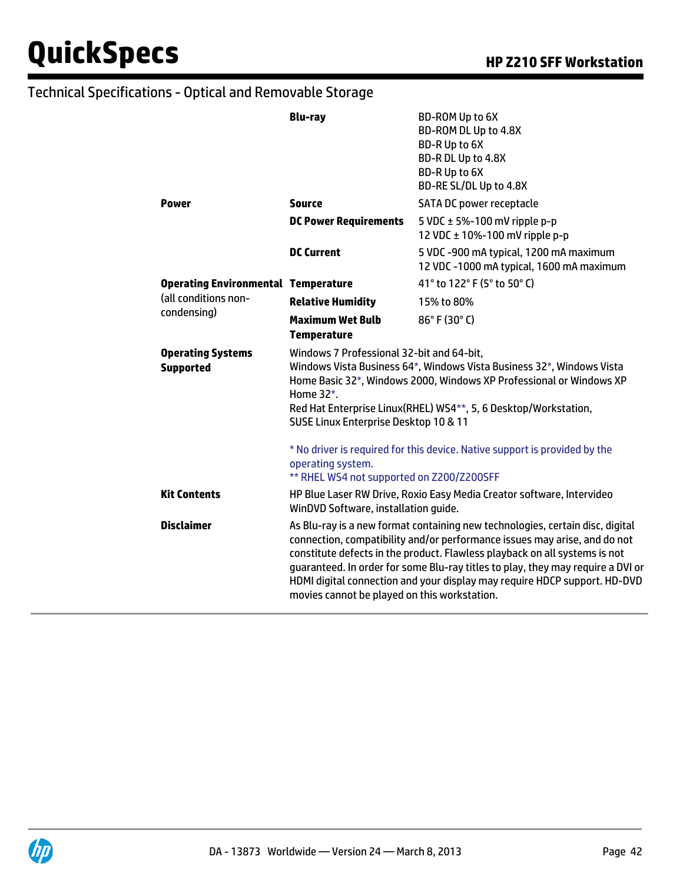## Technical Specifications - Optical and Removable Storage

| | | |
|---|---|---|
| | **Blu-ray** | BD-ROM Up to 6X<br>BD-ROM DL Up to 4.8X<br>BD-R Up to 6X<br>BD-R DL Up to 4.8X<br>BD-R Up to 6X<br>BD-RE SL/DL Up to 4.8X |
| **Power** | **Source** | SATA DC power receptacle |
| | **DC Power Requirements** | 5 VDC ± 5%-100 mV ripple p-p<br>12 VDC ± 10%-100 mV ripple p-p |
| | **DC Current** | 5 VDC -900 mA typical, 1200 mA maximum<br>12 VDC -1000 mA typical, 1600 mA maximum |
| **Operating Environmental** (all conditions non-condensing) | **Temperature** | 41° to 122° F (5° to 50° C) |
| | **Relative Humidity** | 15% to 80% |
| | **Maximum Wet Bulb Temperature** | 86° F (30° C) |

**Operating Systems Supported**

Windows 7 Professional 32-bit and 64-bit,
Windows Vista Business 64*, Windows Vista Business 32*, Windows Vista Home Basic 32*, Windows 2000, Windows XP Professional or Windows XP Home 32*.
Red Hat Enterprise Linux(RHEL) WS4**, 5, 6 Desktop/Workstation,
SUSE Linux Enterprise Desktop 10 & 11

* No driver is required for this device. Native support is provided by the operating system.
** RHEL WS4 not supported on Z200/Z200SFF

**Kit Contents**

HP Blue Laser RW Drive, Roxio Easy Media Creator software, Intervideo WinDVD Software, installation guide.

**Disclaimer**

As Blu-ray is a new format containing new technologies, certain disc, digital connection, compatibility and/or performance issues may arise, and do not constitute defects in the product. Flawless playback on all systems is not guaranteed. In order for some Blu-ray titles to play, they may require a DVI or HDMI digital connection and your display may require HDCP support. HD-DVD movies cannot be played on this workstation.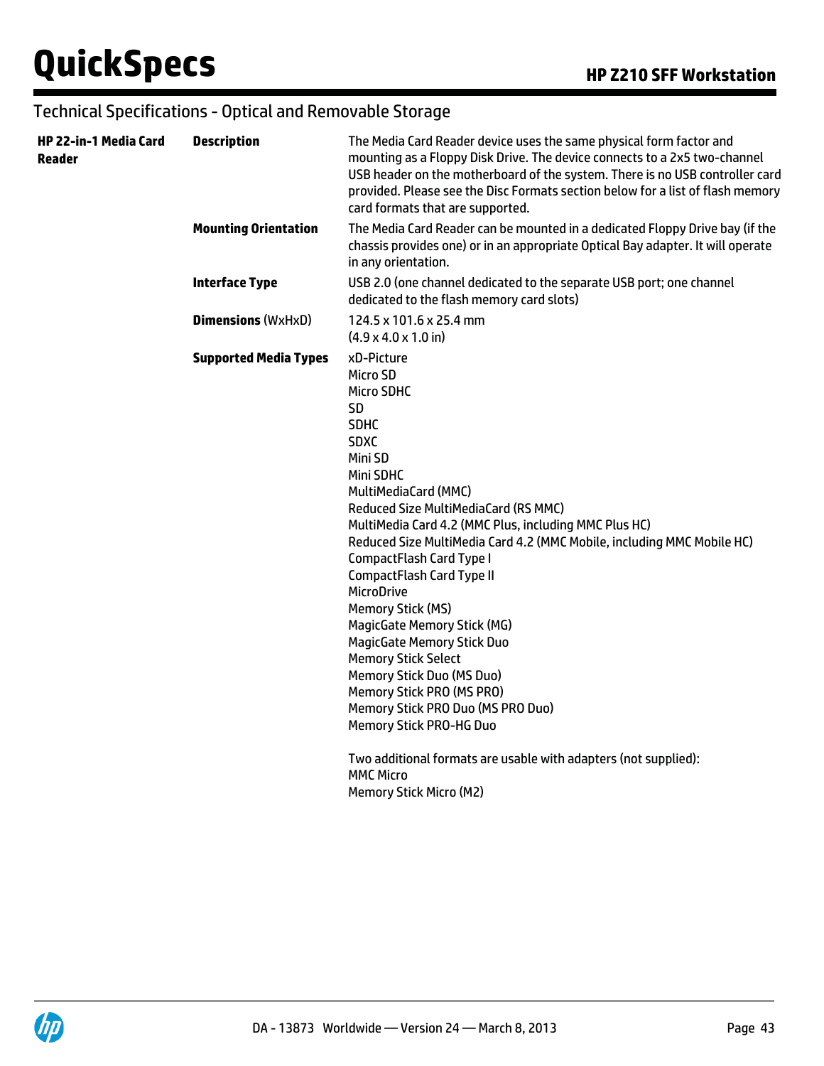## Technical Specifications - Optical and Removable Storage

| | | |
|---|---|---|
| **HP 22-in-1 Media Card Reader** | **Description** | The Media Card Reader device uses the same physical form factor and mounting as a Floppy Disk Drive. The device connects to a 2x5 two-channel USB header on the motherboard of the system. There is no USB controller card provided. Please see the Disc Formats section below for a list of flash memory card formats that are supported. |
| | **Mounting Orientation** | The Media Card Reader can be mounted in a dedicated Floppy Drive bay (if the chassis provides one) or in an appropriate Optical Bay adapter. It will operate in any orientation. |
| | **Interface Type** | USB 2.0 (one channel dedicated to the separate USB port; one channel dedicated to the flash memory card slots) |
| | **Dimensions** (WxHxD) | 124.5 x 101.6 x 25.4 mm<br>(4.9 x 4.0 x 1.0 in) |
| | **Supported Media Types** | xD-Picture<br>Micro SD<br>Micro SDHC<br>SD<br>SDHC<br>SDXC<br>Mini SD<br>Mini SDHC<br>MultiMediaCard (MMC)<br>Reduced Size MultiMediaCard (RS MMC)<br>MultiMedia Card 4.2 (MMC Plus, including MMC Plus HC)<br>Reduced Size MultiMedia Card 4.2 (MMC Mobile, including MMC Mobile HC)<br>CompactFlash Card Type I<br>CompactFlash Card Type II<br>MicroDrive<br>Memory Stick (MS)<br>MagicGate Memory Stick (MG)<br>MagicGate Memory Stick Duo<br>Memory Stick Select<br>Memory Stick Duo (MS Duo)<br>Memory Stick PRO (MS PRO)<br>Memory Stick PRO Duo (MS PRO Duo)<br>Memory Stick PRO-HG Duo<br><br>Two additional formats are usable with adapters (not supplied):<br>MMC Micro<br>Memory Stick Micro (M2) |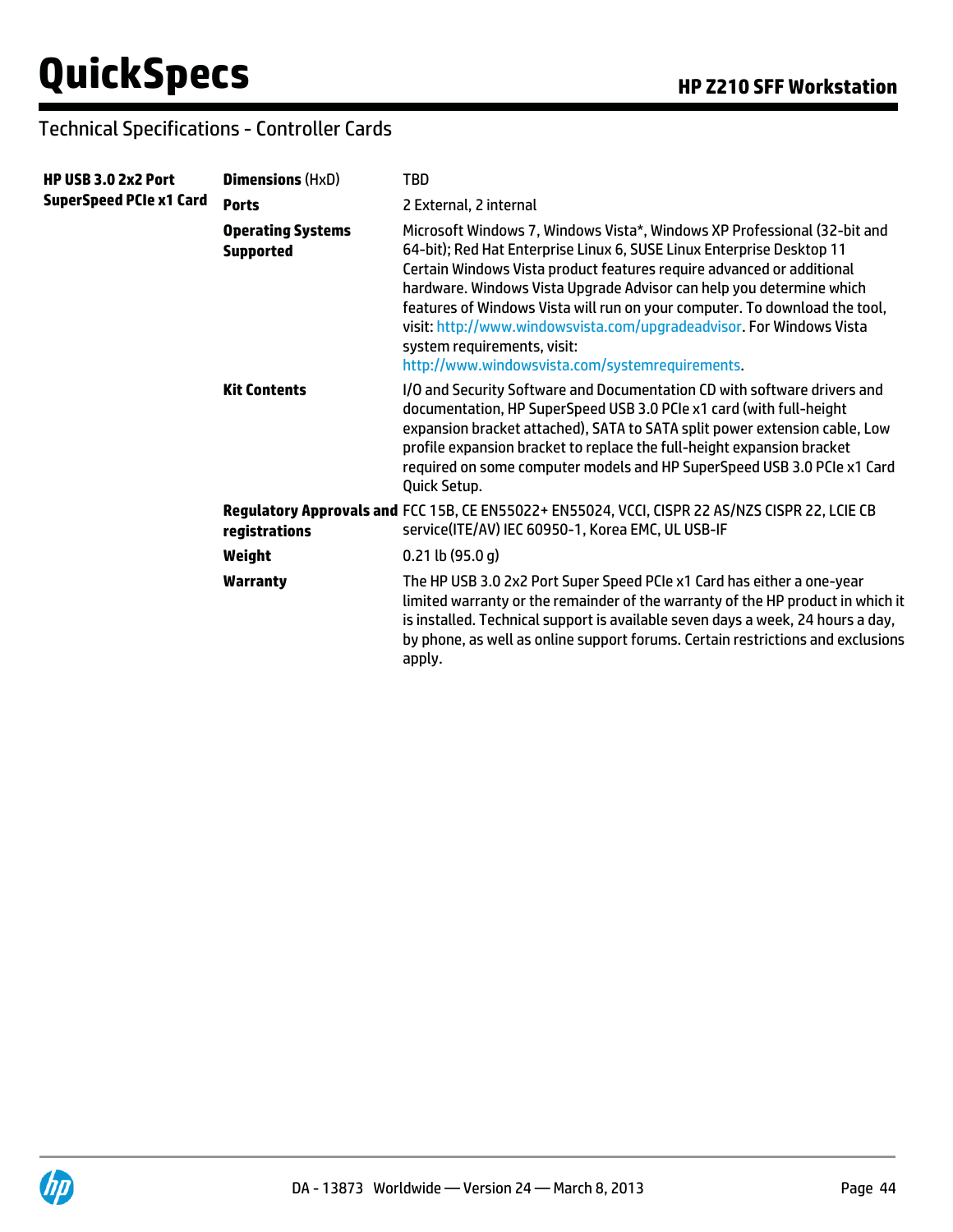## Technical Specifications - Controller Cards

| HP USB 3.0 2x2 Port SuperSpeed PCIe x1 Card | | |
|---|---|---|
| | **Dimensions** (HxD) | TBD |
| | **Ports** | 2 External, 2 internal |
| | **Operating Systems Supported** | Microsoft Windows 7, Windows Vista*, Windows XP Professional (32-bit and 64-bit); Red Hat Enterprise Linux 6, SUSE Linux Enterprise Desktop 11 Certain Windows Vista product features require advanced or additional hardware. Windows Vista Upgrade Advisor can help you determine which features of Windows Vista will run on your computer. To download the tool, visit: http://www.windowsvista.com/upgradeadvisor. For Windows Vista system requirements, visit: http://www.windowsvista.com/systemrequirements. |
| | **Kit Contents** | I/O and Security Software and Documentation CD with software drivers and documentation, HP SuperSpeed USB 3.0 PCIe x1 card (with full-height expansion bracket attached), SATA to SATA split power extension cable, Low profile expansion bracket to replace the full-height expansion bracket required on some computer models and HP SuperSpeed USB 3.0 PCIe x1 Card Quick Setup. |
| | **Regulatory Approvals and registrations** | FCC 15B, CE EN55022+ EN55024, VCCI, CISPR 22 AS/NZS CISPR 22, LCIE CB service(ITE/AV) IEC 60950-1, Korea EMC, UL USB-IF |
| | **Weight** | 0.21 lb (95.0 g) |
| | **Warranty** | The HP USB 3.0 2x2 Port Super Speed PCIe x1 Card has either a one-year limited warranty or the remainder of the warranty of the HP product in which it is installed. Technical support is available seven days a week, 24 hours a day, by phone, as well as online support forums. Certain restrictions and exclusions apply. |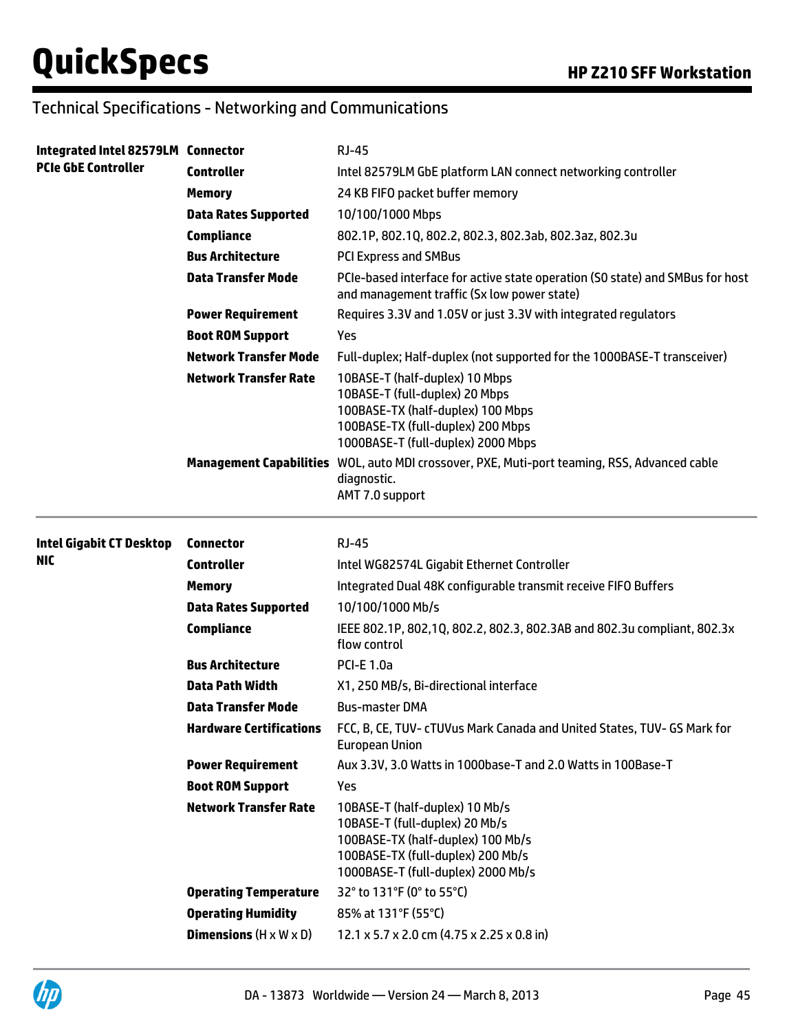## Technical Specifications - Networking and Communications

| | | |
|---|---|---|
| **Integrated Intel 82579LM PCIe GbE Controller** | **Connector** | RJ-45 |
| | **Controller** | Intel 82579LM GbE platform LAN connect networking controller |
| | **Memory** | 24 KB FIFO packet buffer memory |
| | **Data Rates Supported** | 10/100/1000 Mbps |
| | **Compliance** | 802.1P, 802.1Q, 802.2, 802.3, 802.3ab, 802.3az, 802.3u |
| | **Bus Architecture** | PCI Express and SMBus |
| | **Data Transfer Mode** | PCIe-based interface for active state operation (S0 state) and SMBus for host and management traffic (Sx low power state) |
| | **Power Requirement** | Requires 3.3V and 1.05V or just 3.3V with integrated regulators |
| | **Boot ROM Support** | Yes |
| | **Network Transfer Mode** | Full-duplex; Half-duplex (not supported for the 1000BASE-T transceiver) |
| | **Network Transfer Rate** | 10BASE-T (half-duplex) 10 Mbps<br>10BASE-T (full-duplex) 20 Mbps<br>100BASE-TX (half-duplex) 100 Mbps<br>100BASE-TX (full-duplex) 200 Mbps<br>1000BASE-T (full-duplex) 2000 Mbps |
| | **Management Capabilities** | WOL, auto MDI crossover, PXE, Muti-port teaming, RSS, Advanced cable diagnostic.<br>AMT 7.0 support |

| | | |
|---|---|---|
| **Intel Gigabit CT Desktop NIC** | **Connector** | RJ-45 |
| | **Controller** | Intel WG82574L Gigabit Ethernet Controller |
| | **Memory** | Integrated Dual 48K configurable transmit receive FIFO Buffers |
| | **Data Rates Supported** | 10/100/1000 Mb/s |
| | **Compliance** | IEEE 802.1P, 802,1Q, 802.2, 802.3, 802.3AB and 802.3u compliant, 802.3x flow control |
| | **Bus Architecture** | PCI-E 1.0a |
| | **Data Path Width** | X1, 250 MB/s, Bi-directional interface |
| | **Data Transfer Mode** | Bus-master DMA |
| | **Hardware Certifications** | FCC, B, CE, TUV- cTUVus Mark Canada and United States, TUV- GS Mark for European Union |
| | **Power Requirement** | Aux 3.3V, 3.0 Watts in 1000base-T and 2.0 Watts in 100Base-T |
| | **Boot ROM Support** | Yes |
| | **Network Transfer Rate** | 10BASE-T (half-duplex) 10 Mb/s<br>10BASE-T (full-duplex) 20 Mb/s<br>100BASE-TX (half-duplex) 100 Mb/s<br>100BASE-TX (full-duplex) 200 Mb/s<br>1000BASE-T (full-duplex) 2000 Mb/s |
| | **Operating Temperature** | 32° to 131°F (0° to 55°C) |
| | **Operating Humidity** | 85% at 131°F (55°C) |
| | **Dimensions** (H x W x D) | 12.1 x 5.7 x 2.0 cm (4.75 x 2.25 x 0.8 in) |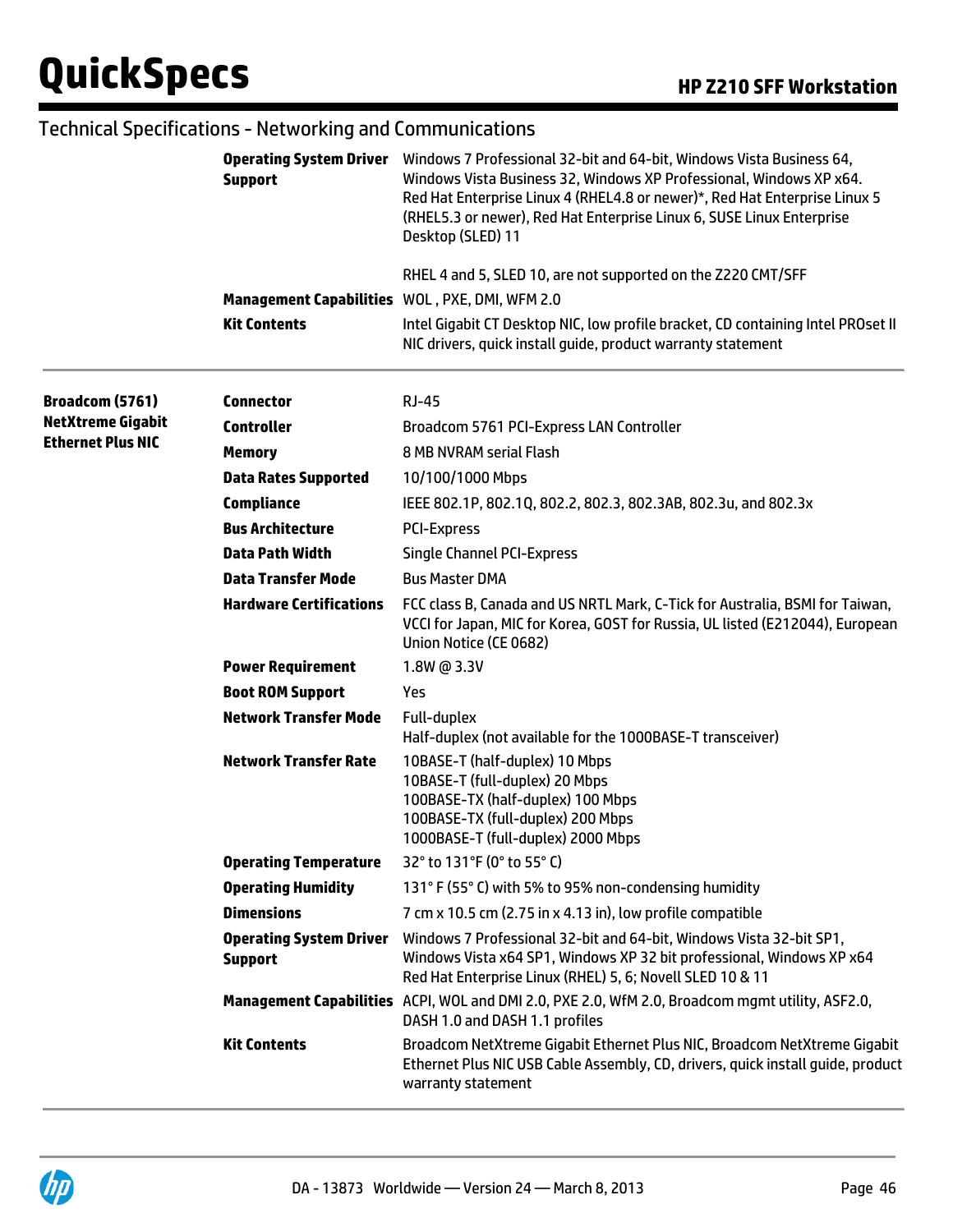## Technical Specifications - Networking and Communications

| | | |
|---|---|---|
| | **Operating System Driver Support** | Windows 7 Professional 32-bit and 64-bit, Windows Vista Business 64, Windows Vista Business 32, Windows XP Professional, Windows XP x64. Red Hat Enterprise Linux 4 (RHEL4.8 or newer)*, Red Hat Enterprise Linux 5 (RHEL5.3 or newer), Red Hat Enterprise Linux 6, SUSE Linux Enterprise Desktop (SLED) 11<br><br>RHEL 4 and 5, SLED 10, are not supported on the Z220 CMT/SFF |
| | **Management Capabilities** | WOL , PXE, DMI, WFM 2.0 |
| | **Kit Contents** | Intel Gigabit CT Desktop NIC, low profile bracket, CD containing Intel PROset II NIC drivers, quick install guide, product warranty statement |

| | | |
|---|---|---|
| **Broadcom (5761) NetXtreme Gigabit Ethernet Plus NIC** | **Connector** | RJ-45 |
| | **Controller** | Broadcom 5761 PCI-Express LAN Controller |
| | **Memory** | 8 MB NVRAM serial Flash |
| | **Data Rates Supported** | 10/100/1000 Mbps |
| | **Compliance** | IEEE 802.1P, 802.1Q, 802.2, 802.3, 802.3AB, 802.3u, and 802.3x |
| | **Bus Architecture** | PCI-Express |
| | **Data Path Width** | Single Channel PCI-Express |
| | **Data Transfer Mode** | Bus Master DMA |
| | **Hardware Certifications** | FCC class B, Canada and US NRTL Mark, C-Tick for Australia, BSMI for Taiwan, VCCI for Japan, MIC for Korea, GOST for Russia, UL listed (E212044), European Union Notice (CE 0682) |
| | **Power Requirement** | 1.8W @ 3.3V |
| | **Boot ROM Support** | Yes |
| | **Network Transfer Mode** | Full-duplex<br>Half-duplex (not available for the 1000BASE-T transceiver) |
| | **Network Transfer Rate** | 10BASE-T (half-duplex) 10 Mbps<br>10BASE-T (full-duplex) 20 Mbps<br>100BASE-TX (half-duplex) 100 Mbps<br>100BASE-TX (full-duplex) 200 Mbps<br>1000BASE-T (full-duplex) 2000 Mbps |
| | **Operating Temperature** | 32° to 131°F (0° to 55° C) |
| | **Operating Humidity** | 131° F (55° C) with 5% to 95% non-condensing humidity |
| | **Dimensions** | 7 cm x 10.5 cm (2.75 in x 4.13 in), low profile compatible |
| | **Operating System Driver Support** | Windows 7 Professional 32-bit and 64-bit, Windows Vista 32-bit SP1, Windows Vista x64 SP1, Windows XP 32 bit professional, Windows XP x64 Red Hat Enterprise Linux (RHEL) 5, 6; Novell SLED 10 & 11 |
| | **Management Capabilities** | ACPI, WOL and DMI 2.0, PXE 2.0, WfM 2.0, Broadcom mgmt utility, ASF2.0, DASH 1.0 and DASH 1.1 profiles |
| | **Kit Contents** | Broadcom NetXtreme Gigabit Ethernet Plus NIC, Broadcom NetXtreme Gigabit Ethernet Plus NIC USB Cable Assembly, CD, drivers, quick install guide, product warranty statement |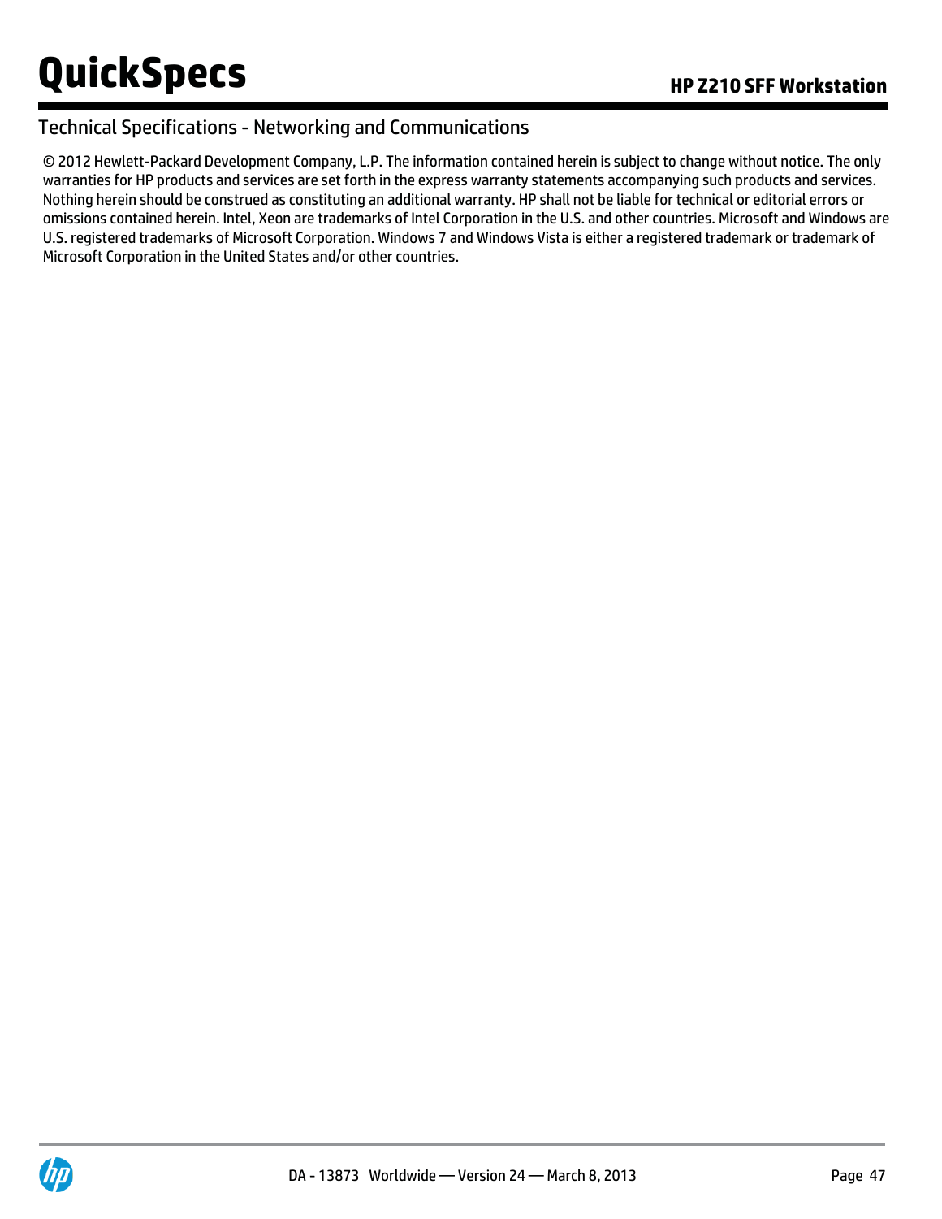## Technical Specifications - Networking and Communications

© 2012 Hewlett-Packard Development Company, L.P. The information contained herein is subject to change without notice. The only warranties for HP products and services are set forth in the express warranty statements accompanying such products and services. Nothing herein should be construed as constituting an additional warranty. HP shall not be liable for technical or editorial errors or omissions contained herein. Intel, Xeon are trademarks of Intel Corporation in the U.S. and other countries. Microsoft and Windows are U.S. registered trademarks of Microsoft Corporation. Windows 7 and Windows Vista is either a registered trademark or trademark of Microsoft Corporation in the United States and/or other countries.